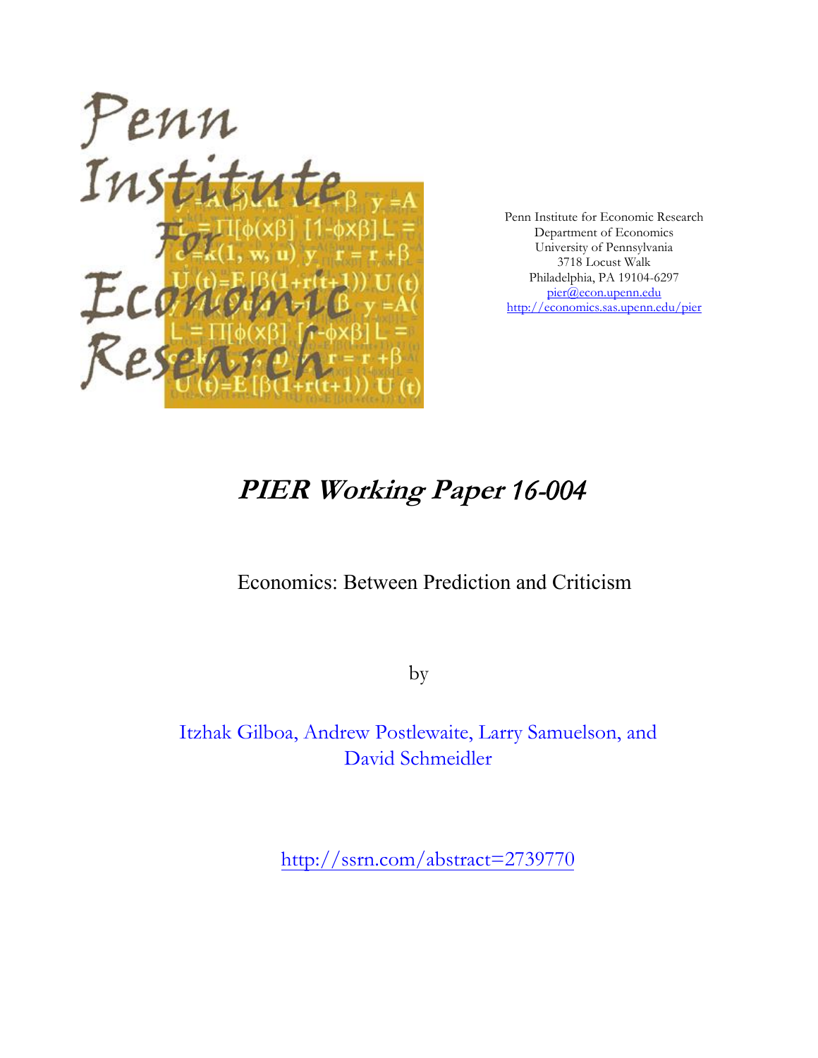Penn Institute for Economic Research
Department of Economics
University of Pennsylvania
3718 Locust Walk
Philadelphia, PA 19104-6297
pier@econ.upenn.edu
http://economics.sas.upenn.edu/pier

# *PIER Working Paper 16-004*

## Economics: Between Prediction and Criticism

by

Itzhak Gilboa, Andrew Postlewaite, Larry Samuelson, and David Schmeidler

http://ssrn.com/abstract=2739770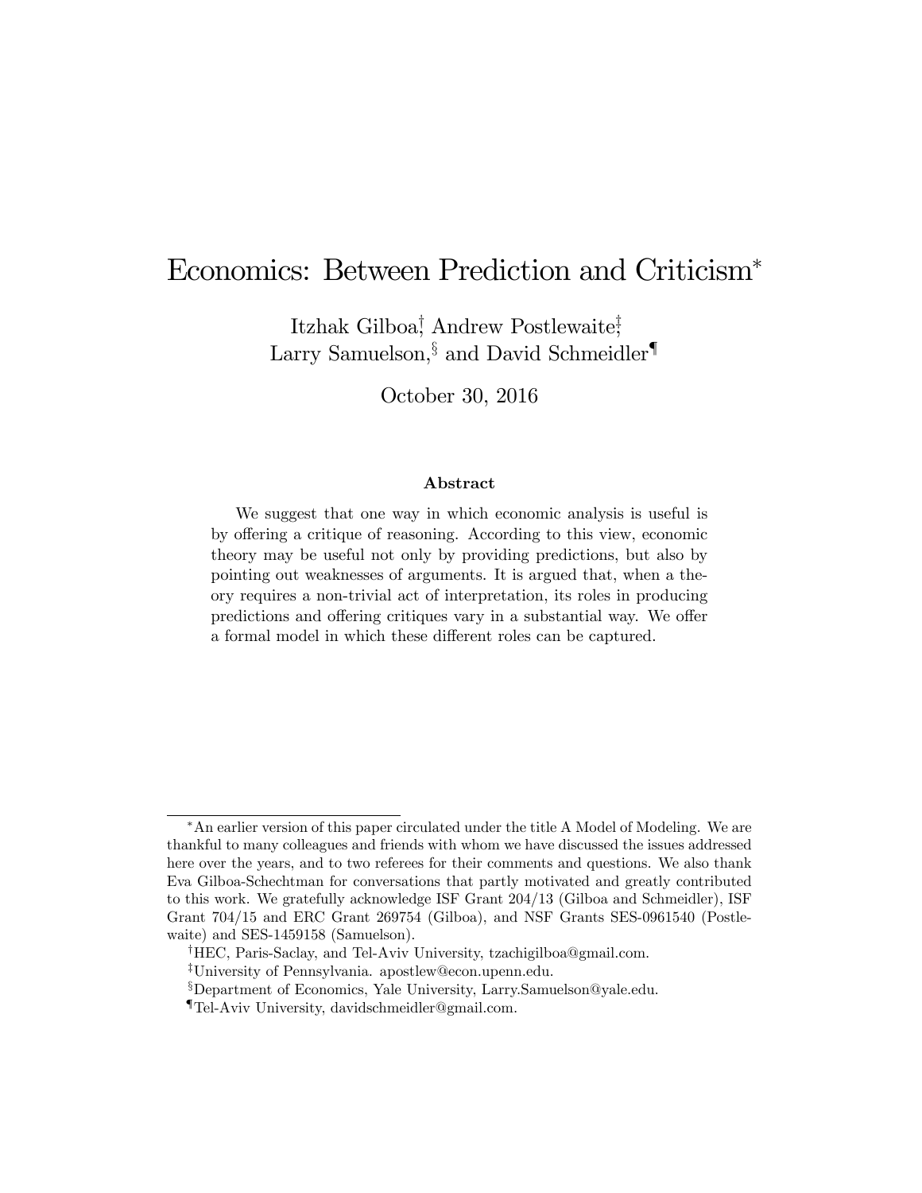# Economics: Between Prediction and Criticism*

Itzhak Gilboa,[†] Andrew Postlewaite,[‡]
Larry Samuelson,[§] and David Schmeidler[¶]

October 30, 2016

### Abstract

We suggest that one way in which economic analysis is useful is by offering a critique of reasoning. According to this view, economic theory may be useful not only by providing predictions, but also by pointing out weaknesses of arguments. It is argued that, when a theory requires a non-trivial act of interpretation, its roles in producing predictions and offering critiques vary in a substantial way. We offer a formal model in which these different roles can be captured.

---

*An earlier version of this paper circulated under the title A Model of Modeling. We are thankful to many colleagues and friends with whom we have discussed the issues addressed here over the years, and to two referees for their comments and questions. We also thank Eva Gilboa-Schechtman for conversations that partly motivated and greatly contributed to this work. We gratefully acknowledge ISF Grant 204/13 (Gilboa and Schmeidler), ISF Grant 704/15 and ERC Grant 269754 (Gilboa), and NSF Grants SES-0961540 (Postlewaite) and SES-1459158 (Samuelson).

[†]HEC, Paris-Saclay, and Tel-Aviv University, tzachigilboa@gmail.com.

[‡]University of Pennsylvania. apostlew@econ.upenn.edu.

[§]Department of Economics, Yale University, Larry.Samuelson@yale.edu.

[¶]Tel-Aviv University, davidschmeidler@gmail.com.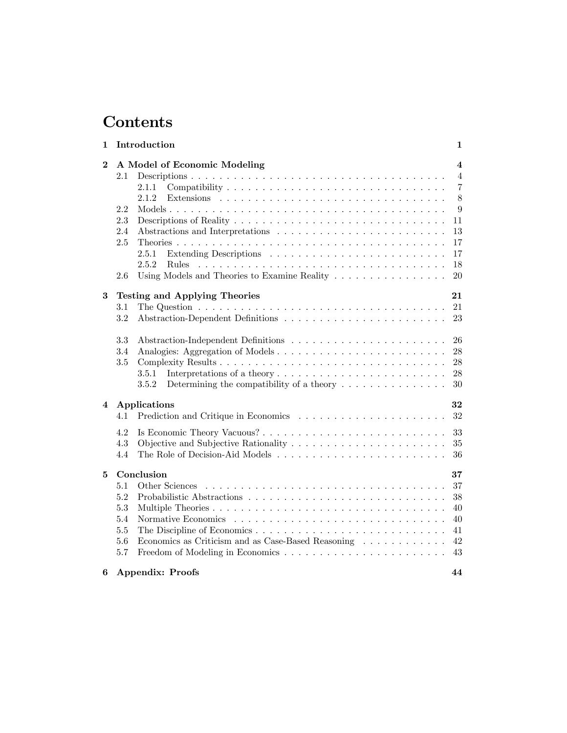# Contents

| | | |
|---|---|---|
| **1** | **Introduction** | **1** |
| **2** | **A Model of Economic Modeling** | **4** |
| 2.1 | Descriptions | 4 |
| 2.1.1 | Compatibility | 7 |
| 2.1.2 | Extensions | 8 |
| 2.2 | Models | 9 |
| 2.3 | Descriptions of Reality | 11 |
| 2.4 | Abstractions and Interpretations | 13 |
| 2.5 | Theories | 17 |
| 2.5.1 | Extending Descriptions | 17 |
| 2.5.2 | Rules | 18 |
| 2.6 | Using Models and Theories to Examine Reality | 20 |
| **3** | **Testing and Applying Theories** | **21** |
| 3.1 | The Question | 21 |
| 3.2 | Abstraction-Dependent Definitions | 23 |
| 3.3 | Abstraction-Independent Definitions | 26 |
| 3.4 | Analogies: Aggregation of Models | 28 |
| 3.5 | Complexity Results | 28 |
| 3.5.1 | Interpretations of a theory | 28 |
| 3.5.2 | Determining the compatibility of a theory | 30 |
| **4** | **Applications** | **32** |
| 4.1 | Prediction and Critique in Economics | 32 |
| 4.2 | Is Economic Theory Vacuous? | 33 |
| 4.3 | Objective and Subjective Rationality | 35 |
| 4.4 | The Role of Decision-Aid Models | 36 |
| **5** | **Conclusion** | **37** |
| 5.1 | Other Sciences | 37 |
| 5.2 | Probabilistic Abstractions | 38 |
| 5.3 | Multiple Theories | 40 |
| 5.4 | Normative Economics | 40 |
| 5.5 | The Discipline of Economics | 41 |
| 5.6 | Economics as Criticism and as Case-Based Reasoning | 42 |
| 5.7 | Freedom of Modeling in Economics | 43 |
| **6** | **Appendix: Proofs** | **44** |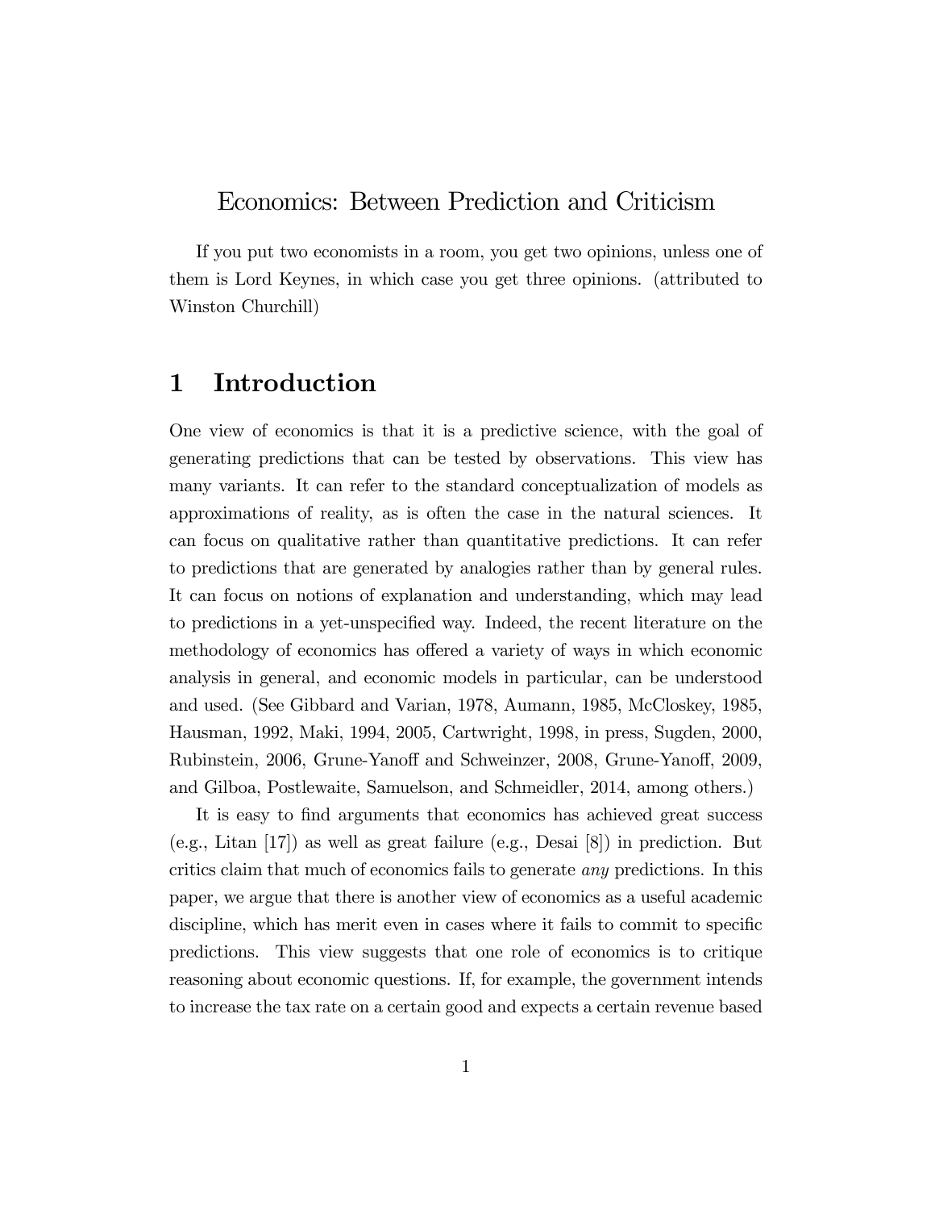# Economics: Between Prediction and Criticism

If you put two economists in a room, you get two opinions, unless one of them is Lord Keynes, in which case you get three opinions. (attributed to Winston Churchill)

## 1 Introduction

One view of economics is that it is a predictive science, with the goal of generating predictions that can be tested by observations. This view has many variants. It can refer to the standard conceptualization of models as approximations of reality, as is often the case in the natural sciences. It can focus on qualitative rather than quantitative predictions. It can refer to predictions that are generated by analogies rather than by general rules. It can focus on notions of explanation and understanding, which may lead to predictions in a yet-unspecified way. Indeed, the recent literature on the methodology of economics has offered a variety of ways in which economic analysis in general, and economic models in particular, can be understood and used. (See Gibbard and Varian, 1978, Aumann, 1985, McCloskey, 1985, Hausman, 1992, Maki, 1994, 2005, Cartwright, 1998, in press, Sugden, 2000, Rubinstein, 2006, Grune-Yanoff and Schweinzer, 2008, Grune-Yanoff, 2009, and Gilboa, Postlewaite, Samuelson, and Schmeidler, 2014, among others.)

It is easy to find arguments that economics has achieved great success (e.g., Litan [17]) as well as great failure (e.g., Desai [8]) in prediction. But critics claim that much of economics fails to generate *any* predictions. In this paper, we argue that there is another view of economics as a useful academic discipline, which has merit even in cases where it fails to commit to specific predictions. This view suggests that one role of economics is to critique reasoning about economic questions. If, for example, the government intends to increase the tax rate on a certain good and expects a certain revenue based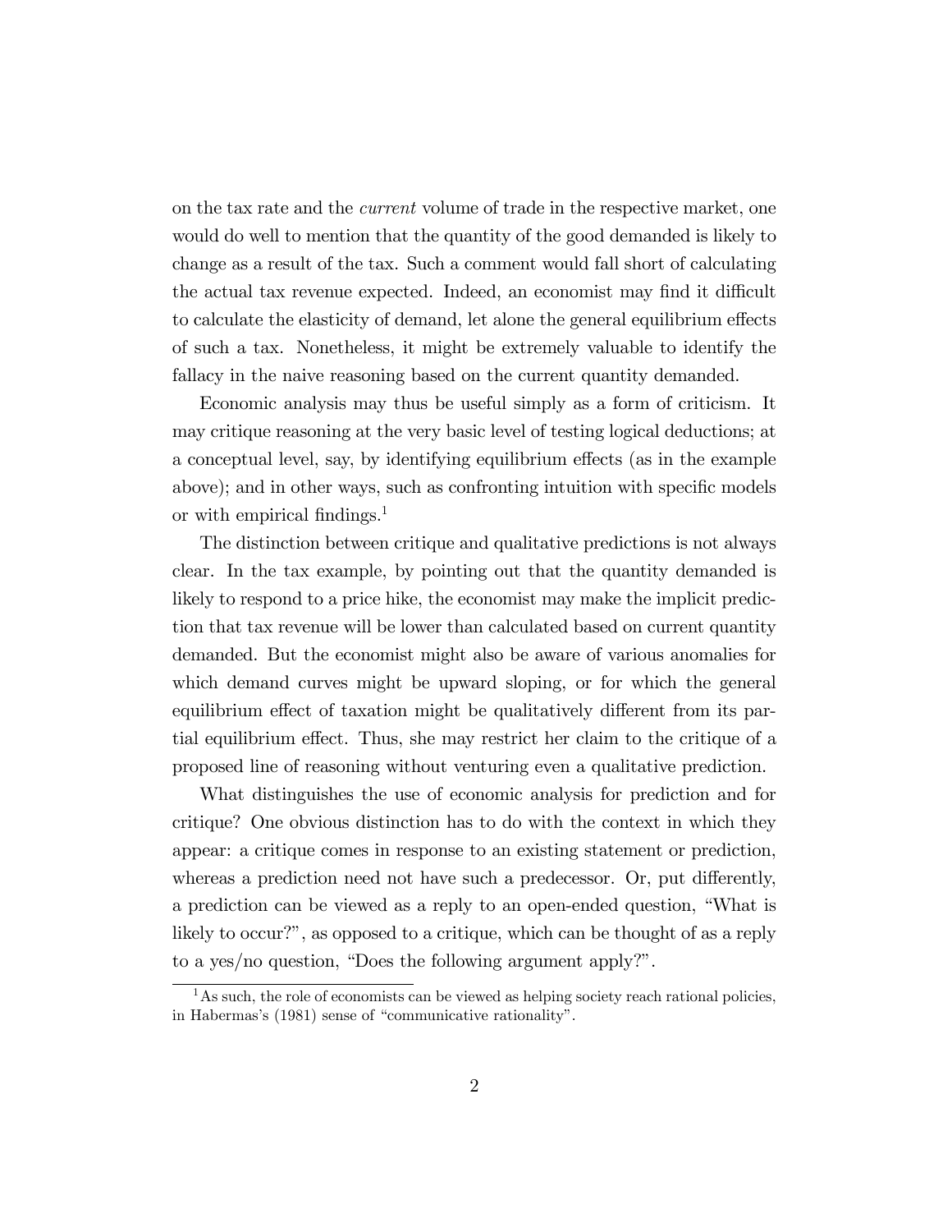on the tax rate and the *current* volume of trade in the respective market, one would do well to mention that the quantity of the good demanded is likely to change as a result of the tax. Such a comment would fall short of calculating the actual tax revenue expected. Indeed, an economist may find it difficult to calculate the elasticity of demand, let alone the general equilibrium effects of such a tax. Nonetheless, it might be extremely valuable to identify the fallacy in the naive reasoning based on the current quantity demanded.

Economic analysis may thus be useful simply as a form of criticism. It may critique reasoning at the very basic level of testing logical deductions; at a conceptual level, say, by identifying equilibrium effects (as in the example above); and in other ways, such as confronting intuition with specific models or with empirical findings.[1]

The distinction between critique and qualitative predictions is not always clear. In the tax example, by pointing out that the quantity demanded is likely to respond to a price hike, the economist may make the implicit prediction that tax revenue will be lower than calculated based on current quantity demanded. But the economist might also be aware of various anomalies for which demand curves might be upward sloping, or for which the general equilibrium effect of taxation might be qualitatively different from its partial equilibrium effect. Thus, she may restrict her claim to the critique of a proposed line of reasoning without venturing even a qualitative prediction.

What distinguishes the use of economic analysis for prediction and for critique? One obvious distinction has to do with the context in which they appear: a critique comes in response to an existing statement or prediction, whereas a prediction need not have such a predecessor. Or, put differently, a prediction can be viewed as a reply to an open-ended question, "What is likely to occur?", as opposed to a critique, which can be thought of as a reply to a yes/no question, "Does the following argument apply?".

[1] As such, the role of economists can be viewed as helping society reach rational policies, in Habermas's (1981) sense of "communicative rationality".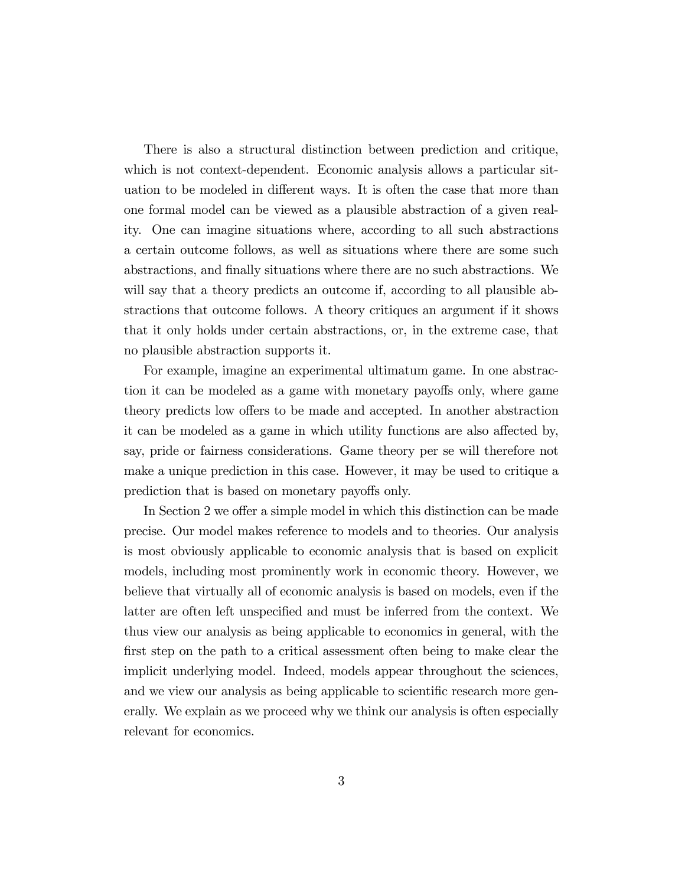There is also a structural distinction between prediction and critique, which is not context-dependent. Economic analysis allows a particular situation to be modeled in different ways. It is often the case that more than one formal model can be viewed as a plausible abstraction of a given reality. One can imagine situations where, according to all such abstractions a certain outcome follows, as well as situations where there are some such abstractions, and finally situations where there are no such abstractions. We will say that a theory predicts an outcome if, according to all plausible abstractions that outcome follows. A theory critiques an argument if it shows that it only holds under certain abstractions, or, in the extreme case, that no plausible abstraction supports it.

For example, imagine an experimental ultimatum game. In one abstraction it can be modeled as a game with monetary payoffs only, where game theory predicts low offers to be made and accepted. In another abstraction it can be modeled as a game in which utility functions are also affected by, say, pride or fairness considerations. Game theory per se will therefore not make a unique prediction in this case. However, it may be used to critique a prediction that is based on monetary payoffs only.

In Section 2 we offer a simple model in which this distinction can be made precise. Our model makes reference to models and to theories. Our analysis is most obviously applicable to economic analysis that is based on explicit models, including most prominently work in economic theory. However, we believe that virtually all of economic analysis is based on models, even if the latter are often left unspecified and must be inferred from the context. We thus view our analysis as being applicable to economics in general, with the first step on the path to a critical assessment often being to make clear the implicit underlying model. Indeed, models appear throughout the sciences, and we view our analysis as being applicable to scientific research more generally. We explain as we proceed why we think our analysis is often especially relevant for economics.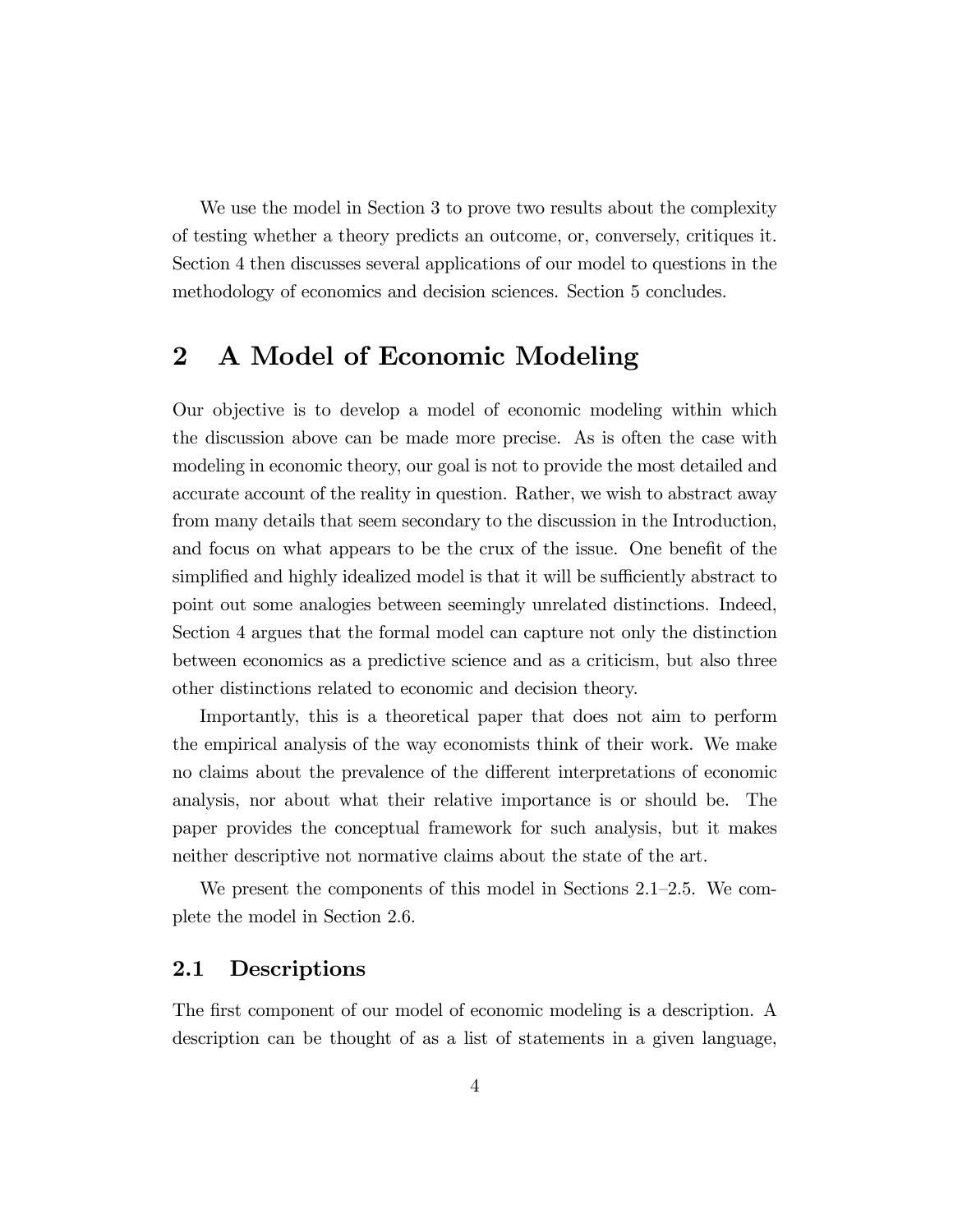We use the model in Section 3 to prove two results about the complexity of testing whether a theory predicts an outcome, or, conversely, critiques it. Section 4 then discusses several applications of our model to questions in the methodology of economics and decision sciences. Section 5 concludes.

# 2 A Model of Economic Modeling

Our objective is to develop a model of economic modeling within which the discussion above can be made more precise. As is often the case with modeling in economic theory, our goal is not to provide the most detailed and accurate account of the reality in question. Rather, we wish to abstract away from many details that seem secondary to the discussion in the Introduction, and focus on what appears to be the crux of the issue. One benefit of the simplified and highly idealized model is that it will be sufficiently abstract to point out some analogies between seemingly unrelated distinctions. Indeed, Section 4 argues that the formal model can capture not only the distinction between economics as a predictive science and as a criticism, but also three other distinctions related to economic and decision theory.

Importantly, this is a theoretical paper that does not aim to perform the empirical analysis of the way economists think of their work. We make no claims about the prevalence of the different interpretations of economic analysis, nor about what their relative importance is or should be. The paper provides the conceptual framework for such analysis, but it makes neither descriptive not normative claims about the state of the art.

We present the components of this model in Sections 2.1–2.5. We complete the model in Section 2.6.

## 2.1 Descriptions

The first component of our model of economic modeling is a description. A description can be thought of as a list of statements in a given language,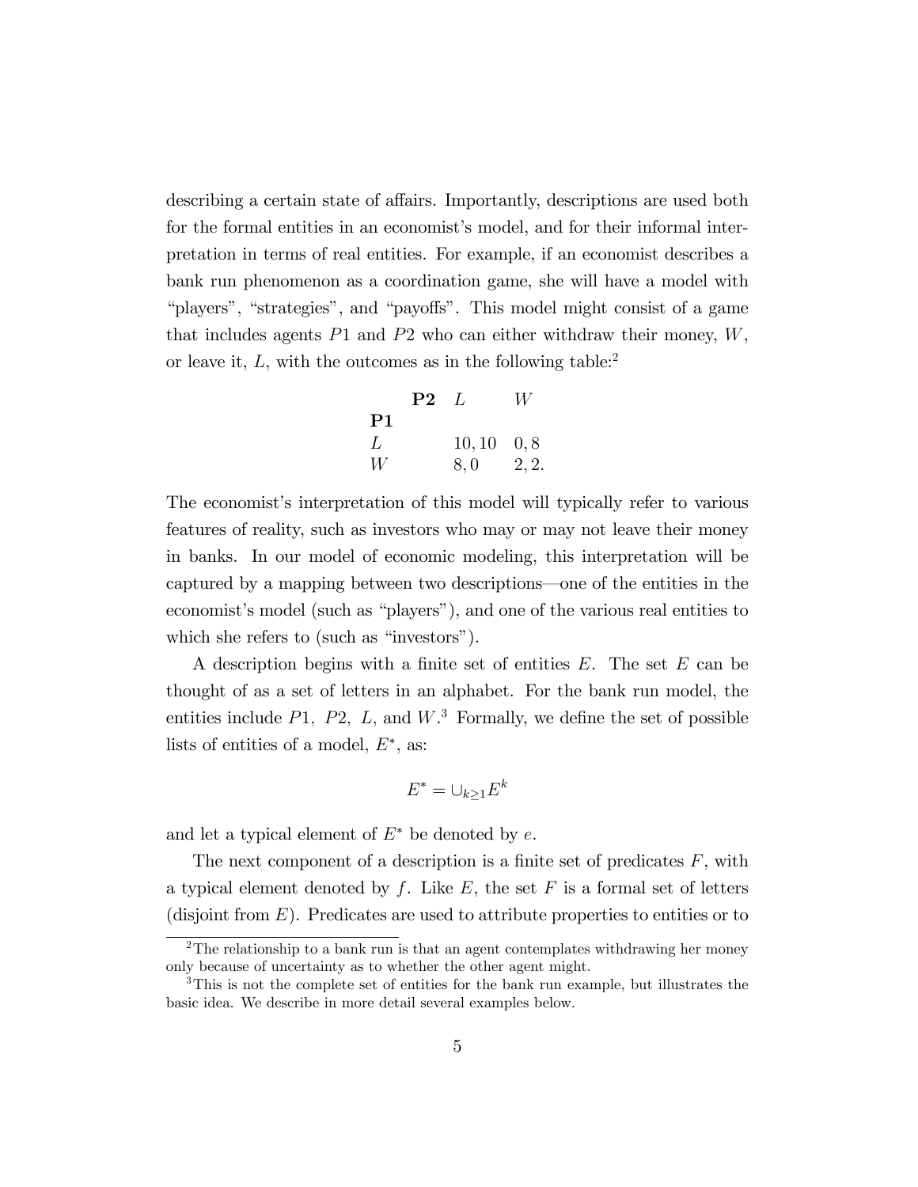describing a certain state of affairs. Importantly, descriptions are used both for the formal entities in an economist's model, and for their informal interpretation in terms of real entities. For example, if an economist describes a bank run phenomenon as a coordination game, she will have a model with "players", "strategies", and "payoffs". This model might consist of a game that includes agents $P1$ and $P2$ who can either withdraw their money, $W$, or leave it, $L$, with the outcomes as in the following table:[2]

| **P1** \ **P2** | $L$ | $W$ |
|---|---|---|
| $L$ | $10, 10$ | $0, 8$ |
| $W$ | $8, 0$ | $2, 2.$ |

The economist's interpretation of this model will typically refer to various features of reality, such as investors who may or may not leave their money in banks. In our model of economic modeling, this interpretation will be captured by a mapping between two descriptions—one of the entities in the economist's model (such as "players"), and one of the various real entities to which she refers to (such as "investors").

A description begins with a finite set of entities $E$. The set $E$ can be thought of as a set of letters in an alphabet. For the bank run model, the entities include $P1$, $P2$, $L$, and $W$.[3] Formally, we define the set of possible lists of entities of a model, $E^*$, as:

$$E^* = \cup_{k \geq 1} E^k$$

and let a typical element of $E^*$ be denoted by $e$.

The next component of a description is a finite set of predicates $F$, with a typical element denoted by $f$. Like $E$, the set $F$ is a formal set of letters (disjoint from $E$). Predicates are used to attribute properties to entities or to

---

[2] The relationship to a bank run is that an agent contemplates withdrawing her money only because of uncertainty as to whether the other agent might.

[3] This is not the complete set of entities for the bank run example, but illustrates the basic idea. We describe in more detail several examples below.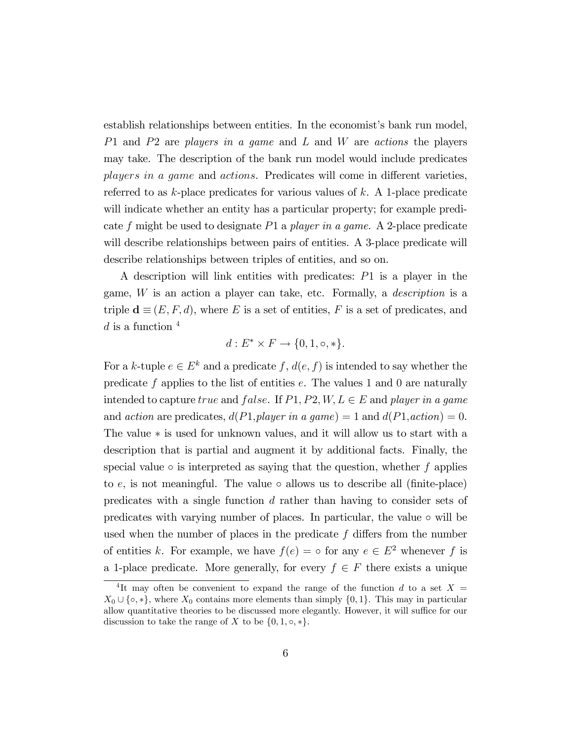establish relationships between entities. In the economist's bank run model, $P1$ and $P2$ are *players in a game* and $L$ and $W$ are *actions* the players may take. The description of the bank run model would include predicates *players in a game* and *actions*. Predicates will come in different varieties, referred to as $k$-place predicates for various values of $k$. A 1-place predicate will indicate whether an entity has a particular property; for example predicate $f$ might be used to designate $P1$ a *player in a game.* A 2-place predicate will describe relationships between pairs of entities. A 3-place predicate will describe relationships between triples of entities, and so on.

A description will link entities with predicates: $P1$ is a player in the game, $W$ is an action a player can take, etc. Formally, a *description* is a triple $\mathbf{d} \equiv (E, F, d)$, where $E$ is a set of entities, $F$ is a set of predicates, and $d$ is a function [4]

$$d : E^* \times F \to \{0, 1, \circ, *\}.$$

For a $k$-tuple $e \in E^k$ and a predicate $f$, $d(e, f)$ is intended to say whether the predicate $f$ applies to the list of entities $e$. The values 1 and 0 are naturally intended to capture $true$ and $false$. If $P1, P2, W, L \in E$ and *player in a game* and *action* are predicates, $d(P1,$*player in a game*$) = 1$ and $d(P1,$*action*$) = 0$. The value $*$ is used for unknown values, and it will allow us to start with a description that is partial and augment it by additional facts. Finally, the special value $\circ$ is interpreted as saying that the question, whether $f$ applies to $e$, is not meaningful. The value $\circ$ allows us to describe all (finite-place) predicates with a single function $d$ rather than having to consider sets of predicates with varying number of places. In particular, the value $\circ$ will be used when the number of places in the predicate $f$ differs from the number of entities $k$. For example, we have $f(e) = \circ$ for any $e \in E^2$ whenever $f$ is a 1-place predicate. More generally, for every $f \in F$ there exists a unique

[4] It may often be convenient to expand the range of the function $d$ to a set $X = X_0 \cup \{\circ, *\}$, where $X_0$ contains more elements than simply $\{0, 1\}$. This may in particular allow quantitative theories to be discussed more elegantly. However, it will suffice for our discussion to take the range of $X$ to be $\{0, 1, \circ, *\}$.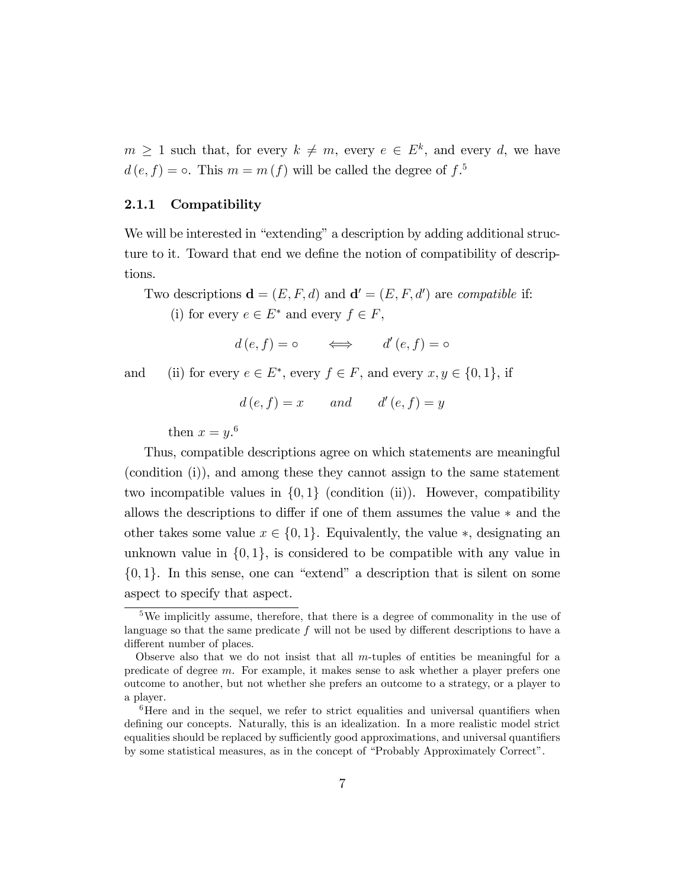$m \geq 1$ such that, for every $k \neq m$, every $e \in E^k$, and every $d$, we have $d(e, f) = \circ$. This $m = m(f)$ will be called the degree of $f$.[5]

### 2.1.1 Compatibility

We will be interested in "extending" a description by adding additional structure to it. Toward that end we define the notion of compatibility of descriptions.

Two descriptions $\mathbf{d} = (E, F, d)$ and $\mathbf{d}' = (E, F, d')$ are *compatible* if:

(i) for every $e \in E^*$ and every $f \in F$,

$$d(e, f) = \circ \qquad \Longleftrightarrow \qquad d'(e, f) = \circ$$

and (ii) for every $e \in E^*$, every $f \in F$, and every $x, y \in \{0, 1\}$, if

$$d(e, f) = x \qquad and \qquad d'(e, f) = y$$

then $x = y$.[6]

Thus, compatible descriptions agree on which statements are meaningful (condition (i)), and among these they cannot assign to the same statement two incompatible values in $\{0, 1\}$ (condition (ii)). However, compatibility allows the descriptions to differ if one of them assumes the value $*$ and the other takes some value $x \in \{0, 1\}$. Equivalently, the value $*$, designating an unknown value in $\{0, 1\}$, is considered to be compatible with any value in $\{0, 1\}$. In this sense, one can "extend" a description that is silent on some aspect to specify that aspect.

---

[5] We implicitly assume, therefore, that there is a degree of commonality in the use of language so that the same predicate $f$ will not be used by different descriptions to have a different number of places.

Observe also that we do not insist that all $m$-tuples of entities be meaningful for a predicate of degree $m$. For example, it makes sense to ask whether a player prefers one outcome to another, but not whether she prefers an outcome to a strategy, or a player to a player.

[6] Here and in the sequel, we refer to strict equalities and universal quantifiers when defining our concepts. Naturally, this is an idealization. In a more realistic model strict equalities should be replaced by sufficiently good approximations, and universal quantifiers by some statistical measures, as in the concept of "Probably Approximately Correct".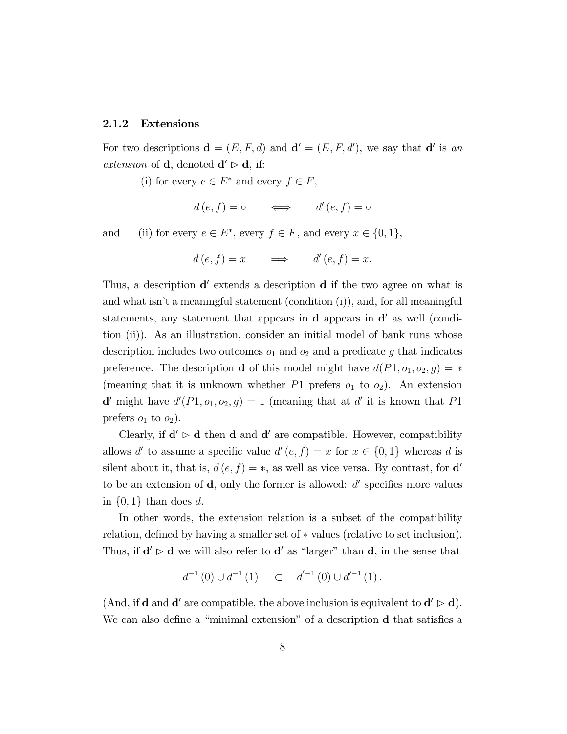### 2.1.2 Extensions

For two descriptions $\mathbf{d} = (E, F, d)$ and $\mathbf{d}' = (E, F, d')$, we say that $\mathbf{d}'$ is *an extension* of $\mathbf{d}$, denoted $\mathbf{d}' \rhd \mathbf{d}$, if:

(i) for every $e \in E^*$ and every $f \in F$,

$$d(e, f) = \circ \quad \Longleftrightarrow \quad d'(e, f) = \circ$$

and (ii) for every $e \in E^*$, every $f \in F$, and every $x \in \{0, 1\}$,

$$d(e, f) = x \quad \Longrightarrow \quad d'(e, f) = x.$$

Thus, a description $\mathbf{d}'$ extends a description $\mathbf{d}$ if the two agree on what is and what isn't a meaningful statement (condition (i)), and, for all meaningful statements, any statement that appears in $\mathbf{d}$ appears in $\mathbf{d}'$ as well (condition (ii)). As an illustration, consider an initial model of bank runs whose description includes two outcomes $o_1$ and $o_2$ and a predicate $g$ that indicates preference. The description $\mathbf{d}$ of this model might have $d(P1, o_1, o_2, g) = *$ (meaning that it is unknown whether $P1$ prefers $o_1$ to $o_2$). An extension $\mathbf{d}'$ might have $d'(P1, o_1, o_2, g) = 1$ (meaning that at $d'$ it is known that $P1$ prefers $o_1$ to $o_2$).

Clearly, if $\mathbf{d}' \rhd \mathbf{d}$ then $\mathbf{d}$ and $\mathbf{d}'$ are compatible. However, compatibility allows $d'$ to assume a specific value $d'(e, f) = x$ for $x \in \{0, 1\}$ whereas $d$ is silent about it, that is, $d(e, f) = *$, as well as vice versa. By contrast, for $\mathbf{d}'$ to be an extension of $\mathbf{d}$, only the former is allowed: $d'$ specifies more values in $\{0, 1\}$ than does $d$.

In other words, the extension relation is a subset of the compatibility relation, defined by having a smaller set of $*$ values (relative to set inclusion). Thus, if $\mathbf{d}' \rhd \mathbf{d}$ we will also refer to $\mathbf{d}'$ as "larger" than $\mathbf{d}$, in the sense that

$$d^{-1}(0) \cup d^{-1}(1) \quad \subset \quad d'^{-1}(0) \cup d'^{-1}(1).$$

(And, if $\mathbf{d}$ and $\mathbf{d}'$ are compatible, the above inclusion is equivalent to $\mathbf{d}' \rhd \mathbf{d}$). We can also define a "minimal extension" of a description $\mathbf{d}$ that satisfies a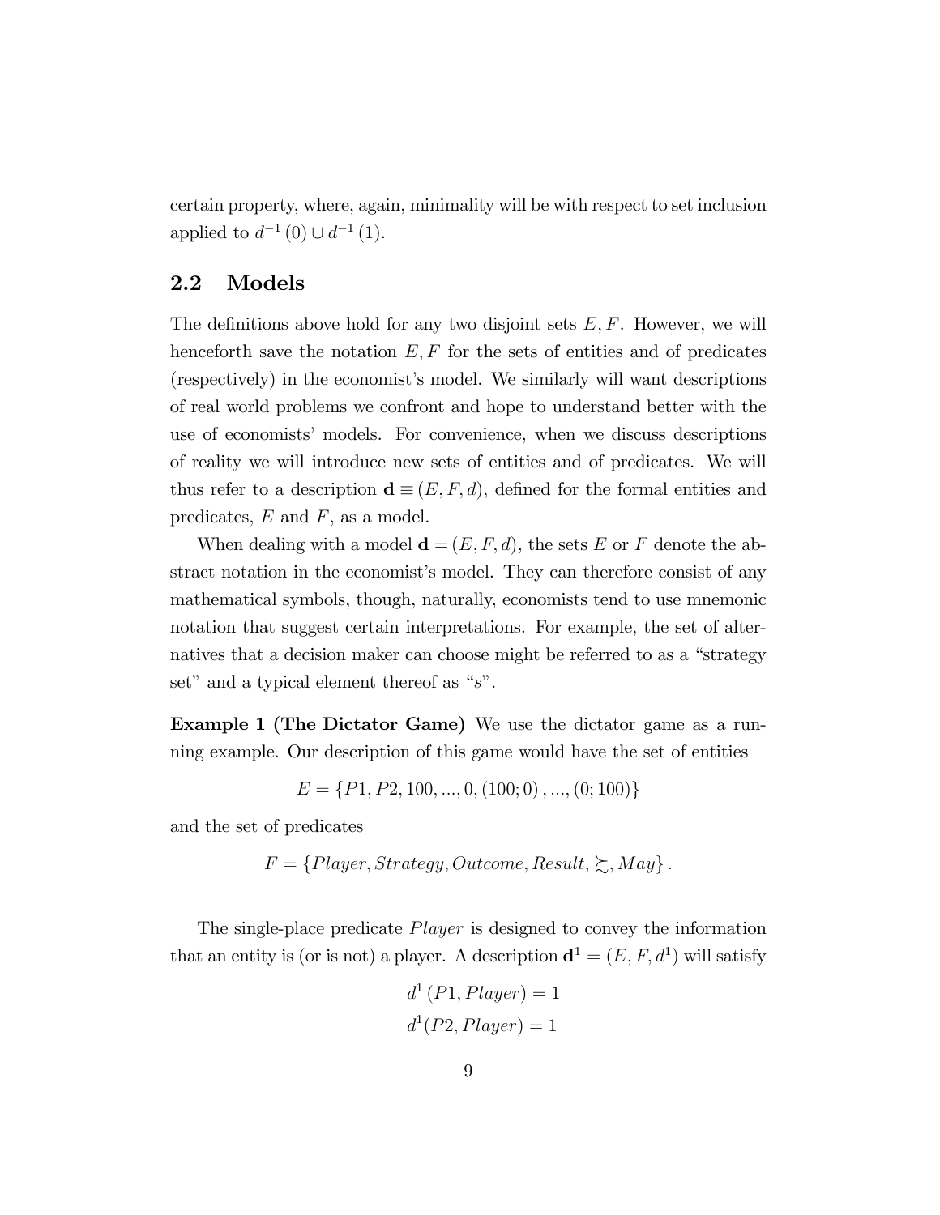certain property, where, again, minimality will be with respect to set inclusion applied to $d^{-1}(0) \cup d^{-1}(1)$.

## 2.2 Models

The definitions above hold for any two disjoint sets $E, F$. However, we will henceforth save the notation $E, F$ for the sets of entities and of predicates (respectively) in the economist's model. We similarly will want descriptions of real world problems we confront and hope to understand better with the use of economists' models. For convenience, when we discuss descriptions of reality we will introduce new sets of entities and of predicates. We will thus refer to a description $\mathbf{d} \equiv (E, F, d)$, defined for the formal entities and predicates, $E$ and $F$, as a model.

When dealing with a model $\mathbf{d} = (E, F, d)$, the sets $E$ or $F$ denote the abstract notation in the economist's model. They can therefore consist of any mathematical symbols, though, naturally, economists tend to use mnemonic notation that suggest certain interpretations. For example, the set of alternatives that a decision maker can choose might be referred to as a "strategy set" and a typical element thereof as "$s$".

**Example 1 (The Dictator Game)** We use the dictator game as a running example. Our description of this game would have the set of entities

$$E = \{P1, P2, 100, ..., 0, (100; 0), ..., (0; 100)\}$$

and the set of predicates

$$F = \{Player, Strategy, Outcome, Result, \succsim, May\}.$$

The single-place predicate $Player$ is designed to convey the information that an entity is (or is not) a player. A description $\mathbf{d}^1 = (E, F, d^1)$ will satisfy

$$d^1(P1, Player) = 1$$
$$d^1(P2, Player) = 1$$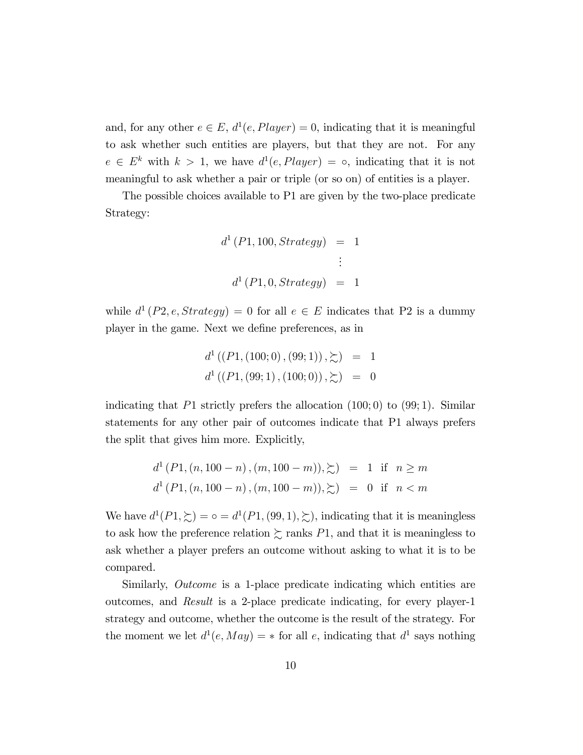and, for any other $e \in E$, $d^1(e, Player) = 0$, indicating that it is meaningful to ask whether such entities are players, but that they are not. For any $e \in E^k$ with $k > 1$, we have $d^1(e, Player) = \circ$, indicating that it is not meaningful to ask whether a pair or triple (or so on) of entities is a player.

The possible choices available to P1 are given by the two-place predicate Strategy:

$$
\begin{aligned}
d^1\left(P1, 100, Strategy\right) &= 1 \\
&\vdots \\
d^1\left(P1, 0, Strategy\right) &= 1
\end{aligned}
$$

while $d^1\left(P2, e, Strategy\right) = 0$ for all $e \in E$ indicates that P2 is a dummy player in the game. Next we define preferences, as in

$$
\begin{aligned}
d^1\left(\left(P1, (100; 0), (99; 1)\right), \succsim\right) &= 1 \\
d^1\left(\left(P1, (99; 1), (100; 0)\right), \succsim\right) &= 0
\end{aligned}
$$

indicating that $P1$ strictly prefers the allocation $(100; 0)$ to $(99; 1)$. Similar statements for any other pair of outcomes indicate that P1 always prefers the split that gives him more. Explicitly,

$$
\begin{aligned}
d^1\left(P1, \left(n, 100 - n\right), \left(m, 100 - m\right)), \succsim\right) &= 1 \;\text{ if }\; n \geq m \\
d^1\left(P1, \left(n, 100 - n\right), \left(m, 100 - m\right)), \succsim\right) &= 0 \;\text{ if }\; n < m
\end{aligned}
$$

We have $d^1(P1, \succsim) = \circ = d^1(P1, (99, 1), \succsim)$, indicating that it is meaningless to ask how the preference relation $\succsim$ ranks $P1$, and that it is meaningless to ask whether a player prefers an outcome without asking to what it is to be compared.

Similarly, *Outcome* is a 1-place predicate indicating which entities are outcomes, and *Result* is a 2-place predicate indicating, for every player-1 strategy and outcome, whether the outcome is the result of the strategy. For the moment we let $d^1(e, May) = *$ for all $e$, indicating that $d^1$ says nothing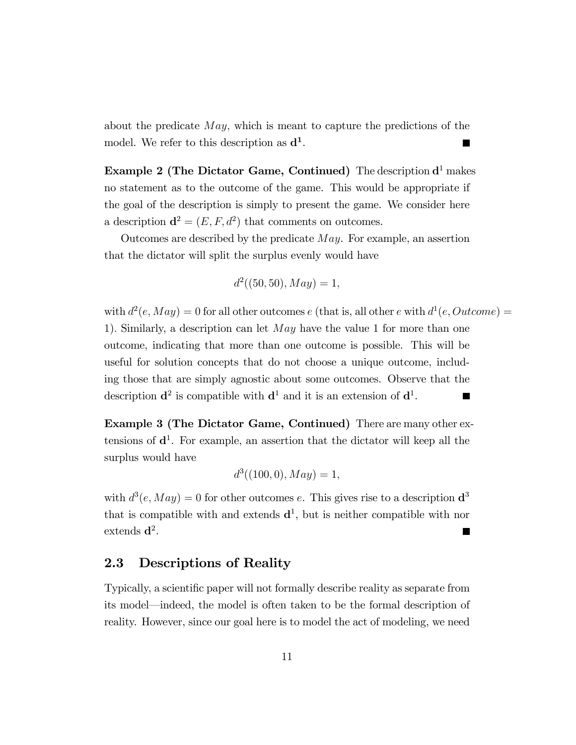about the predicate $May$, which is meant to capture the predictions of the model. We refer to this description as $\mathbf{d^1}$. ■

**Example 2 (The Dictator Game, Continued)** The description $\mathbf{d}^1$ makes no statement as to the outcome of the game. This would be appropriate if the goal of the description is simply to present the game. We consider here a description $\mathbf{d}^2 = (E, F, d^2)$ that comments on outcomes.

Outcomes are described by the predicate $May$. For example, an assertion that the dictator will split the surplus evenly would have

$$d^2((50, 50), May) = 1,$$

with $d^2(e, May) = 0$ for all other outcomes $e$ (that is, all other $e$ with $d^1(e, Outcome) = 1$). Similarly, a description can let $May$ have the value 1 for more than one outcome, indicating that more than one outcome is possible. This will be useful for solution concepts that do not choose a unique outcome, including those that are simply agnostic about some outcomes. Observe that the description $\mathbf{d}^2$ is compatible with $\mathbf{d}^1$ and it is an extension of $\mathbf{d}^1$. ■

**Example 3 (The Dictator Game, Continued)** There are many other extensions of $\mathbf{d}^1$. For example, an assertion that the dictator will keep all the surplus would have

$$d^3((100, 0), May) = 1,$$

with $d^3(e, May) = 0$ for other outcomes $e$. This gives rise to a description $\mathbf{d}^3$ that is compatible with and extends $\mathbf{d}^1$, but is neither compatible with nor extends $\mathbf{d}^2$. ■

## 2.3 Descriptions of Reality

Typically, a scientific paper will not formally describe reality as separate from its model—indeed, the model is often taken to be the formal description of reality. However, since our goal here is to model the act of modeling, we need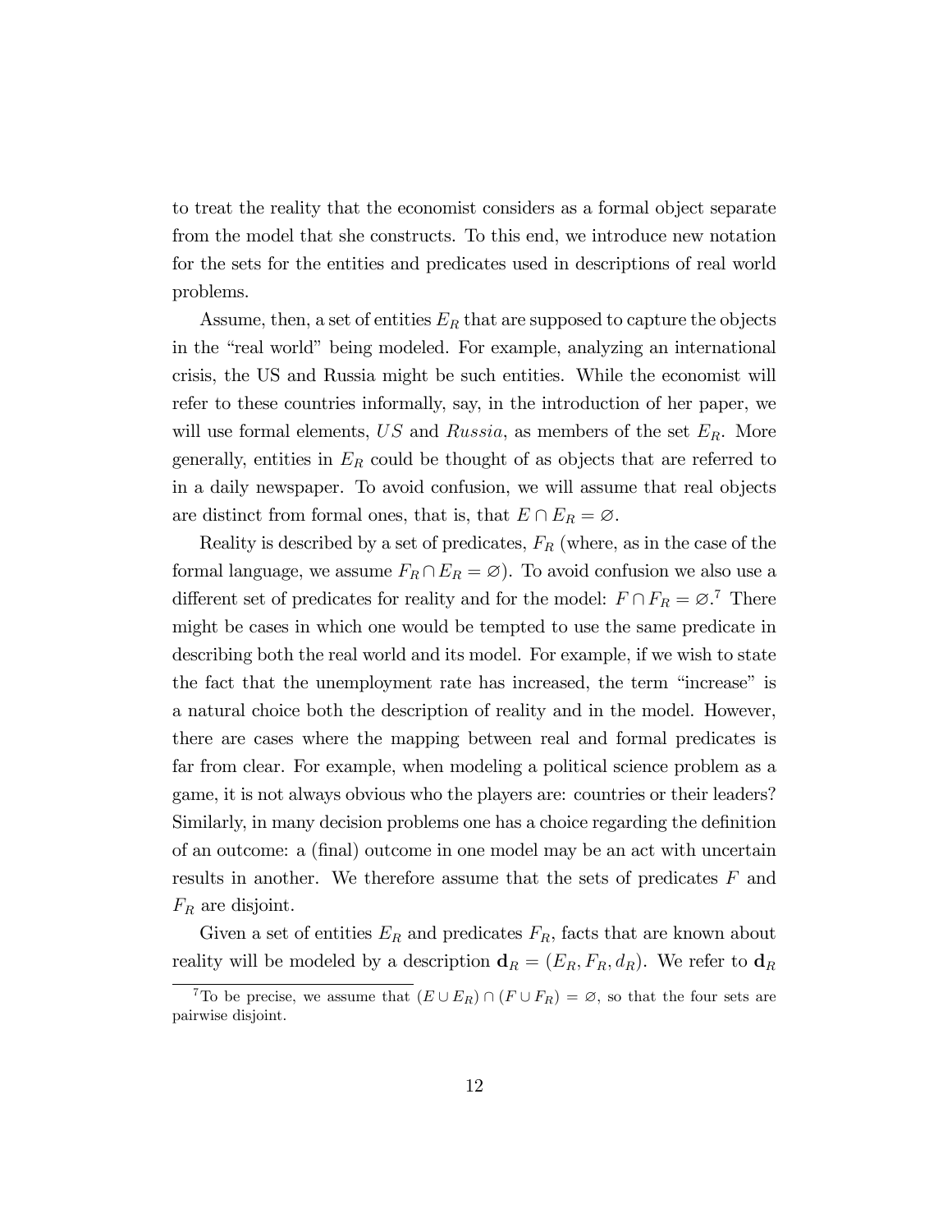to treat the reality that the economist considers as a formal object separate from the model that she constructs. To this end, we introduce new notation for the sets for the entities and predicates used in descriptions of real world problems.

Assume, then, a set of entities $E_R$ that are supposed to capture the objects in the "real world" being modeled. For example, analyzing an international crisis, the US and Russia might be such entities. While the economist will refer to these countries informally, say, in the introduction of her paper, we will use formal elements, $US$ and $Russia$, as members of the set $E_R$. More generally, entities in $E_R$ could be thought of as objects that are referred to in a daily newspaper. To avoid confusion, we will assume that real objects are distinct from formal ones, that is, that $E \cap E_R = \varnothing$.

Reality is described by a set of predicates, $F_R$ (where, as in the case of the formal language, we assume $F_R \cap E_R = \varnothing$). To avoid confusion we also use a different set of predicates for reality and for the model: $F \cap F_R = \varnothing$.[7] There might be cases in which one would be tempted to use the same predicate in describing both the real world and its model. For example, if we wish to state the fact that the unemployment rate has increased, the term "increase" is a natural choice both the description of reality and in the model. However, there are cases where the mapping between real and formal predicates is far from clear. For example, when modeling a political science problem as a game, it is not always obvious who the players are: countries or their leaders? Similarly, in many decision problems one has a choice regarding the definition of an outcome: a (final) outcome in one model may be an act with uncertain results in another. We therefore assume that the sets of predicates $F$ and $F_R$ are disjoint.

Given a set of entities $E_R$ and predicates $F_R$, facts that are known about reality will be modeled by a description $\mathbf{d}_R = (E_R, F_R, d_R)$. We refer to $\mathbf{d}_R$

[7] To be precise, we assume that $(E \cup E_R) \cap (F \cup F_R) = \varnothing$, so that the four sets are pairwise disjoint.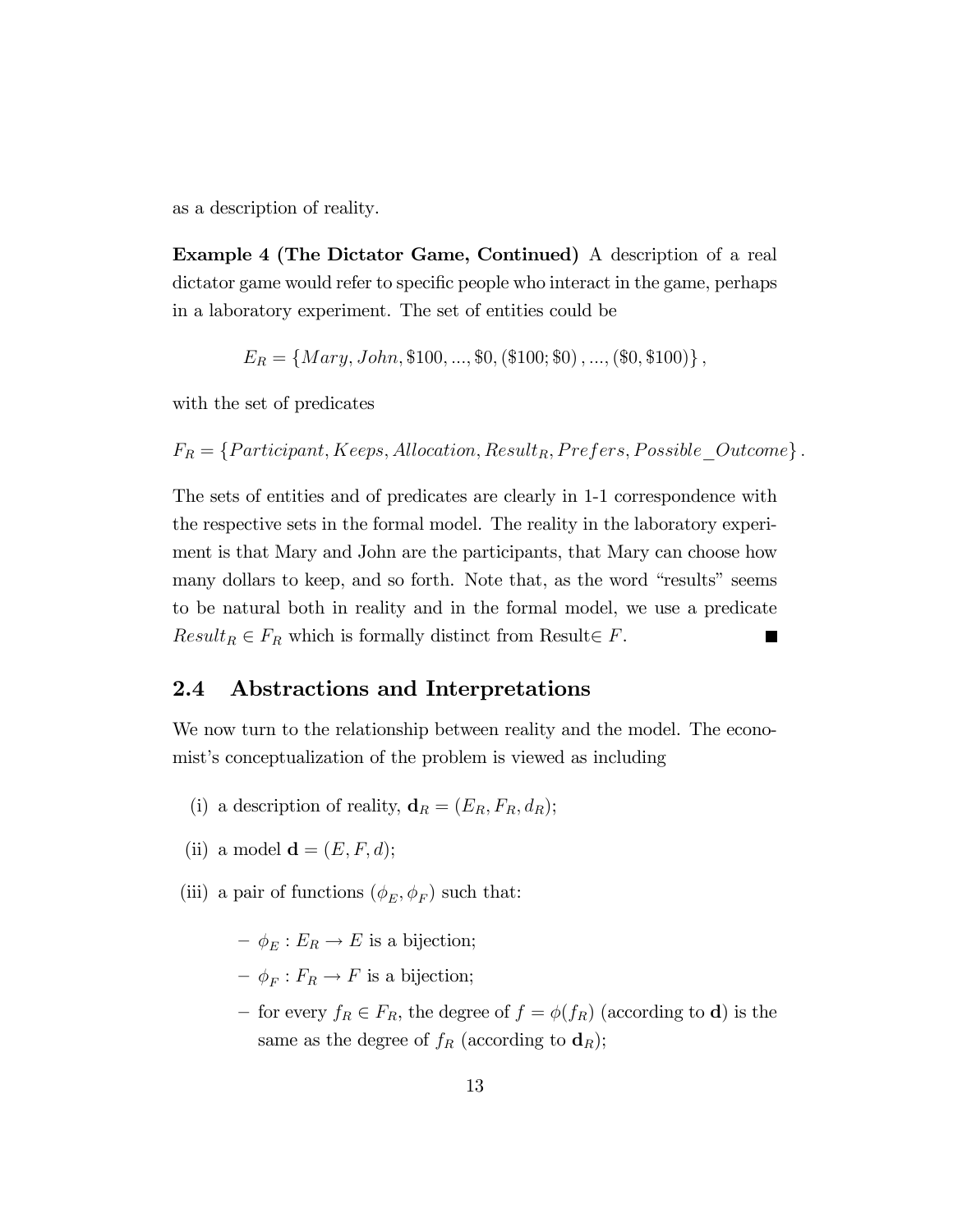as a description of reality.

**Example 4 (The Dictator Game, Continued)** A description of a real dictator game would refer to specific people who interact in the game, perhaps in a laboratory experiment. The set of entities could be

$$E_R = \{Mary, John, \$100, ..., \$0, (\$100; \$0), ..., (\$0, \$100)\},$$

with the set of predicates

$$F_R = \{Participant, Keeps, Allocation, Result_R, Prefers, Possible\_Outcome\}.$$

The sets of entities and of predicates are clearly in 1-1 correspondence with the respective sets in the formal model. The reality in the laboratory experiment is that Mary and John are the participants, that Mary can choose how many dollars to keep, and so forth. Note that, as the word "results" seems to be natural both in reality and in the formal model, we use a predicate $Result_R \in F_R$ which is formally distinct from Result$\in F$. ■

## 2.4 Abstractions and Interpretations

We now turn to the relationship between reality and the model. The economist's conceptualization of the problem is viewed as including

(i) a description of reality, $\mathbf{d}_R = (E_R, F_R, d_R)$;

(ii) a model $\mathbf{d} = (E, F, d)$;

(iii) a pair of functions $(\phi_E, \phi_F)$ such that:

- $\phi_E : E_R \to E$ is a bijection;
- $\phi_F : F_R \to F$ is a bijection;
- for every $f_R \in F_R$, the degree of $f = \phi(f_R)$ (according to $\mathbf{d}$) is the same as the degree of $f_R$ (according to $\mathbf{d}_R$);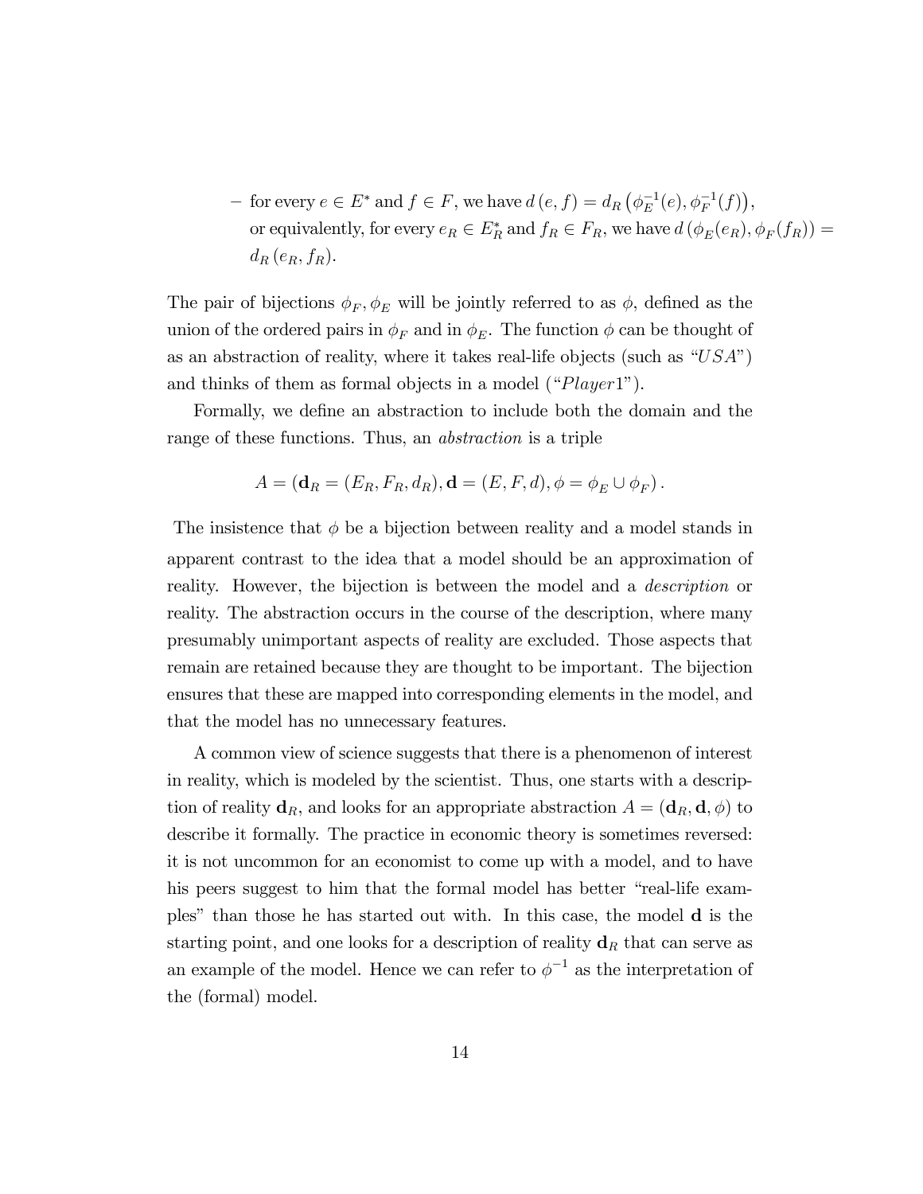– for every $e \in E^*$ and $f \in F$, we have $d(e, f) = d_R\left(\phi_E^{-1}(e), \phi_F^{-1}(f)\right)$, or equivalently, for every $e_R \in E_R^*$ and $f_R \in F_R$, we have $d\left(\phi_E(e_R), \phi_F(f_R)\right) = d_R(e_R, f_R)$.

The pair of bijections $\phi_F, \phi_E$ will be jointly referred to as $\phi$, defined as the union of the ordered pairs in $\phi_F$ and in $\phi_E$. The function $\phi$ can be thought of as an abstraction of reality, where it takes real-life objects (such as "$USA$") and thinks of them as formal objects in a model ("$Player1$").

Formally, we define an abstraction to include both the domain and the range of these functions. Thus, an *abstraction* is a triple

$$A = \left(\mathbf{d}_R = (E_R, F_R, d_R), \mathbf{d} = (E, F, d), \phi = \phi_E \cup \phi_F\right).$$

The insistence that $\phi$ be a bijection between reality and a model stands in apparent contrast to the idea that a model should be an approximation of reality. However, the bijection is between the model and a *description* or reality. The abstraction occurs in the course of the description, where many presumably unimportant aspects of reality are excluded. Those aspects that remain are retained because they are thought to be important. The bijection ensures that these are mapped into corresponding elements in the model, and that the model has no unnecessary features.

A common view of science suggests that there is a phenomenon of interest in reality, which is modeled by the scientist. Thus, one starts with a description of reality $\mathbf{d}_R$, and looks for an appropriate abstraction $A = (\mathbf{d}_R, \mathbf{d}, \phi)$ to describe it formally. The practice in economic theory is sometimes reversed: it is not uncommon for an economist to come up with a model, and to have his peers suggest to him that the formal model has better "real-life examples" than those he has started out with. In this case, the model $\mathbf{d}$ is the starting point, and one looks for a description of reality $\mathbf{d}_R$ that can serve as an example of the model. Hence we can refer to $\phi^{-1}$ as the interpretation of the (formal) model.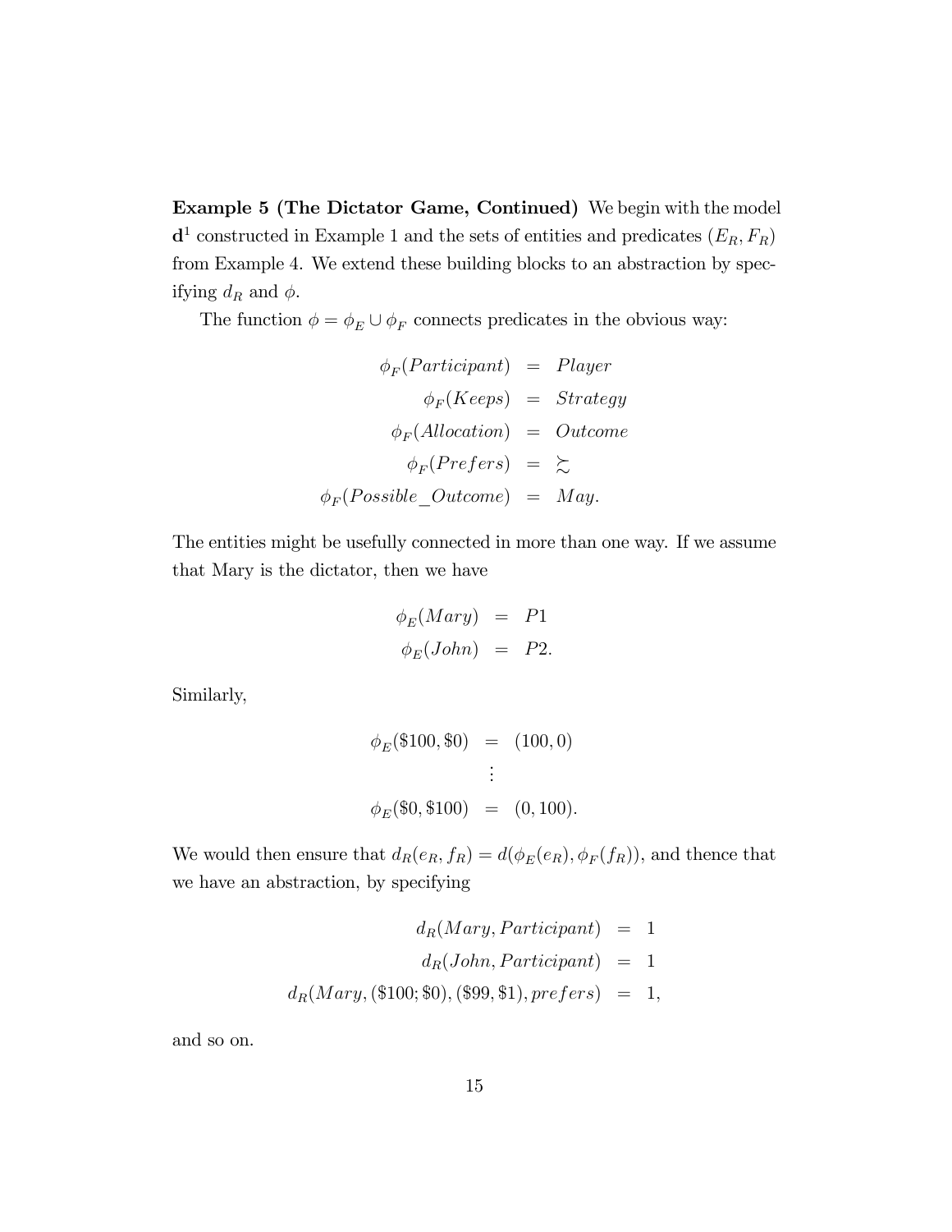**Example 5 (The Dictator Game, Continued)** We begin with the model $\mathbf{d}^1$ constructed in Example 1 and the sets of entities and predicates $(E_R, F_R)$ from Example 4. We extend these building blocks to an abstraction by specifying $d_R$ and $\phi$.

The function $\phi = \phi_E \cup \phi_F$ connects predicates in the obvious way:

$$\begin{aligned}
\phi_F(Participant) &= Player \\
\phi_F(Keeps) &= Strategy \\
\phi_F(Allocation) &= Outcome \\
\phi_F(Prefers) &= \succsim \\
\phi_F(Possible\_Outcome) &= May.
\end{aligned}$$

The entities might be usefully connected in more than one way. If we assume that Mary is the dictator, then we have

$$\begin{aligned}
\phi_E(Mary) &= P1 \\
\phi_E(John) &= P2.
\end{aligned}$$

Similarly,

$$\begin{aligned}
\phi_E(\$100, \$0) &= (100, 0) \\
&\vdots \\
\phi_E(\$0, \$100) &= (0, 100).
\end{aligned}$$

We would then ensure that $d_R(e_R, f_R) = d(\phi_E(e_R), \phi_F(f_R))$, and thence that we have an abstraction, by specifying

$$\begin{aligned}
d_R(Mary, Participant) &= 1 \\
d_R(John, Participant) &= 1 \\
d_R(Mary, (\$100; \$0), (\$99, \$1), prefers) &= 1,
\end{aligned}$$

and so on.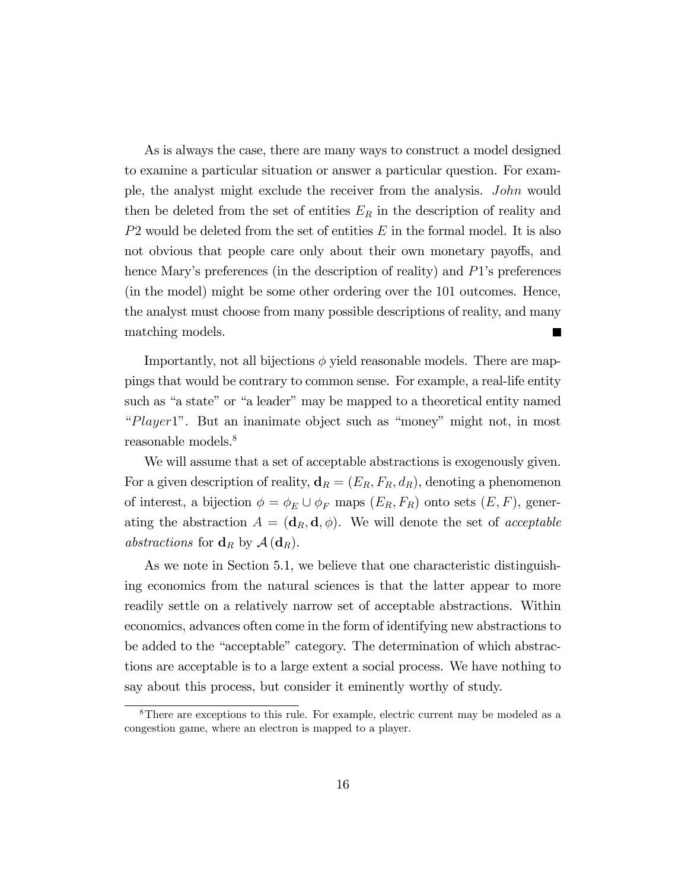As is always the case, there are many ways to construct a model designed to examine a particular situation or answer a particular question. For example, the analyst might exclude the receiver from the analysis. $John$ would then be deleted from the set of entities $E_R$ in the description of reality and $P2$ would be deleted from the set of entities $E$ in the formal model. It is also not obvious that people care only about their own monetary payoffs, and hence Mary's preferences (in the description of reality) and $P1$'s preferences (in the model) might be some other ordering over the 101 outcomes. Hence, the analyst must choose from many possible descriptions of reality, and many matching models. ■

Importantly, not all bijections $\phi$ yield reasonable models. There are mappings that would be contrary to common sense. For example, a real-life entity such as "a state" or "a leader" may be mapped to a theoretical entity named "$Player1$". But an inanimate object such as "money" might not, in most reasonable models.[8]

We will assume that a set of acceptable abstractions is exogenously given. For a given description of reality, $\mathbf{d}_R = (E_R, F_R, d_R)$, denoting a phenomenon of interest, a bijection $\phi = \phi_E \cup \phi_F$ maps $(E_R, F_R)$ onto sets $(E, F)$, generating the abstraction $A = (\mathbf{d}_R, \mathbf{d}, \phi)$. We will denote the set of *acceptable abstractions* for $\mathbf{d}_R$ by $\mathcal{A}(\mathbf{d}_R)$.

As we note in Section 5.1, we believe that one characteristic distinguishing economics from the natural sciences is that the latter appear to more readily settle on a relatively narrow set of acceptable abstractions. Within economics, advances often come in the form of identifying new abstractions to be added to the "acceptable" category. The determination of which abstractions are acceptable is to a large extent a social process. We have nothing to say about this process, but consider it eminently worthy of study.

[8] There are exceptions to this rule. For example, electric current may be modeled as a congestion game, where an electron is mapped to a player.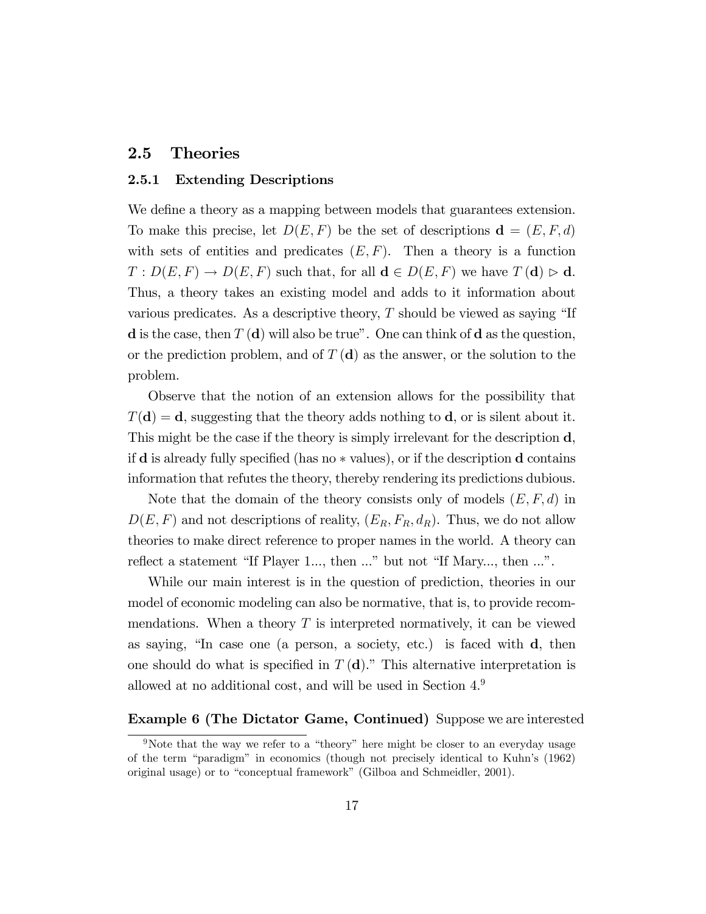## 2.5 Theories

### 2.5.1 Extending Descriptions

We define a theory as a mapping between models that guarantees extension. To make this precise, let $D(E, F)$ be the set of descriptions $\mathbf{d} = (E, F, d)$ with sets of entities and predicates $(E, F)$. Then a theory is a function $T : D(E, F) \rightarrow D(E, F)$ such that, for all $\mathbf{d} \in D(E, F)$ we have $T(\mathbf{d}) \rhd \mathbf{d}$. Thus, a theory takes an existing model and adds to it information about various predicates. As a descriptive theory, $T$ should be viewed as saying "If $\mathbf{d}$ is the case, then $T(\mathbf{d})$ will also be true". One can think of $\mathbf{d}$ as the question, or the prediction problem, and of $T(\mathbf{d})$ as the answer, or the solution to the problem.

Observe that the notion of an extension allows for the possibility that $T(\mathbf{d}) = \mathbf{d}$, suggesting that the theory adds nothing to $\mathbf{d}$, or is silent about it. This might be the case if the theory is simply irrelevant for the description $\mathbf{d}$, if $\mathbf{d}$ is already fully specified (has no $*$ values), or if the description $\mathbf{d}$ contains information that refutes the theory, thereby rendering its predictions dubious.

Note that the domain of the theory consists only of models $(E, F, d)$ in $D(E, F)$ and not descriptions of reality, $(E_R, F_R, d_R)$. Thus, we do not allow theories to make direct reference to proper names in the world. A theory can reflect a statement "If Player 1..., then ..." but not "If Mary..., then ...".

While our main interest is in the question of prediction, theories in our model of economic modeling can also be normative, that is, to provide recommendations. When a theory $T$ is interpreted normatively, it can be viewed as saying, "In case one (a person, a society, etc.) is faced with $\mathbf{d}$, then one should do what is specified in $T(\mathbf{d})$." This alternative interpretation is allowed at no additional cost, and will be used in Section 4.[9]

**Example 6 (The Dictator Game, Continued)** Suppose we are interested

[9] Note that the way we refer to a "theory" here might be closer to an everyday usage of the term "paradigm" in economics (though not precisely identical to Kuhn's (1962) original usage) or to "conceptual framework" (Gilboa and Schmeidler, 2001).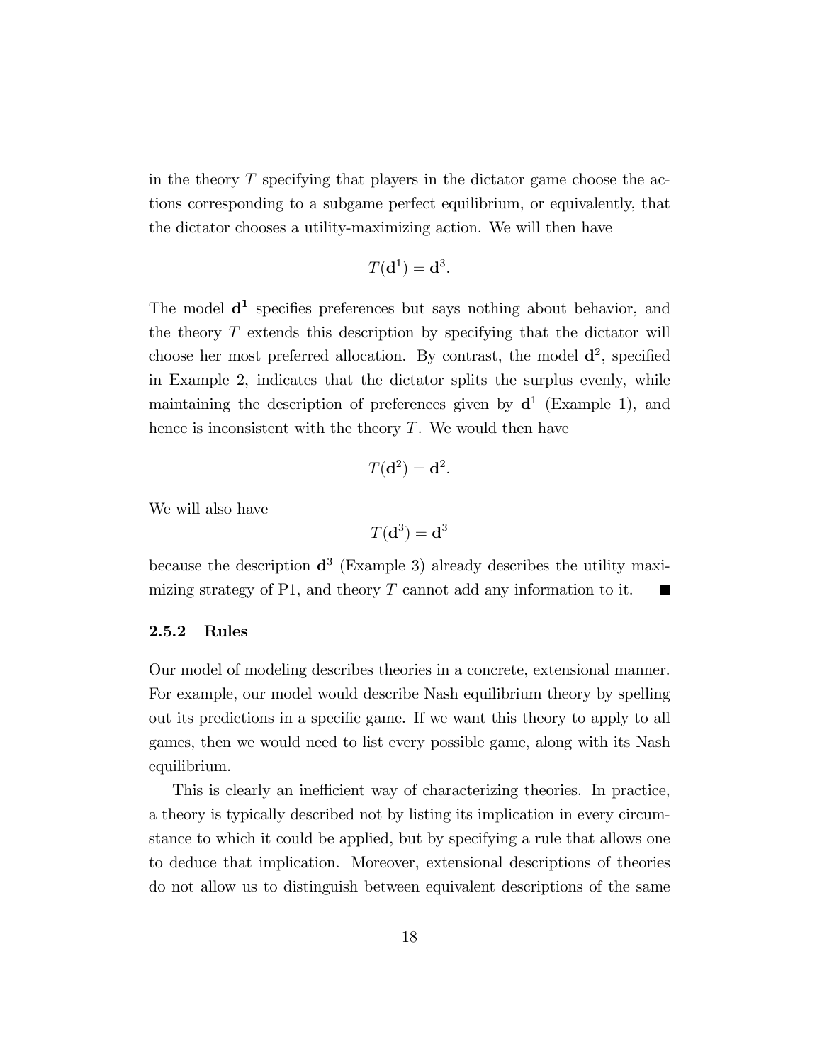in the theory $T$ specifying that players in the dictator game choose the actions corresponding to a subgame perfect equilibrium, or equivalently, that the dictator chooses a utility-maximizing action. We will then have

$$T(\mathbf{d}^1) = \mathbf{d}^3.$$

The model $\mathbf{d}^1$ specifies preferences but says nothing about behavior, and the theory $T$ extends this description by specifying that the dictator will choose her most preferred allocation. By contrast, the model $\mathbf{d}^2$, specified in Example 2, indicates that the dictator splits the surplus evenly, while maintaining the description of preferences given by $\mathbf{d}^1$ (Example 1), and hence is inconsistent with the theory $T$. We would then have

$$T(\mathbf{d}^2) = \mathbf{d}^2.$$

We will also have

$$T(\mathbf{d}^3) = \mathbf{d}^3$$

because the description $\mathbf{d}^3$ (Example 3) already describes the utility maximizing strategy of P1, and theory $T$ cannot add any information to it. ∎

### 2.5.2 Rules

Our model of modeling describes theories in a concrete, extensional manner. For example, our model would describe Nash equilibrium theory by spelling out its predictions in a specific game. If we want this theory to apply to all games, then we would need to list every possible game, along with its Nash equilibrium.

This is clearly an inefficient way of characterizing theories. In practice, a theory is typically described not by listing its implication in every circumstance to which it could be applied, but by specifying a rule that allows one to deduce that implication. Moreover, extensional descriptions of theories do not allow us to distinguish between equivalent descriptions of the same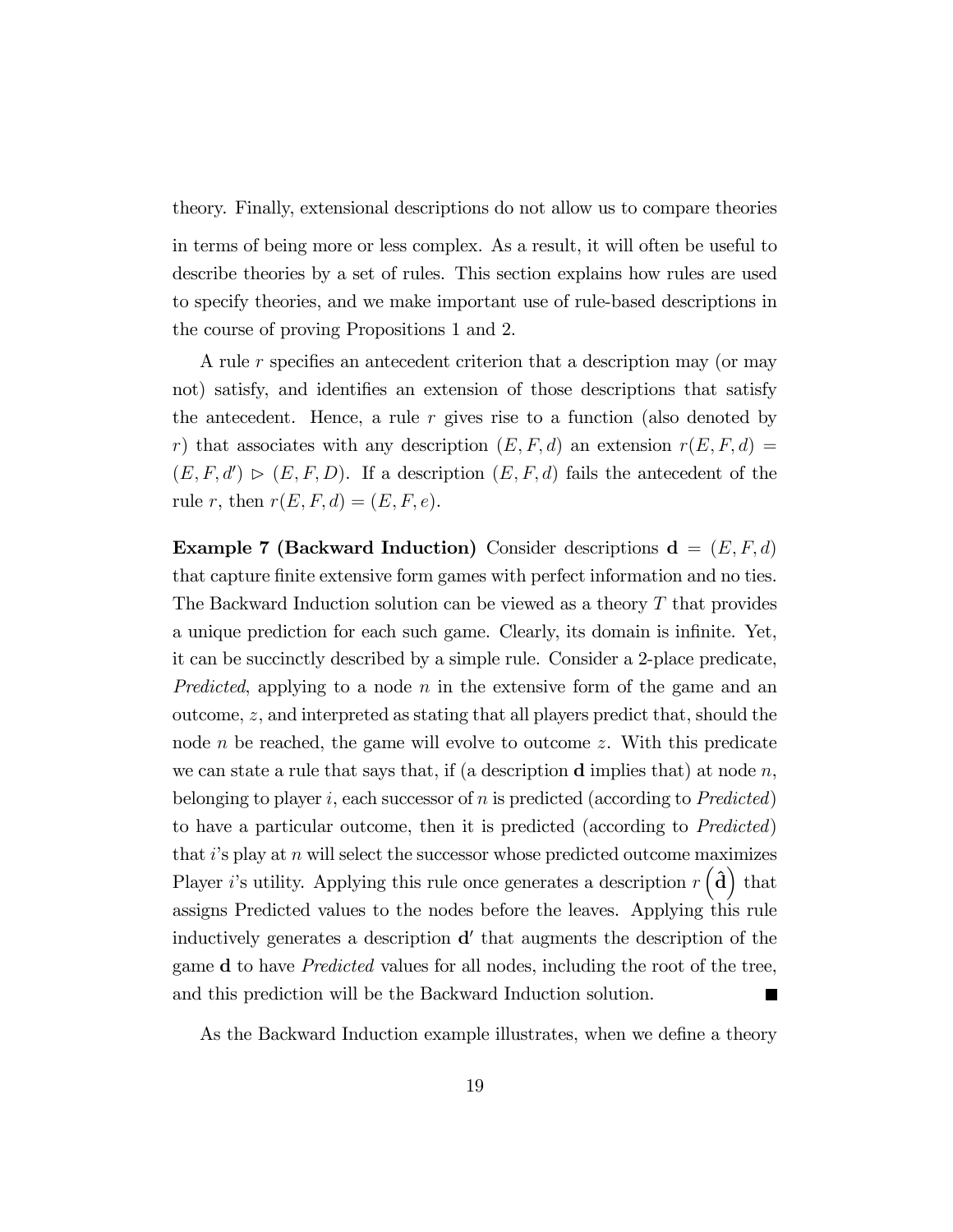theory. Finally, extensional descriptions do not allow us to compare theories in terms of being more or less complex. As a result, it will often be useful to describe theories by a set of rules. This section explains how rules are used to specify theories, and we make important use of rule-based descriptions in the course of proving Propositions 1 and 2.

A rule $r$ specifies an antecedent criterion that a description may (or may not) satisfy, and identifies an extension of those descriptions that satisfy the antecedent. Hence, a rule $r$ gives rise to a function (also denoted by $r$) that associates with any description $(E, F, d)$ an extension $r(E, F, d) = (E, F, d') \triangleright (E, F, D)$. If a description $(E, F, d)$ fails the antecedent of the rule $r$, then $r(E, F, d) = (E, F, e)$.

**Example 7 (Backward Induction)** Consider descriptions $\mathbf{d} = (E, F, d)$ that capture finite extensive form games with perfect information and no ties. The Backward Induction solution can be viewed as a theory $T$ that provides a unique prediction for each such game. Clearly, its domain is infinite. Yet, it can be succinctly described by a simple rule. Consider a 2-place predicate, *Predicted*, applying to a node $n$ in the extensive form of the game and an outcome, $z$, and interpreted as stating that all players predict that, should the node $n$ be reached, the game will evolve to outcome $z$. With this predicate we can state a rule that says that, if (a description $\mathbf{d}$ implies that) at node $n$, belonging to player $i$, each successor of $n$ is predicted (according to *Predicted*) to have a particular outcome, then it is predicted (according to *Predicted*) that $i$'s play at $n$ will select the successor whose predicted outcome maximizes Player $i$'s utility. Applying this rule once generates a description $r\left(\hat{\mathbf{d}}\right)$ that assigns Predicted values to the nodes before the leaves. Applying this rule inductively generates a description $\mathbf{d}'$ that augments the description of the game $\mathbf{d}$ to have *Predicted* values for all nodes, including the root of the tree, and this prediction will be the Backward Induction solution. ■

As the Backward Induction example illustrates, when we define a theory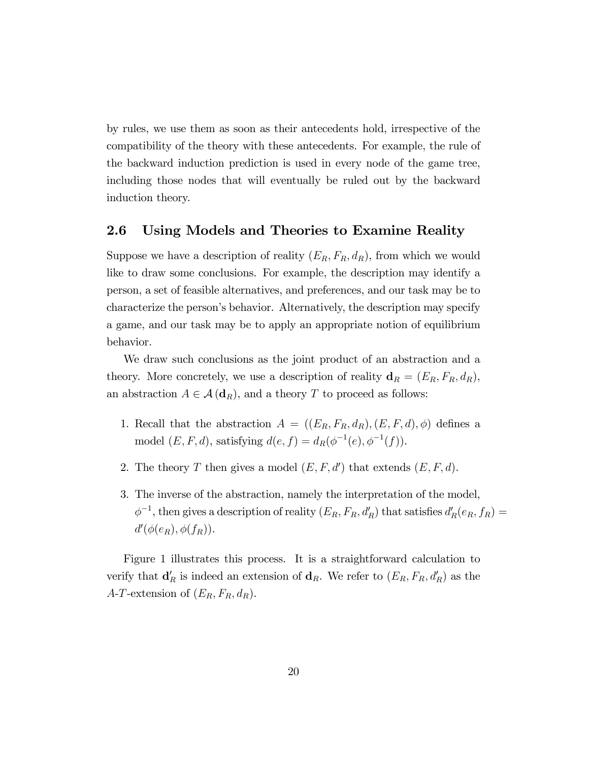by rules, we use them as soon as their antecedents hold, irrespective of the compatibility of the theory with these antecedents. For example, the rule of the backward induction prediction is used in every node of the game tree, including those nodes that will eventually be ruled out by the backward induction theory.

## 2.6 Using Models and Theories to Examine Reality

Suppose we have a description of reality $(E_R, F_R, d_R)$, from which we would like to draw some conclusions. For example, the description may identify a person, a set of feasible alternatives, and preferences, and our task may be to characterize the person's behavior. Alternatively, the description may specify a game, and our task may be to apply an appropriate notion of equilibrium behavior.

We draw such conclusions as the joint product of an abstraction and a theory. More concretely, we use a description of reality $\mathbf{d}_R = (E_R, F_R, d_R)$, an abstraction $A \in \mathcal{A}(\mathbf{d}_R)$, and a theory $T$ to proceed as follows:

1. Recall that the abstraction $A = ((E_R, F_R, d_R), (E, F, d), \phi)$ defines a model $(E, F, d)$, satisfying $d(e, f) = d_R(\phi^{-1}(e), \phi^{-1}(f))$.
2. The theory $T$ then gives a model $(E, F, d')$ that extends $(E, F, d)$.
3. The inverse of the abstraction, namely the interpretation of the model, $\phi^{-1}$, then gives a description of reality $(E_R, F_R, d'_R)$ that satisfies $d'_R(e_R, f_R) = d'(\phi(e_R), \phi(f_R))$.

Figure 1 illustrates this process. It is a straightforward calculation to verify that $\mathbf{d}'_R$ is indeed an extension of $\mathbf{d}_R$. We refer to $(E_R, F_R, d'_R)$ as the $A$-$T$-extension of $(E_R, F_R, d_R)$.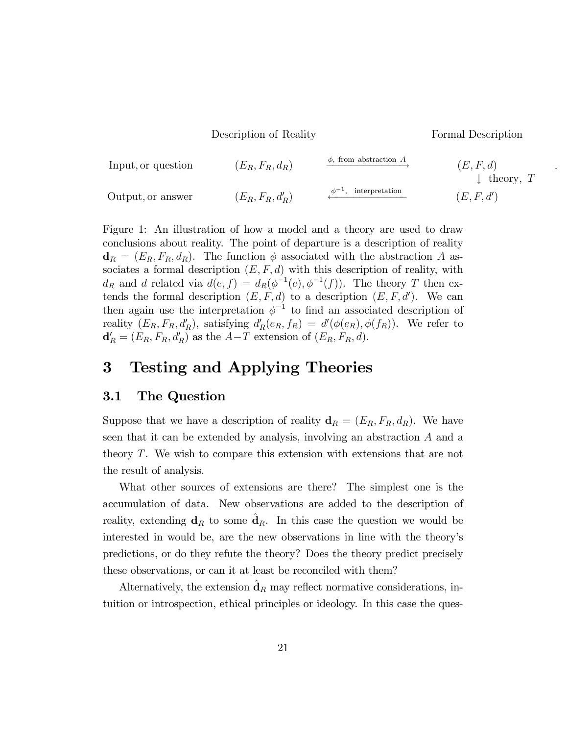| | Description of Reality | | Formal Description |
|---|---|---|---|
| Input, or question | $(E_R, F_R, d_R)$ | $\xrightarrow{\phi,\text{ from abstraction } A}$ | $(E, F, d)$ |
| | | | $\downarrow$ theory, $T$ |
| Output, or answer | $(E_R, F_R, d'_R)$ | $\xleftarrow{\phi^{-1},\text{ interpretation}}$ | $(E, F, d')$ |

Figure 1: An illustration of how a model and a theory are used to draw conclusions about reality. The point of departure is a description of reality $\mathbf{d}_R = (E_R, F_R, d_R)$. The function $\phi$ associated with the abstraction $A$ associates a formal description $(E, F, d)$ with this description of reality, with $d_R$ and $d$ related via $d(e, f) = d_R(\phi^{-1}(e), \phi^{-1}(f))$. The theory $T$ then extends the formal description $(E, F, d)$ to a description $(E, F, d')$. We can then again use the interpretation $\phi^{-1}$ to find an associated description of reality $(E_R, F_R, d'_R)$, satisfying $d'_R(e_R, f_R) = d'(\phi(e_R), \phi(f_R))$. We refer to $\mathbf{d}'_R = (E_R, F_R, d'_R)$ as the $A{-}T$ extension of $(E_R, F_R, d)$.

# 3 Testing and Applying Theories

## 3.1 The Question

Suppose that we have a description of reality $\mathbf{d}_R = (E_R, F_R, d_R)$. We have seen that it can be extended by analysis, involving an abstraction $A$ and a theory $T$. We wish to compare this extension with extensions that are not the result of analysis.

What other sources of extensions are there? The simplest one is the accumulation of data. New observations are added to the description of reality, extending $\mathbf{d}_R$ to some $\hat{\mathbf{d}}_R$. In this case the question we would be interested in would be, are the new observations in line with the theory's predictions, or do they refute the theory? Does the theory predict precisely these observations, or can it at least be reconciled with them?

Alternatively, the extension $\hat{\mathbf{d}}_R$ may reflect normative considerations, intuition or introspection, ethical principles or ideology. In this case the ques-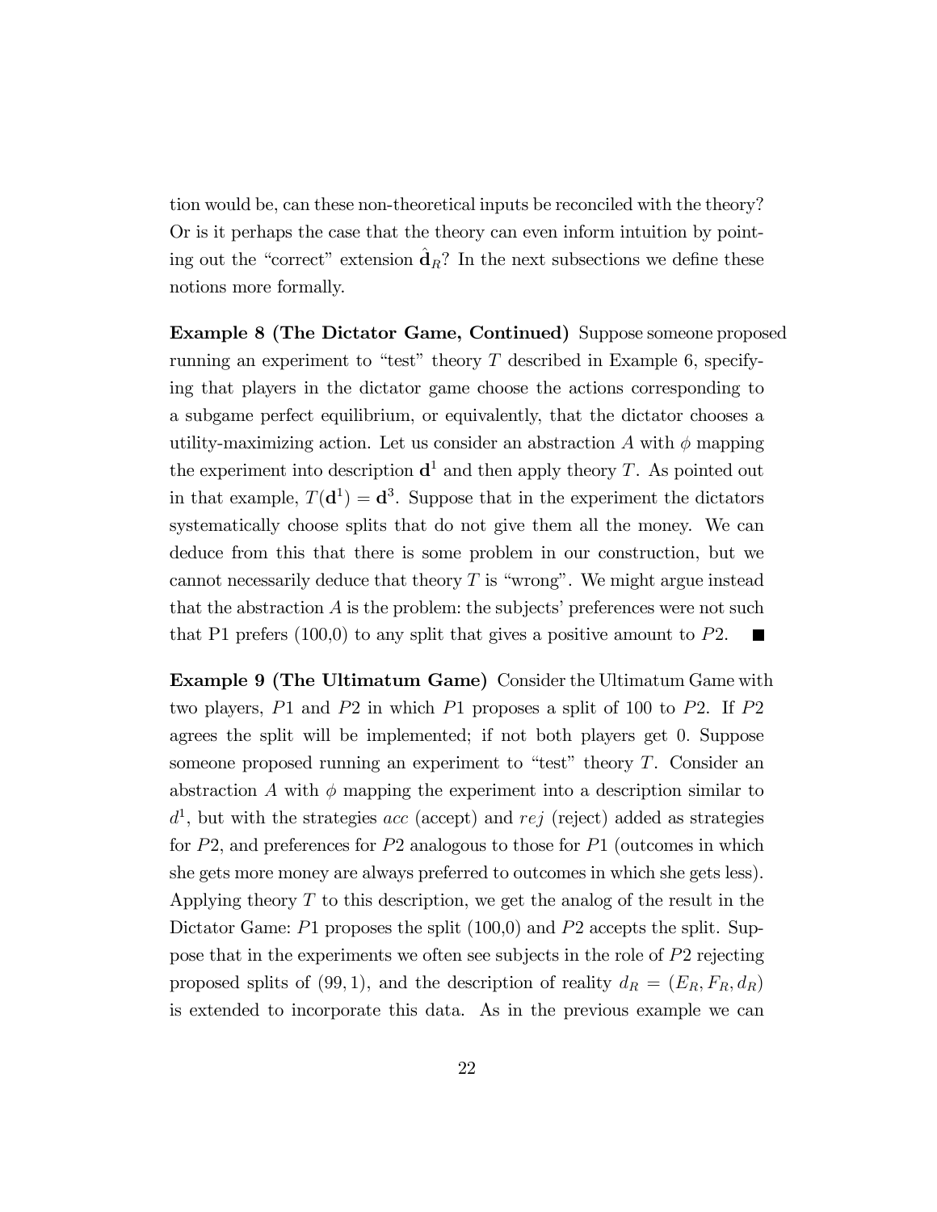tion would be, can these non-theoretical inputs be reconciled with the theory? Or is it perhaps the case that the theory can even inform intuition by pointing out the "correct" extension $\hat{\mathbf{d}}_R$? In the next subsections we define these notions more formally.

**Example 8 (The Dictator Game, Continued)** Suppose someone proposed running an experiment to "test" theory $T$ described in Example 6, specifying that players in the dictator game choose the actions corresponding to a subgame perfect equilibrium, or equivalently, that the dictator chooses a utility-maximizing action. Let us consider an abstraction $A$ with $\phi$ mapping the experiment into description $\mathbf{d}^1$ and then apply theory $T$. As pointed out in that example, $T(\mathbf{d}^1) = \mathbf{d}^3$. Suppose that in the experiment the dictators systematically choose splits that do not give them all the money. We can deduce from this that there is some problem in our construction, but we cannot necessarily deduce that theory $T$ is "wrong". We might argue instead that the abstraction $A$ is the problem: the subjects' preferences were not such that P1 prefers (100,0) to any split that gives a positive amount to $P2$. ■

**Example 9 (The Ultimatum Game)** Consider the Ultimatum Game with two players, $P1$ and $P2$ in which $P1$ proposes a split of 100 to $P2$. If $P2$ agrees the split will be implemented; if not both players get 0. Suppose someone proposed running an experiment to "test" theory $T$. Consider an abstraction $A$ with $\phi$ mapping the experiment into a description similar to $d^1$, but with the strategies $acc$ (accept) and $rej$ (reject) added as strategies for $P2$, and preferences for $P2$ analogous to those for $P1$ (outcomes in which she gets more money are always preferred to outcomes in which she gets less). Applying theory $T$ to this description, we get the analog of the result in the Dictator Game: $P1$ proposes the split (100,0) and $P2$ accepts the split. Suppose that in the experiments we often see subjects in the role of $P2$ rejecting proposed splits of $(99, 1)$, and the description of reality $d_R = (E_R, F_R, d_R)$ is extended to incorporate this data. As in the previous example we can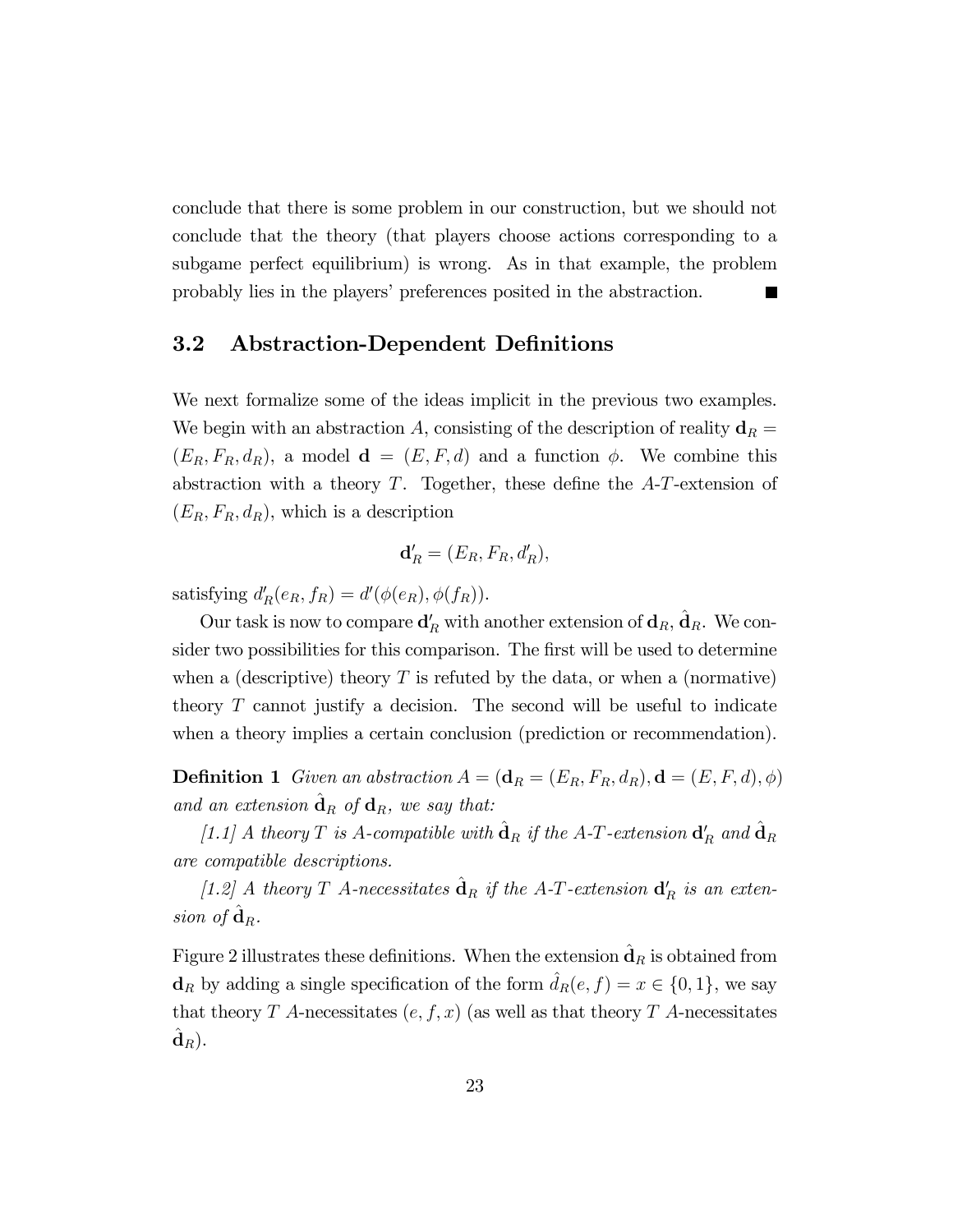conclude that there is some problem in our construction, but we should not conclude that the theory (that players choose actions corresponding to a subgame perfect equilibrium) is wrong. As in that example, the problem probably lies in the players' preferences posited in the abstraction. ■

## 3.2 Abstraction-Dependent Definitions

We next formalize some of the ideas implicit in the previous two examples. We begin with an abstraction $A$, consisting of the description of reality $\mathbf{d}_R = (E_R, F_R, d_R)$, a model $\mathbf{d} = (E, F, d)$ and a function $\phi$. We combine this abstraction with a theory $T$. Together, these define the $A$-$T$-extension of $(E_R, F_R, d_R)$, which is a description

$$\mathbf{d}'_R = (E_R, F_R, d'_R),$$

satisfying $d'_R(e_R, f_R) = d'(\phi(e_R), \phi(f_R))$.

Our task is now to compare $\mathbf{d}'_R$ with another extension of $\mathbf{d}_R$, $\hat{\mathbf{d}}_R$. We consider two possibilities for this comparison. The first will be used to determine when a (descriptive) theory $T$ is refuted by the data, or when a (normative) theory $T$ cannot justify a decision. The second will be useful to indicate when a theory implies a certain conclusion (prediction or recommendation).

**Definition 1** *Given an abstraction $A = (\mathbf{d}_R = (E_R, F_R, d_R), \mathbf{d} = (E, F, d), \phi)$ and an extension $\hat{\mathbf{d}}_R$ of $\mathbf{d}_R$, we say that:*

*[1.1] A theory $T$ is $A$-compatible with $\hat{\mathbf{d}}_R$ if the $A$-$T$-extension $\mathbf{d}'_R$ and $\hat{\mathbf{d}}_R$ are compatible descriptions.*

*[1.2] A theory $T$ $A$-necessitates $\hat{\mathbf{d}}_R$ if the $A$-$T$-extension $\mathbf{d}'_R$ is an extension of $\hat{\mathbf{d}}_R$.*

Figure 2 illustrates these definitions. When the extension $\hat{\mathbf{d}}_R$ is obtained from $\mathbf{d}_R$ by adding a single specification of the form $\hat{d}_R(e, f) = x \in \{0, 1\}$, we say that theory $T$ $A$-necessitates $(e, f, x)$ (as well as that theory $T$ $A$-necessitates $\hat{\mathbf{d}}_R$).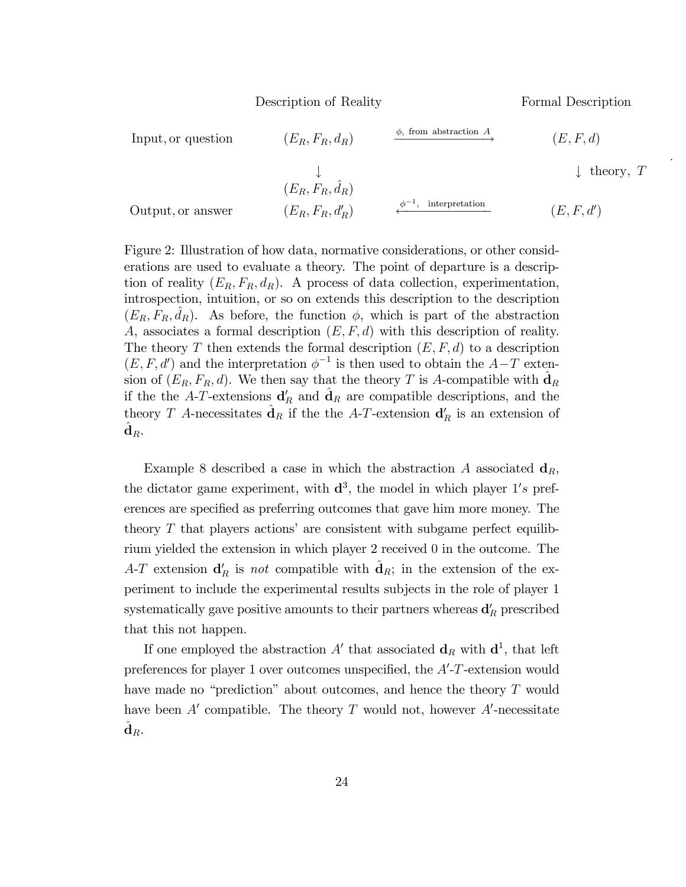| | Description of Reality | | Formal Description |
|---|---|---|---|
| Input, or question | $(E_R, F_R, d_R)$ | $\xrightarrow{\phi,\ \text{from abstraction } A}$ | $(E, F, d)$ |
| | $\downarrow$ | | $\downarrow$ theory, $T$ |
| | $(E_R, F_R, \hat{d}_R)$ | | |
| Output, or answer | $(E_R, F_R, d'_R)$ | $\xleftarrow{\phi^{-1},\ \text{interpretation}}$ | $(E, F, d')$ |

Figure 2: Illustration of how data, normative considerations, or other considerations are used to evaluate a theory. The point of departure is a description of reality $(E_R, F_R, d_R)$. A process of data collection, experimentation, introspection, intuition, or so on extends this description to the description $(E_R, F_R, \hat{d}_R)$. As before, the function $\phi$, which is part of the abstraction $A$, associates a formal description $(E, F, d)$ with this description of reality. The theory $T$ then extends the formal description $(E, F, d)$ to a description $(E, F, d')$ and the interpretation $\phi^{-1}$ is then used to obtain the $A-T$ extension of $(E_R, F_R, d)$. We then say that the theory $T$ is $A$-compatible with $\hat{\mathbf{d}}_R$ if the the $A$-$T$-extensions $\mathbf{d}'_R$ and $\hat{\mathbf{d}}_R$ are compatible descriptions, and the theory $T$ $A$-necessitates $\hat{\mathbf{d}}_R$ if the the $A$-$T$-extension $\mathbf{d}'_R$ is an extension of $\hat{\mathbf{d}}_R$.

Example 8 described a case in which the abstraction $A$ associated $\mathbf{d}_R$, the dictator game experiment, with $\mathbf{d}^3$, the model in which player $1's$ preferences are specified as preferring outcomes that gave him more money. The theory $T$ that players actions' are consistent with subgame perfect equilibrium yielded the extension in which player 2 received 0 in the outcome. The $A$-$T$ extension $\mathbf{d}'_R$ is *not* compatible with $\hat{\mathbf{d}}_R$; in the extension of the experiment to include the experimental results subjects in the role of player 1 systematically gave positive amounts to their partners whereas $\mathbf{d}'_R$ prescribed that this not happen.

If one employed the abstraction $A'$ that associated $\mathbf{d}_R$ with $\mathbf{d}^1$, that left preferences for player 1 over outcomes unspecified, the $A'$-$T$-extension would have made no "prediction" about outcomes, and hence the theory $T$ would have been $A'$ compatible. The theory $T$ would not, however $A'$-necessitate $\hat{\mathbf{d}}_R$.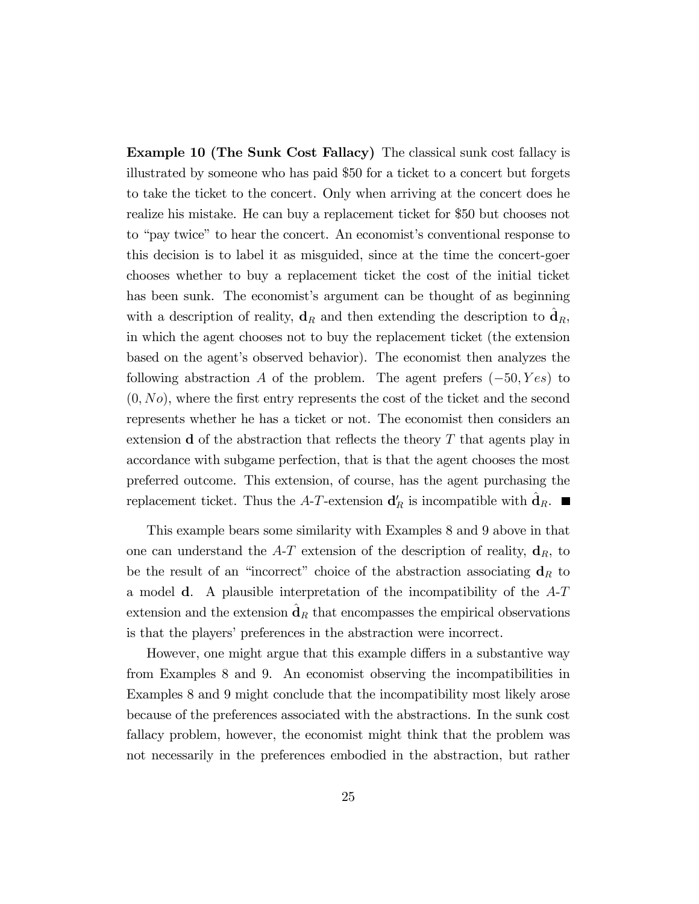**Example 10 (The Sunk Cost Fallacy)** The classical sunk cost fallacy is illustrated by someone who has paid \$50 for a ticket to a concert but forgets to take the ticket to the concert. Only when arriving at the concert does he realize his mistake. He can buy a replacement ticket for \$50 but chooses not to "pay twice" to hear the concert. An economist's conventional response to this decision is to label it as misguided, since at the time the concert-goer chooses whether to buy a replacement ticket the cost of the initial ticket has been sunk. The economist's argument can be thought of as beginning with a description of reality, $\mathbf{d}_R$ and then extending the description to $\hat{\mathbf{d}}_R$, in which the agent chooses not to buy the replacement ticket (the extension based on the agent's observed behavior). The economist then analyzes the following abstraction $A$ of the problem. The agent prefers $(-50, Yes)$ to $(0, No)$, where the first entry represents the cost of the ticket and the second represents whether he has a ticket or not. The economist then considers an extension $\mathbf{d}$ of the abstraction that reflects the theory $T$ that agents play in accordance with subgame perfection, that is that the agent chooses the most preferred outcome. This extension, of course, has the agent purchasing the replacement ticket. Thus the $A$-$T$-extension $\mathbf{d}'_R$ is incompatible with $\hat{\mathbf{d}}_R$. ■

This example bears some similarity with Examples 8 and 9 above in that one can understand the $A$-$T$ extension of the description of reality, $\mathbf{d}_R$, to be the result of an "incorrect" choice of the abstraction associating $\mathbf{d}_R$ to a model $\mathbf{d}$. A plausible interpretation of the incompatibility of the $A$-$T$ extension and the extension $\hat{\mathbf{d}}_R$ that encompasses the empirical observations is that the players' preferences in the abstraction were incorrect.

However, one might argue that this example differs in a substantive way from Examples 8 and 9. An economist observing the incompatibilities in Examples 8 and 9 might conclude that the incompatibility most likely arose because of the preferences associated with the abstractions. In the sunk cost fallacy problem, however, the economist might think that the problem was not necessarily in the preferences embodied in the abstraction, but rather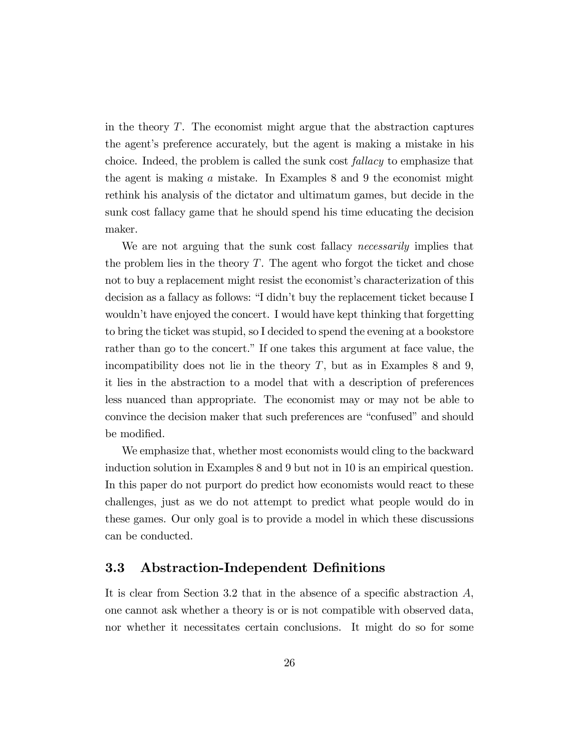in the theory $T$. The economist might argue that the abstraction captures the agent's preference accurately, but the agent is making a mistake in his choice. Indeed, the problem is called the sunk cost *fallacy* to emphasize that the agent is making *a* mistake. In Examples 8 and 9 the economist might rethink his analysis of the dictator and ultimatum games, but decide in the sunk cost fallacy game that he should spend his time educating the decision maker.

We are not arguing that the sunk cost fallacy *necessarily* implies that the problem lies in the theory $T$. The agent who forgot the ticket and chose not to buy a replacement might resist the economist's characterization of this decision as a fallacy as follows: "I didn't buy the replacement ticket because I wouldn't have enjoyed the concert. I would have kept thinking that forgetting to bring the ticket was stupid, so I decided to spend the evening at a bookstore rather than go to the concert." If one takes this argument at face value, the incompatibility does not lie in the theory $T$, but as in Examples 8 and 9, it lies in the abstraction to a model that with a description of preferences less nuanced than appropriate. The economist may or may not be able to convince the decision maker that such preferences are "confused" and should be modified.

We emphasize that, whether most economists would cling to the backward induction solution in Examples 8 and 9 but not in 10 is an empirical question. In this paper do not purport do predict how economists would react to these challenges, just as we do not attempt to predict what people would do in these games. Our only goal is to provide a model in which these discussions can be conducted.

## 3.3 Abstraction-Independent Definitions

It is clear from Section 3.2 that in the absence of a specific abstraction $A$, one cannot ask whether a theory is or is not compatible with observed data, nor whether it necessitates certain conclusions. It might do so for some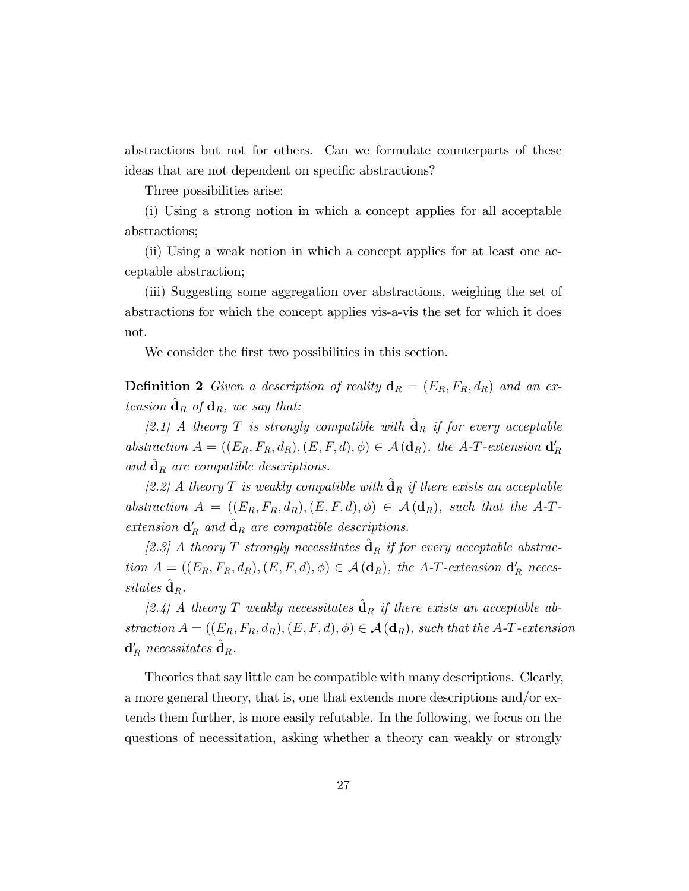abstractions but not for others. Can we formulate counterparts of these ideas that are not dependent on specific abstractions?

Three possibilities arise:

(i) Using a strong notion in which a concept applies for all acceptable abstractions;

(ii) Using a weak notion in which a concept applies for at least one acceptable abstraction;

(iii) Suggesting some aggregation over abstractions, weighing the set of abstractions for which the concept applies vis-a-vis the set for which it does not.

We consider the first two possibilities in this section.

**Definition 2** *Given a description of reality* $\mathbf{d}_R = (E_R, F_R, d_R)$ *and an extension* $\hat{\mathbf{d}}_R$ *of* $\mathbf{d}_R$*, we say that:*

*[2.1] A theory* $T$ *is strongly compatible with* $\hat{\mathbf{d}}_R$ *if for every acceptable abstraction* $A = ((E_R, F_R, d_R), (E, F, d), \phi) \in \mathcal{A}(\mathbf{d}_R)$*, the A-T-extension* $\mathbf{d}'_R$ *and* $\hat{\mathbf{d}}_R$ *are compatible descriptions.*

*[2.2] A theory* $T$ *is weakly compatible with* $\hat{\mathbf{d}}_R$ *if there exists an acceptable abstraction* $A = ((E_R, F_R, d_R), (E, F, d), \phi) \in \mathcal{A}(\mathbf{d}_R)$*, such that the A-T-extension* $\mathbf{d}'_R$ *and* $\hat{\mathbf{d}}_R$ *are compatible descriptions.*

*[2.3] A theory* $T$ *strongly necessitates* $\hat{\mathbf{d}}_R$ *if for every acceptable abstraction* $A = ((E_R, F_R, d_R), (E, F, d), \phi) \in \mathcal{A}(\mathbf{d}_R)$*, the A-T-extension* $\mathbf{d}'_R$ *necessitates* $\hat{\mathbf{d}}_R$*.*

*[2.4] A theory* $T$ *weakly necessitates* $\hat{\mathbf{d}}_R$ *if there exists an acceptable abstraction* $A = ((E_R, F_R, d_R), (E, F, d), \phi) \in \mathcal{A}(\mathbf{d}_R)$*, such that the A-T-extension* $\mathbf{d}'_R$ *necessitates* $\hat{\mathbf{d}}_R$*.*

Theories that say little can be compatible with many descriptions. Clearly, a more general theory, that is, one that extends more descriptions and/or extends them further, is more easily refutable. In the following, we focus on the questions of necessitation, asking whether a theory can weakly or strongly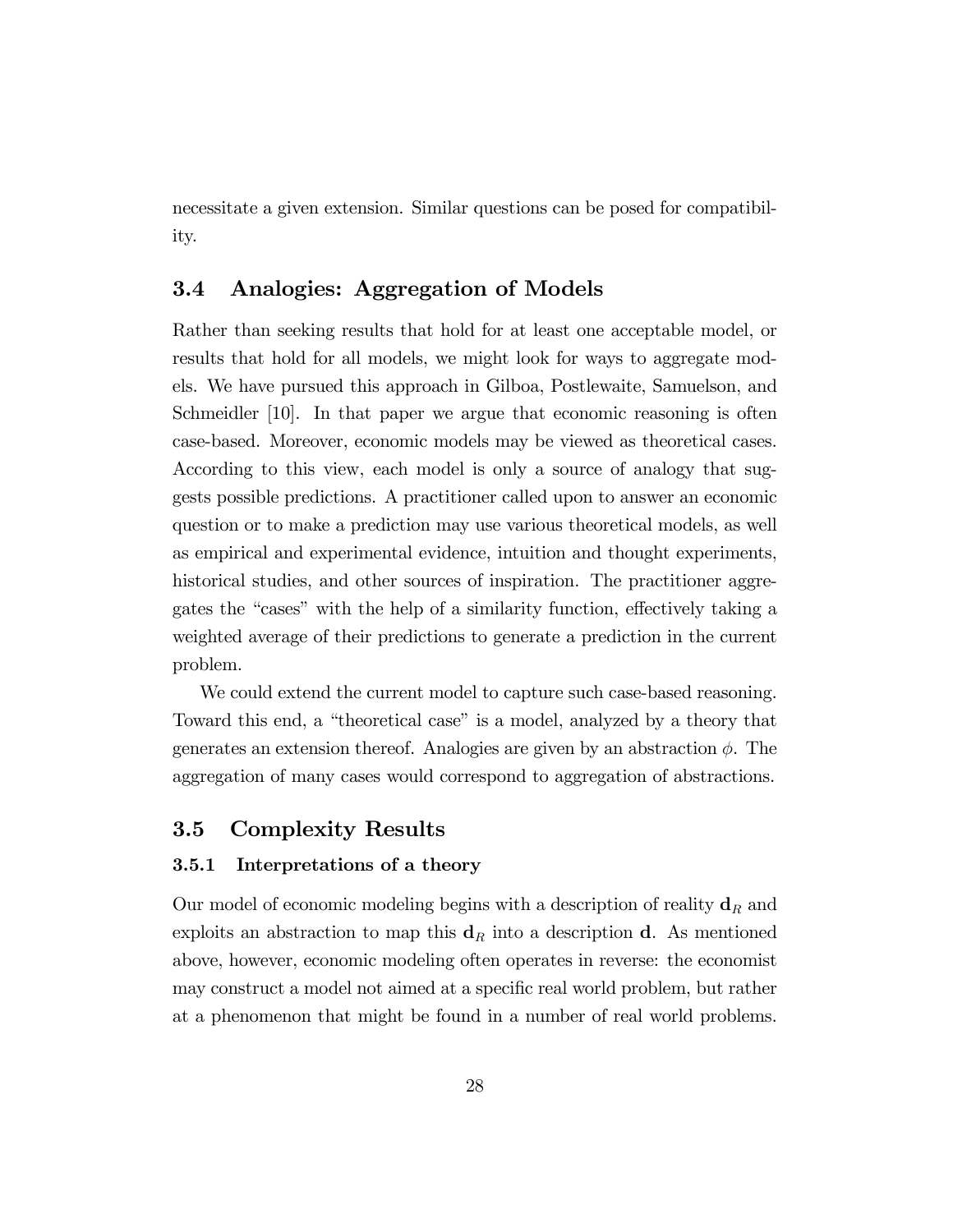necessitate a given extension. Similar questions can be posed for compatibility.

## 3.4 Analogies: Aggregation of Models

Rather than seeking results that hold for at least one acceptable model, or results that hold for all models, we might look for ways to aggregate models. We have pursued this approach in Gilboa, Postlewaite, Samuelson, and Schmeidler [10]. In that paper we argue that economic reasoning is often case-based. Moreover, economic models may be viewed as theoretical cases. According to this view, each model is only a source of analogy that suggests possible predictions. A practitioner called upon to answer an economic question or to make a prediction may use various theoretical models, as well as empirical and experimental evidence, intuition and thought experiments, historical studies, and other sources of inspiration. The practitioner aggregates the "cases" with the help of a similarity function, effectively taking a weighted average of their predictions to generate a prediction in the current problem.

We could extend the current model to capture such case-based reasoning. Toward this end, a "theoretical case" is a model, analyzed by a theory that generates an extension thereof. Analogies are given by an abstraction $\phi$. The aggregation of many cases would correspond to aggregation of abstractions.

## 3.5 Complexity Results

### 3.5.1 Interpretations of a theory

Our model of economic modeling begins with a description of reality $\mathbf{d}_R$ and exploits an abstraction to map this $\mathbf{d}_R$ into a description $\mathbf{d}$. As mentioned above, however, economic modeling often operates in reverse: the economist may construct a model not aimed at a specific real world problem, but rather at a phenomenon that might be found in a number of real world problems.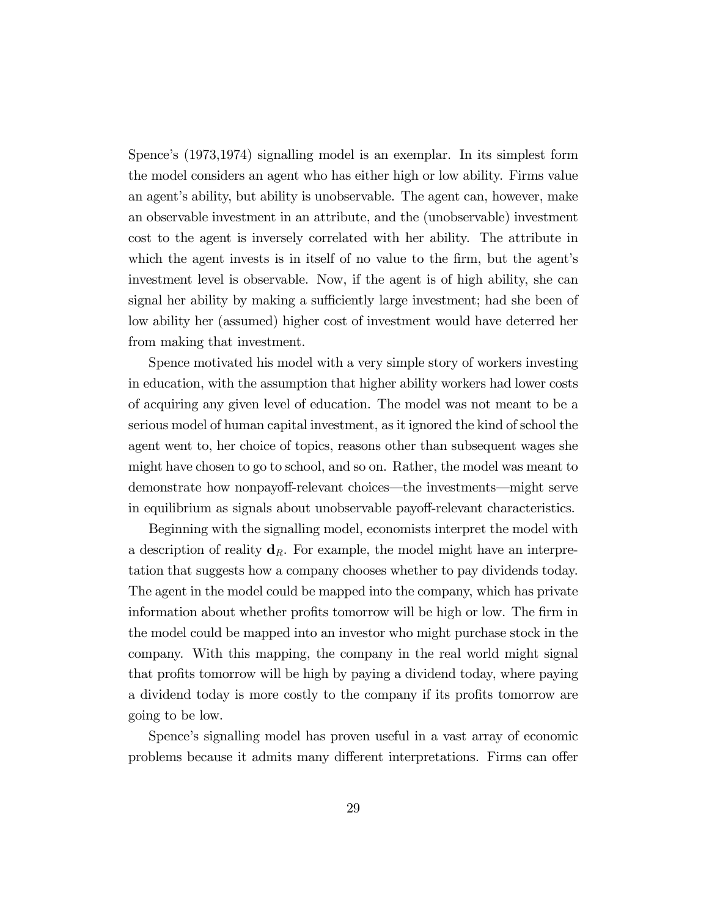Spence's (1973,1974) signalling model is an exemplar. In its simplest form the model considers an agent who has either high or low ability. Firms value an agent's ability, but ability is unobservable. The agent can, however, make an observable investment in an attribute, and the (unobservable) investment cost to the agent is inversely correlated with her ability. The attribute in which the agent invests is in itself of no value to the firm, but the agent's investment level is observable. Now, if the agent is of high ability, she can signal her ability by making a sufficiently large investment; had she been of low ability her (assumed) higher cost of investment would have deterred her from making that investment.

Spence motivated his model with a very simple story of workers investing in education, with the assumption that higher ability workers had lower costs of acquiring any given level of education. The model was not meant to be a serious model of human capital investment, as it ignored the kind of school the agent went to, her choice of topics, reasons other than subsequent wages she might have chosen to go to school, and so on. Rather, the model was meant to demonstrate how nonpayoff-relevant choices—the investments—might serve in equilibrium as signals about unobservable payoff-relevant characteristics.

Beginning with the signalling model, economists interpret the model with a description of reality $\mathbf{d}_R$. For example, the model might have an interpretation that suggests how a company chooses whether to pay dividends today. The agent in the model could be mapped into the company, which has private information about whether profits tomorrow will be high or low. The firm in the model could be mapped into an investor who might purchase stock in the company. With this mapping, the company in the real world might signal that profits tomorrow will be high by paying a dividend today, where paying a dividend today is more costly to the company if its profits tomorrow are going to be low.

Spence's signalling model has proven useful in a vast array of economic problems because it admits many different interpretations. Firms can offer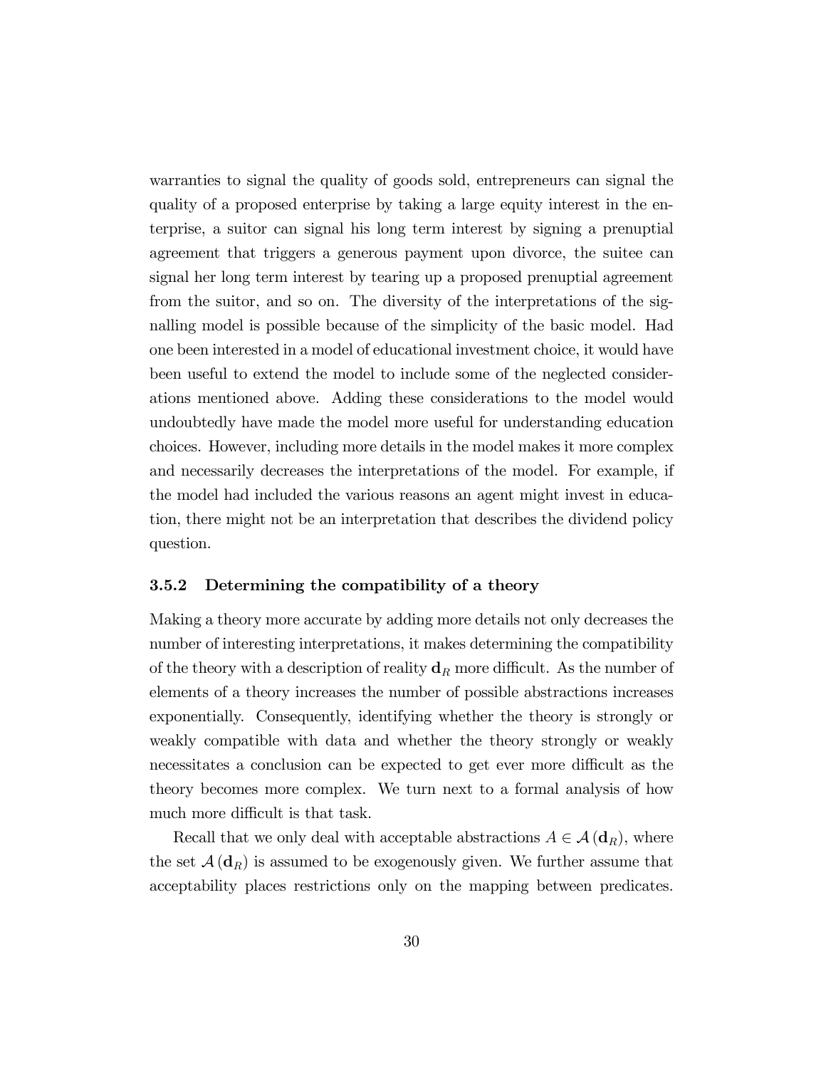warranties to signal the quality of goods sold, entrepreneurs can signal the quality of a proposed enterprise by taking a large equity interest in the enterprise, a suitor can signal his long term interest by signing a prenuptial agreement that triggers a generous payment upon divorce, the suitee can signal her long term interest by tearing up a proposed prenuptial agreement from the suitor, and so on. The diversity of the interpretations of the signalling model is possible because of the simplicity of the basic model. Had one been interested in a model of educational investment choice, it would have been useful to extend the model to include some of the neglected considerations mentioned above. Adding these considerations to the model would undoubtedly have made the model more useful for understanding education choices. However, including more details in the model makes it more complex and necessarily decreases the interpretations of the model. For example, if the model had included the various reasons an agent might invest in education, there might not be an interpretation that describes the dividend policy question.

### 3.5.2 Determining the compatibility of a theory

Making a theory more accurate by adding more details not only decreases the number of interesting interpretations, it makes determining the compatibility of the theory with a description of reality $\mathbf{d}_R$ more difficult. As the number of elements of a theory increases the number of possible abstractions increases exponentially. Consequently, identifying whether the theory is strongly or weakly compatible with data and whether the theory strongly or weakly necessitates a conclusion can be expected to get ever more difficult as the theory becomes more complex. We turn next to a formal analysis of how much more difficult is that task.

Recall that we only deal with acceptable abstractions $A \in \mathcal{A}(\mathbf{d}_R)$, where the set $\mathcal{A}(\mathbf{d}_R)$ is assumed to be exogenously given. We further assume that acceptability places restrictions only on the mapping between predicates.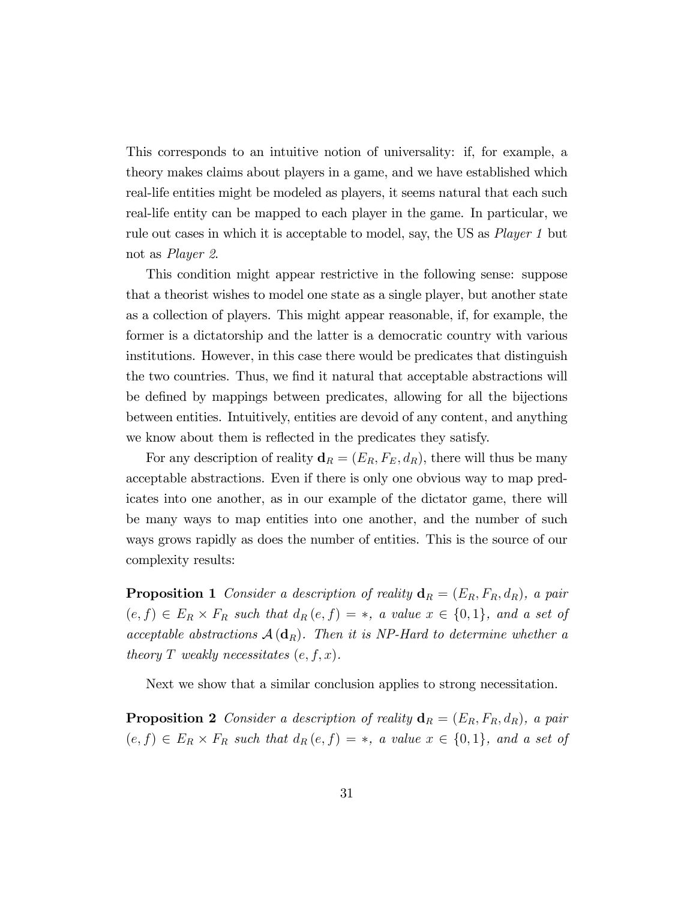This corresponds to an intuitive notion of universality: if, for example, a theory makes claims about players in a game, and we have established which real-life entities might be modeled as players, it seems natural that each such real-life entity can be mapped to each player in the game. In particular, we rule out cases in which it is acceptable to model, say, the US as *Player 1* but not as *Player 2*.

This condition might appear restrictive in the following sense: suppose that a theorist wishes to model one state as a single player, but another state as a collection of players. This might appear reasonable, if, for example, the former is a dictatorship and the latter is a democratic country with various institutions. However, in this case there would be predicates that distinguish the two countries. Thus, we find it natural that acceptable abstractions will be defined by mappings between predicates, allowing for all the bijections between entities. Intuitively, entities are devoid of any content, and anything we know about them is reflected in the predicates they satisfy.

For any description of reality $\mathbf{d}_R = (E_R, F_E, d_R)$, there will thus be many acceptable abstractions. Even if there is only one obvious way to map predicates into one another, as in our example of the dictator game, there will be many ways to map entities into one another, and the number of such ways grows rapidly as does the number of entities. This is the source of our complexity results:

**Proposition 1** *Consider a description of reality $\mathbf{d}_R = (E_R, F_R, d_R)$, a pair $(e, f) \in E_R \times F_R$ such that $d_R(e, f) = *$, a value $x \in \{0, 1\}$, and a set of acceptable abstractions $\mathcal{A}(\mathbf{d}_R)$. Then it is NP-Hard to determine whether a theory $T$ weakly necessitates $(e, f, x)$.*

Next we show that a similar conclusion applies to strong necessitation.

**Proposition 2** *Consider a description of reality $\mathbf{d}_R = (E_R, F_R, d_R)$, a pair $(e, f) \in E_R \times F_R$ such that $d_R(e, f) = *$, a value $x \in \{0, 1\}$, and a set of*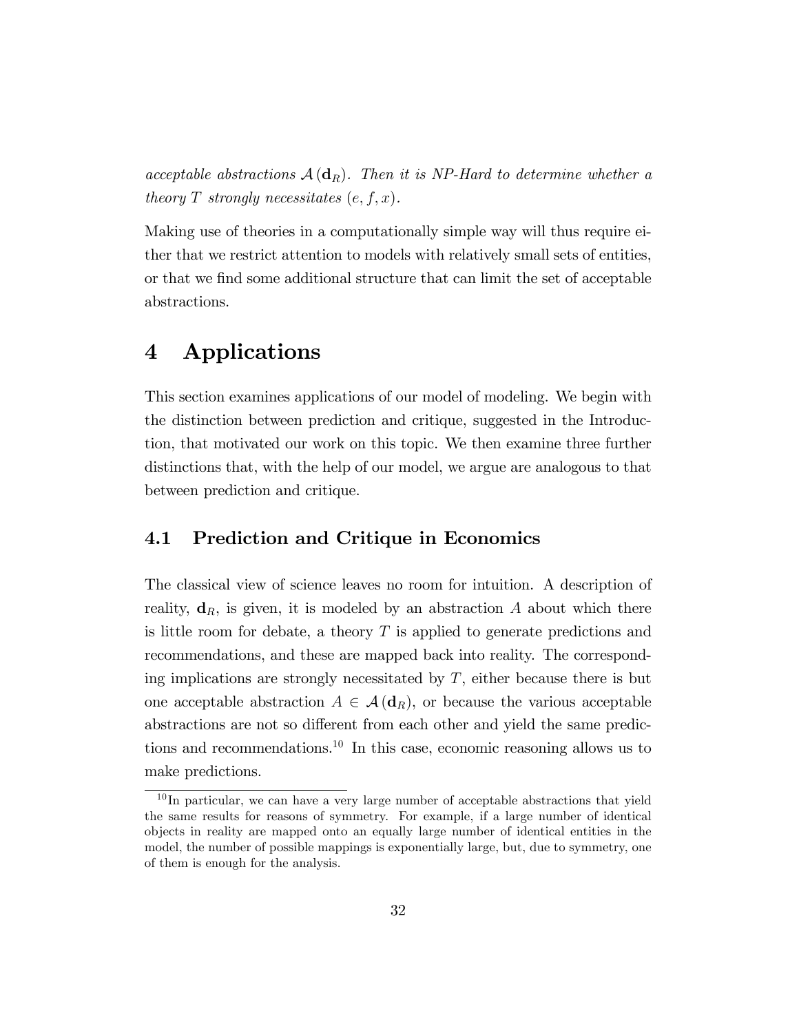*acceptable abstractions $\mathcal{A}(\mathbf{d}_R)$. Then it is NP-Hard to determine whether a theory $T$ strongly necessitates $(e, f, x)$.*

Making use of theories in a computationally simple way will thus require either that we restrict attention to models with relatively small sets of entities, or that we find some additional structure that can limit the set of acceptable abstractions.

# 4 Applications

This section examines applications of our model of modeling. We begin with the distinction between prediction and critique, suggested in the Introduction, that motivated our work on this topic. We then examine three further distinctions that, with the help of our model, we argue are analogous to that between prediction and critique.

## 4.1 Prediction and Critique in Economics

The classical view of science leaves no room for intuition. A description of reality, $\mathbf{d}_R$, is given, it is modeled by an abstraction $A$ about which there is little room for debate, a theory $T$ is applied to generate predictions and recommendations, and these are mapped back into reality. The corresponding implications are strongly necessitated by $T$, either because there is but one acceptable abstraction $A \in \mathcal{A}(\mathbf{d}_R)$, or because the various acceptable abstractions are not so different from each other and yield the same predictions and recommendations.[10] In this case, economic reasoning allows us to make predictions.

[10] In particular, we can have a very large number of acceptable abstractions that yield the same results for reasons of symmetry. For example, if a large number of identical objects in reality are mapped onto an equally large number of identical entities in the model, the number of possible mappings is exponentially large, but, due to symmetry, one of them is enough for the analysis.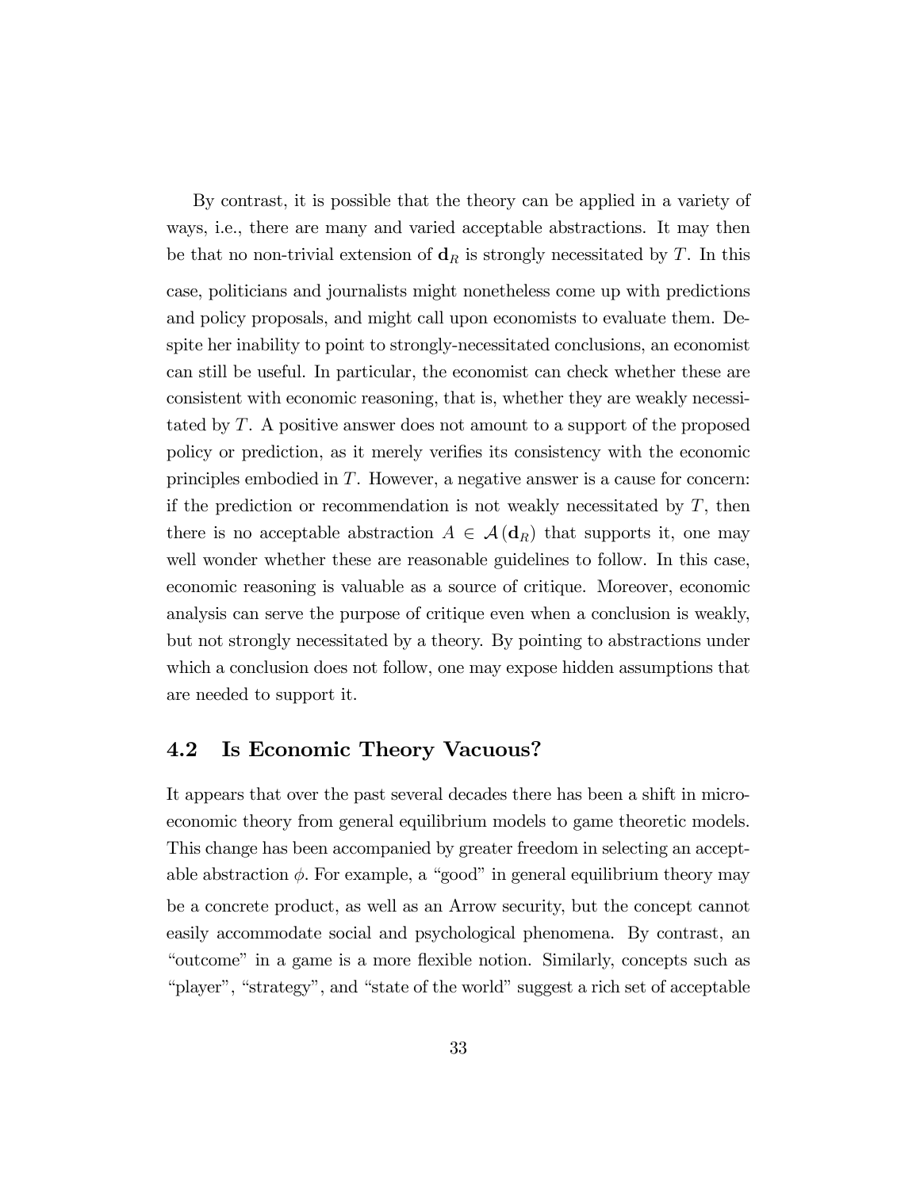By contrast, it is possible that the theory can be applied in a variety of ways, i.e., there are many and varied acceptable abstractions. It may then be that no non-trivial extension of $\mathbf{d}_R$ is strongly necessitated by $T$. In this case, politicians and journalists might nonetheless come up with predictions and policy proposals, and might call upon economists to evaluate them. Despite her inability to point to strongly-necessitated conclusions, an economist can still be useful. In particular, the economist can check whether these are consistent with economic reasoning, that is, whether they are weakly necessitated by $T$. A positive answer does not amount to a support of the proposed policy or prediction, as it merely verifies its consistency with the economic principles embodied in $T$. However, a negative answer is a cause for concern: if the prediction or recommendation is not weakly necessitated by $T$, then there is no acceptable abstraction $A \in \mathcal{A}(\mathbf{d}_R)$ that supports it, one may well wonder whether these are reasonable guidelines to follow. In this case, economic reasoning is valuable as a source of critique. Moreover, economic analysis can serve the purpose of critique even when a conclusion is weakly, but not strongly necessitated by a theory. By pointing to abstractions under which a conclusion does not follow, one may expose hidden assumptions that are needed to support it.

## 4.2 Is Economic Theory Vacuous?

It appears that over the past several decades there has been a shift in microeconomic theory from general equilibrium models to game theoretic models. This change has been accompanied by greater freedom in selecting an acceptable abstraction $\phi$. For example, a "good" in general equilibrium theory may be a concrete product, as well as an Arrow security, but the concept cannot easily accommodate social and psychological phenomena. By contrast, an "outcome" in a game is a more flexible notion. Similarly, concepts such as "player", "strategy", and "state of the world" suggest a rich set of acceptable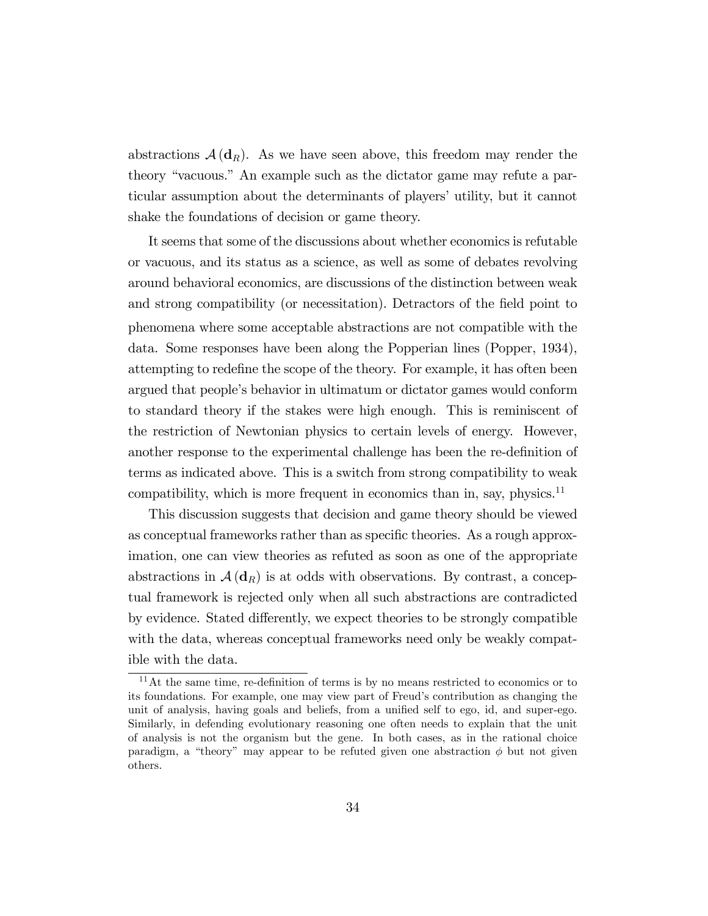abstractions $\mathcal{A}(\mathbf{d}_R)$. As we have seen above, this freedom may render the theory "vacuous." An example such as the dictator game may refute a particular assumption about the determinants of players' utility, but it cannot shake the foundations of decision or game theory.

It seems that some of the discussions about whether economics is refutable or vacuous, and its status as a science, as well as some of debates revolving around behavioral economics, are discussions of the distinction between weak and strong compatibility (or necessitation). Detractors of the field point to phenomena where some acceptable abstractions are not compatible with the data. Some responses have been along the Popperian lines (Popper, 1934), attempting to redefine the scope of the theory. For example, it has often been argued that people's behavior in ultimatum or dictator games would conform to standard theory if the stakes were high enough. This is reminiscent of the restriction of Newtonian physics to certain levels of energy. However, another response to the experimental challenge has been the re-definition of terms as indicated above. This is a switch from strong compatibility to weak compatibility, which is more frequent in economics than in, say, physics.[11]

This discussion suggests that decision and game theory should be viewed as conceptual frameworks rather than as specific theories. As a rough approximation, one can view theories as refuted as soon as one of the appropriate abstractions in $\mathcal{A}(\mathbf{d}_R)$ is at odds with observations. By contrast, a conceptual framework is rejected only when all such abstractions are contradicted by evidence. Stated differently, we expect theories to be strongly compatible with the data, whereas conceptual frameworks need only be weakly compatible with the data.

[11] At the same time, re-definition of terms is by no means restricted to economics or to its foundations. For example, one may view part of Freud's contribution as changing the unit of analysis, having goals and beliefs, from a unified self to ego, id, and super-ego. Similarly, in defending evolutionary reasoning one often needs to explain that the unit of analysis is not the organism but the gene. In both cases, as in the rational choice paradigm, a "theory" may appear to be refuted given one abstraction $\phi$ but not given others.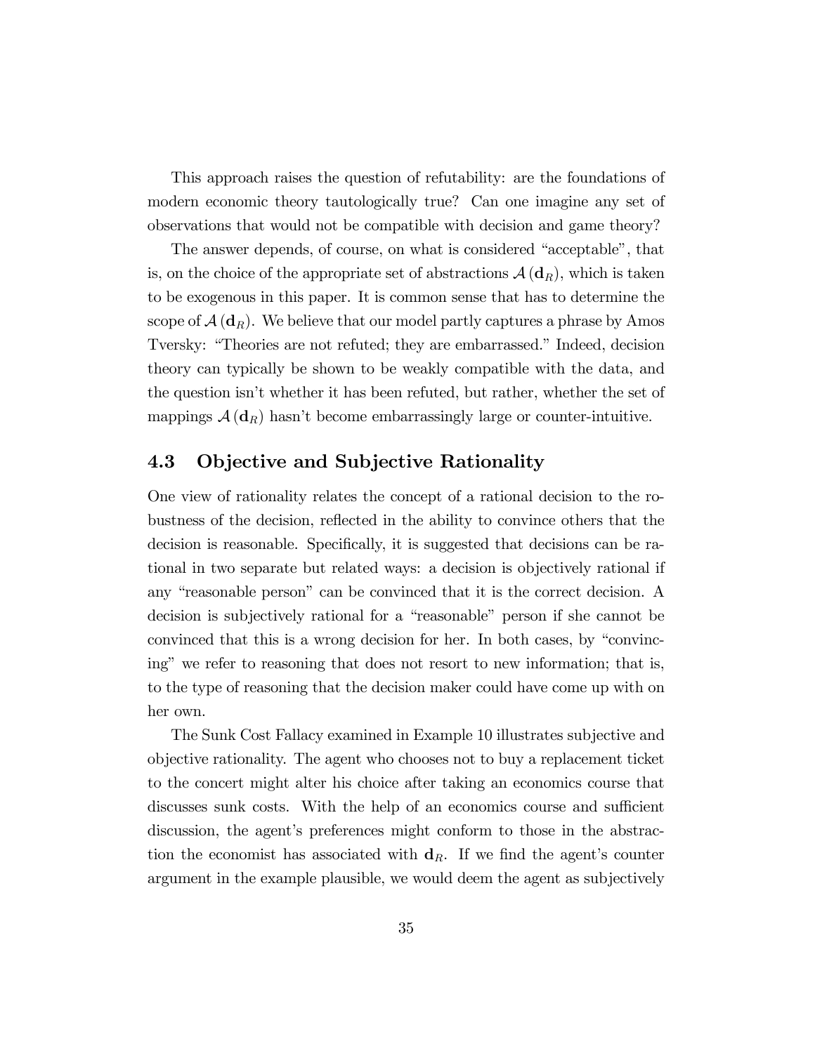This approach raises the question of refutability: are the foundations of modern economic theory tautologically true? Can one imagine any set of observations that would not be compatible with decision and game theory?

The answer depends, of course, on what is considered "acceptable", that is, on the choice of the appropriate set of abstractions $\mathcal{A}(\mathbf{d}_R)$, which is taken to be exogenous in this paper. It is common sense that has to determine the scope of $\mathcal{A}(\mathbf{d}_R)$. We believe that our model partly captures a phrase by Amos Tversky: "Theories are not refuted; they are embarrassed." Indeed, decision theory can typically be shown to be weakly compatible with the data, and the question isn't whether it has been refuted, but rather, whether the set of mappings $\mathcal{A}(\mathbf{d}_R)$ hasn't become embarrassingly large or counter-intuitive.

## 4.3 Objective and Subjective Rationality

One view of rationality relates the concept of a rational decision to the robustness of the decision, reflected in the ability to convince others that the decision is reasonable. Specifically, it is suggested that decisions can be rational in two separate but related ways: a decision is objectively rational if any "reasonable person" can be convinced that it is the correct decision. A decision is subjectively rational for a "reasonable" person if she cannot be convinced that this is a wrong decision for her. In both cases, by "convincing" we refer to reasoning that does not resort to new information; that is, to the type of reasoning that the decision maker could have come up with on her own.

The Sunk Cost Fallacy examined in Example 10 illustrates subjective and objective rationality. The agent who chooses not to buy a replacement ticket to the concert might alter his choice after taking an economics course that discusses sunk costs. With the help of an economics course and sufficient discussion, the agent's preferences might conform to those in the abstraction the economist has associated with $\mathbf{d}_R$. If we find the agent's counter argument in the example plausible, we would deem the agent as subjectively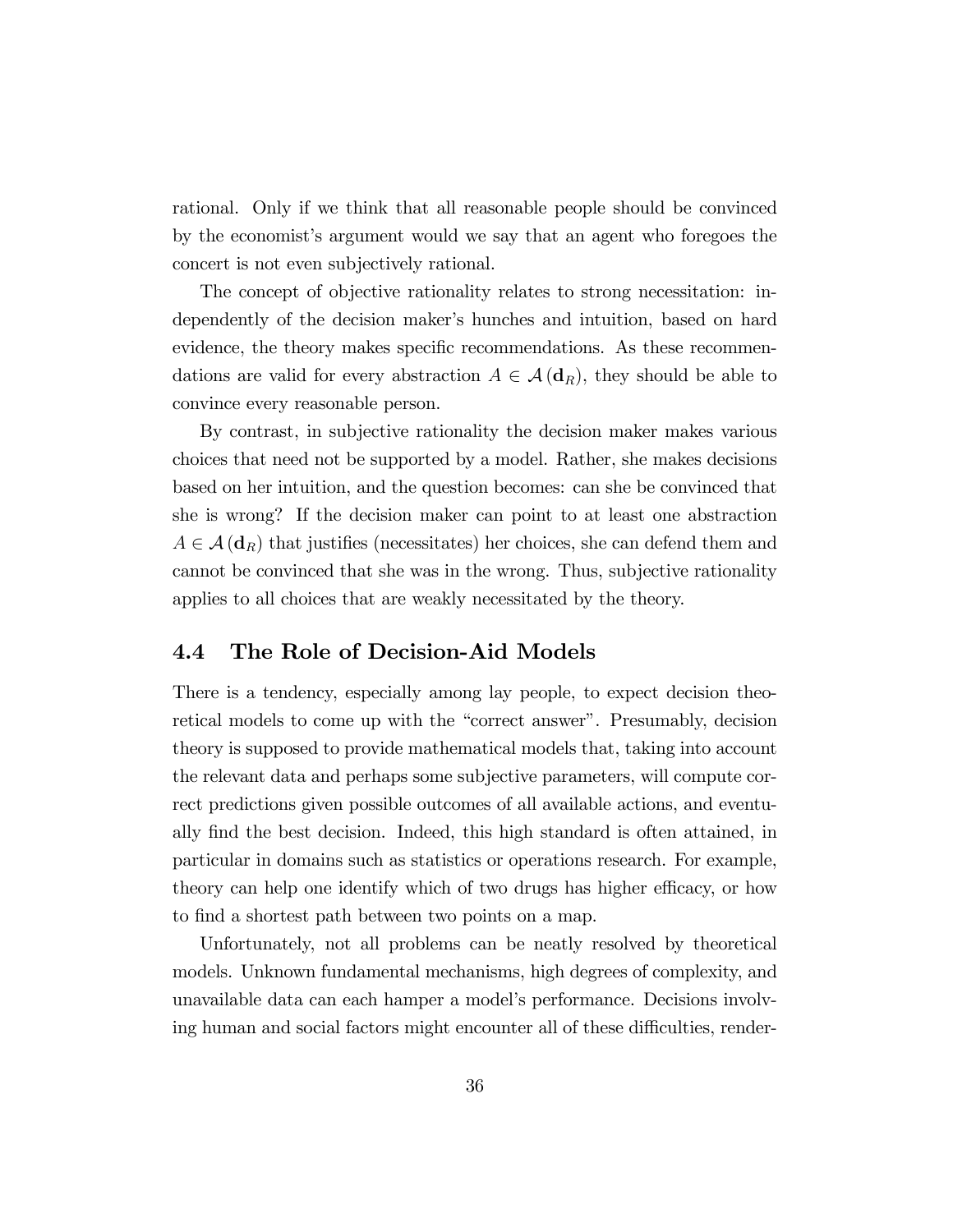rational. Only if we think that all reasonable people should be convinced by the economist's argument would we say that an agent who foregoes the concert is not even subjectively rational.

The concept of objective rationality relates to strong necessitation: independently of the decision maker's hunches and intuition, based on hard evidence, the theory makes specific recommendations. As these recommendations are valid for every abstraction $A \in \mathcal{A}(\mathbf{d}_R)$, they should be able to convince every reasonable person.

By contrast, in subjective rationality the decision maker makes various choices that need not be supported by a model. Rather, she makes decisions based on her intuition, and the question becomes: can she be convinced that she is wrong? If the decision maker can point to at least one abstraction $A \in \mathcal{A}(\mathbf{d}_R)$ that justifies (necessitates) her choices, she can defend them and cannot be convinced that she was in the wrong. Thus, subjective rationality applies to all choices that are weakly necessitated by the theory.

## 4.4 The Role of Decision-Aid Models

There is a tendency, especially among lay people, to expect decision theoretical models to come up with the "correct answer". Presumably, decision theory is supposed to provide mathematical models that, taking into account the relevant data and perhaps some subjective parameters, will compute correct predictions given possible outcomes of all available actions, and eventually find the best decision. Indeed, this high standard is often attained, in particular in domains such as statistics or operations research. For example, theory can help one identify which of two drugs has higher efficacy, or how to find a shortest path between two points on a map.

Unfortunately, not all problems can be neatly resolved by theoretical models. Unknown fundamental mechanisms, high degrees of complexity, and unavailable data can each hamper a model's performance. Decisions involving human and social factors might encounter all of these difficulties, render-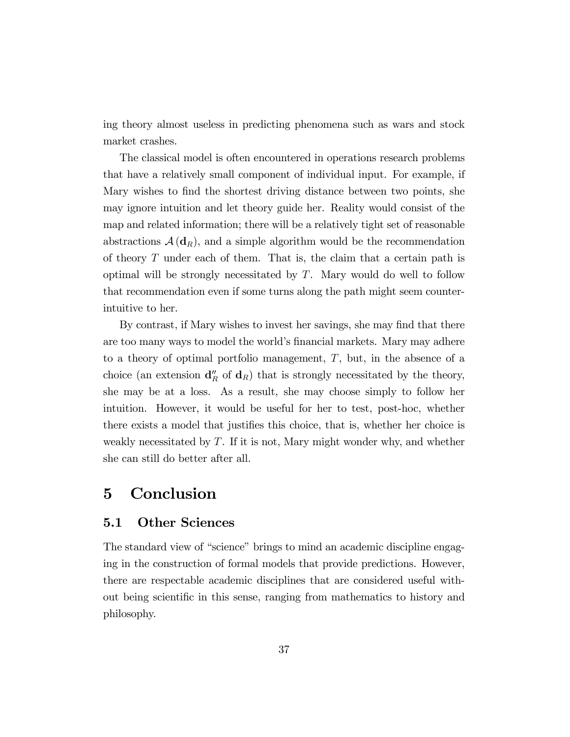ing theory almost useless in predicting phenomena such as wars and stock market crashes.

The classical model is often encountered in operations research problems that have a relatively small component of individual input. For example, if Mary wishes to find the shortest driving distance between two points, she may ignore intuition and let theory guide her. Reality would consist of the map and related information; there will be a relatively tight set of reasonable abstractions $\mathcal{A}(\mathbf{d}_R)$, and a simple algorithm would be the recommendation of theory $T$ under each of them. That is, the claim that a certain path is optimal will be strongly necessitated by $T$. Mary would do well to follow that recommendation even if some turns along the path might seem counterintuitive to her.

By contrast, if Mary wishes to invest her savings, she may find that there are too many ways to model the world's financial markets. Mary may adhere to a theory of optimal portfolio management, $T$, but, in the absence of a choice (an extension $\mathbf{d}''_R$ of $\mathbf{d}_R$) that is strongly necessitated by the theory, she may be at a loss. As a result, she may choose simply to follow her intuition. However, it would be useful for her to test, post-hoc, whether there exists a model that justifies this choice, that is, whether her choice is weakly necessitated by $T$. If it is not, Mary might wonder why, and whether she can still do better after all.

# 5 Conclusion

## 5.1 Other Sciences

The standard view of "science" brings to mind an academic discipline engaging in the construction of formal models that provide predictions. However, there are respectable academic disciplines that are considered useful without being scientific in this sense, ranging from mathematics to history and philosophy.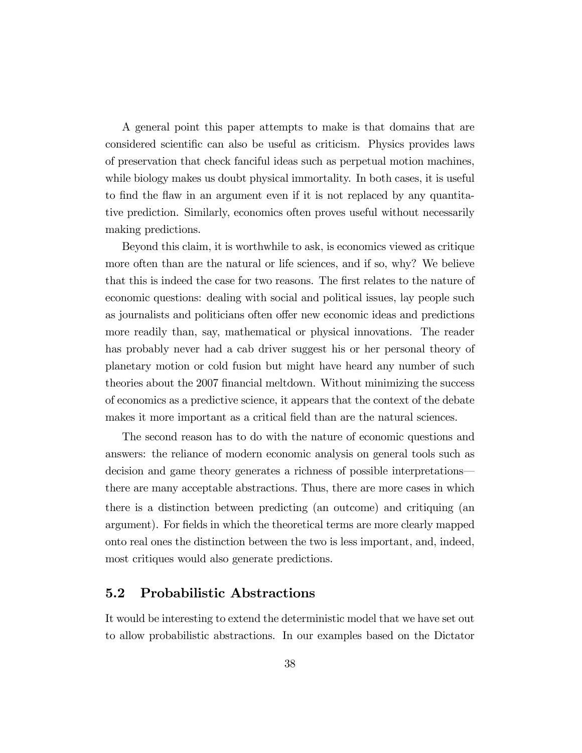A general point this paper attempts to make is that domains that are considered scientific can also be useful as criticism. Physics provides laws of preservation that check fanciful ideas such as perpetual motion machines, while biology makes us doubt physical immortality. In both cases, it is useful to find the flaw in an argument even if it is not replaced by any quantitative prediction. Similarly, economics often proves useful without necessarily making predictions.

Beyond this claim, it is worthwhile to ask, is economics viewed as critique more often than are the natural or life sciences, and if so, why? We believe that this is indeed the case for two reasons. The first relates to the nature of economic questions: dealing with social and political issues, lay people such as journalists and politicians often offer new economic ideas and predictions more readily than, say, mathematical or physical innovations. The reader has probably never had a cab driver suggest his or her personal theory of planetary motion or cold fusion but might have heard any number of such theories about the 2007 financial meltdown. Without minimizing the success of economics as a predictive science, it appears that the context of the debate makes it more important as a critical field than are the natural sciences.

The second reason has to do with the nature of economic questions and answers: the reliance of modern economic analysis on general tools such as decision and game theory generates a richness of possible interpretations—there are many acceptable abstractions. Thus, there are more cases in which there is a distinction between predicting (an outcome) and critiquing (an argument). For fields in which the theoretical terms are more clearly mapped onto real ones the distinction between the two is less important, and, indeed, most critiques would also generate predictions.

## 5.2 Probabilistic Abstractions

It would be interesting to extend the deterministic model that we have set out to allow probabilistic abstractions. In our examples based on the Dictator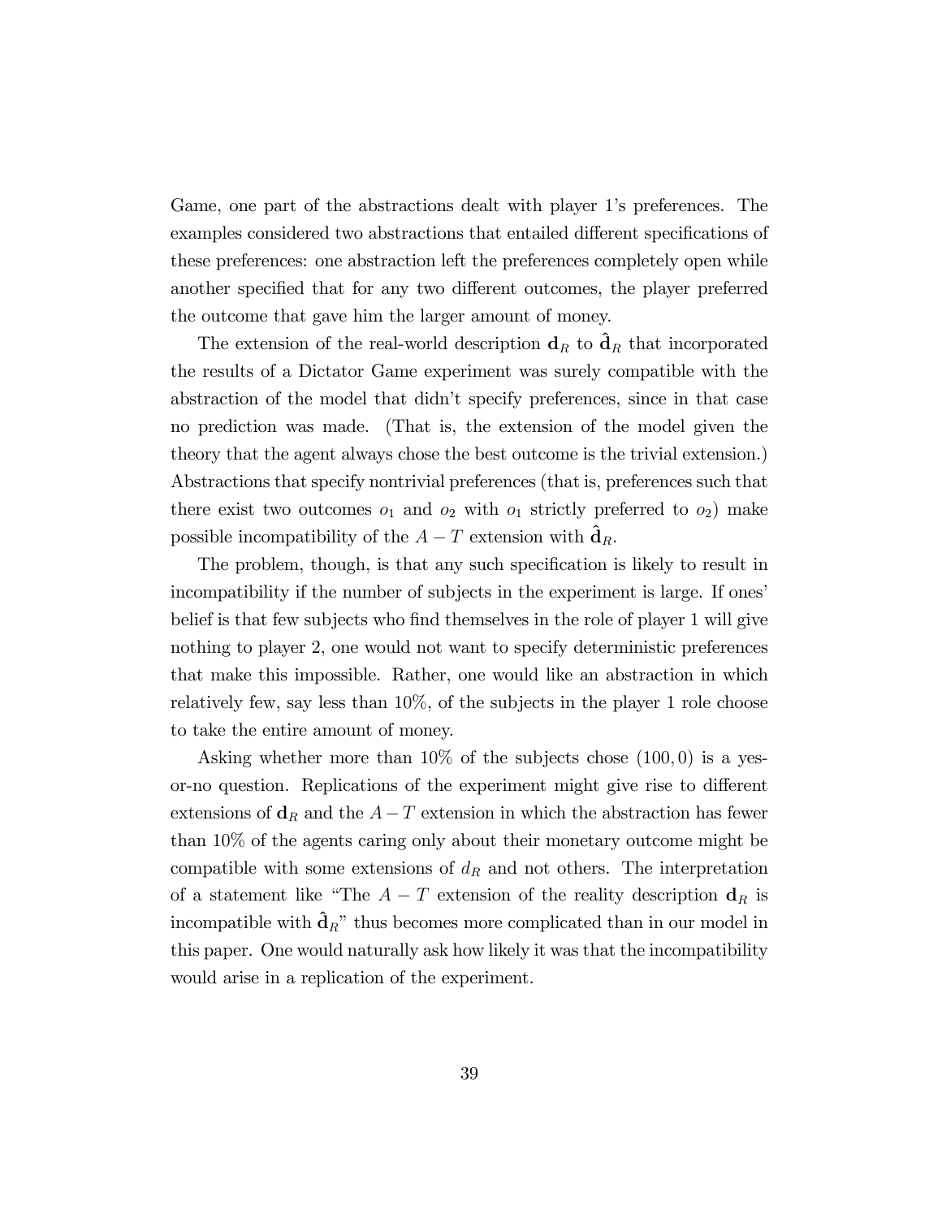Game, one part of the abstractions dealt with player 1's preferences. The examples considered two abstractions that entailed different specifications of these preferences: one abstraction left the preferences completely open while another specified that for any two different outcomes, the player preferred the outcome that gave him the larger amount of money.

The extension of the real-world description $\mathbf{d}_R$ to $\hat{\mathbf{d}}_R$ that incorporated the results of a Dictator Game experiment was surely compatible with the abstraction of the model that didn't specify preferences, since in that case no prediction was made. (That is, the extension of the model given the theory that the agent always chose the best outcome is the trivial extension.) Abstractions that specify nontrivial preferences (that is, preferences such that there exist two outcomes $o_1$ and $o_2$ with $o_1$ strictly preferred to $o_2$) make possible incompatibility of the $A-T$ extension with $\hat{\mathbf{d}}_R$.

The problem, though, is that any such specification is likely to result in incompatibility if the number of subjects in the experiment is large. If ones' belief is that few subjects who find themselves in the role of player 1 will give nothing to player 2, one would not want to specify deterministic preferences that make this impossible. Rather, one would like an abstraction in which relatively few, say less than 10%, of the subjects in the player 1 role choose to take the entire amount of money.

Asking whether more than 10% of the subjects chose $(100, 0)$ is a yes-or-no question. Replications of the experiment might give rise to different extensions of $\mathbf{d}_R$ and the $A-T$ extension in which the abstraction has fewer than 10% of the agents caring only about their monetary outcome might be compatible with some extensions of $d_R$ and not others. The interpretation of a statement like "The $A-T$ extension of the reality description $\mathbf{d}_R$ is incompatible with $\hat{\mathbf{d}}_R$" thus becomes more complicated than in our model in this paper. One would naturally ask how likely it was that the incompatibility would arise in a replication of the experiment.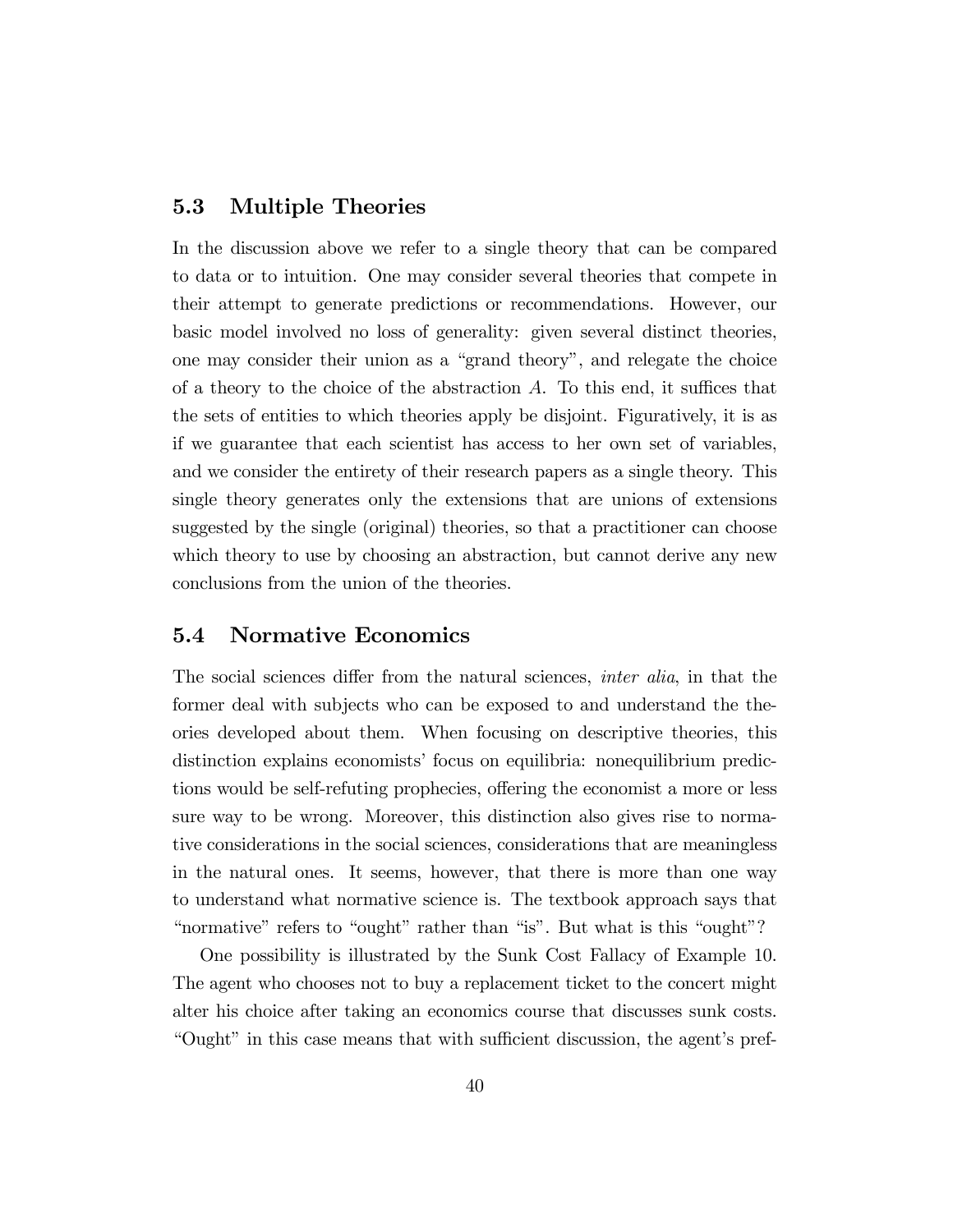## 5.3 Multiple Theories

In the discussion above we refer to a single theory that can be compared to data or to intuition. One may consider several theories that compete in their attempt to generate predictions or recommendations. However, our basic model involved no loss of generality: given several distinct theories, one may consider their union as a "grand theory", and relegate the choice of a theory to the choice of the abstraction $A$. To this end, it suffices that the sets of entities to which theories apply be disjoint. Figuratively, it is as if we guarantee that each scientist has access to her own set of variables, and we consider the entirety of their research papers as a single theory. This single theory generates only the extensions that are unions of extensions suggested by the single (original) theories, so that a practitioner can choose which theory to use by choosing an abstraction, but cannot derive any new conclusions from the union of the theories.

## 5.4 Normative Economics

The social sciences differ from the natural sciences, *inter alia*, in that the former deal with subjects who can be exposed to and understand the theories developed about them. When focusing on descriptive theories, this distinction explains economists' focus on equilibria: nonequilibrium predictions would be self-refuting prophecies, offering the economist a more or less sure way to be wrong. Moreover, this distinction also gives rise to normative considerations in the social sciences, considerations that are meaningless in the natural ones. It seems, however, that there is more than one way to understand what normative science is. The textbook approach says that "normative" refers to "ought" rather than "is". But what is this "ought"?

One possibility is illustrated by the Sunk Cost Fallacy of Example 10. The agent who chooses not to buy a replacement ticket to the concert might alter his choice after taking an economics course that discusses sunk costs. "Ought" in this case means that with sufficient discussion, the agent's pref-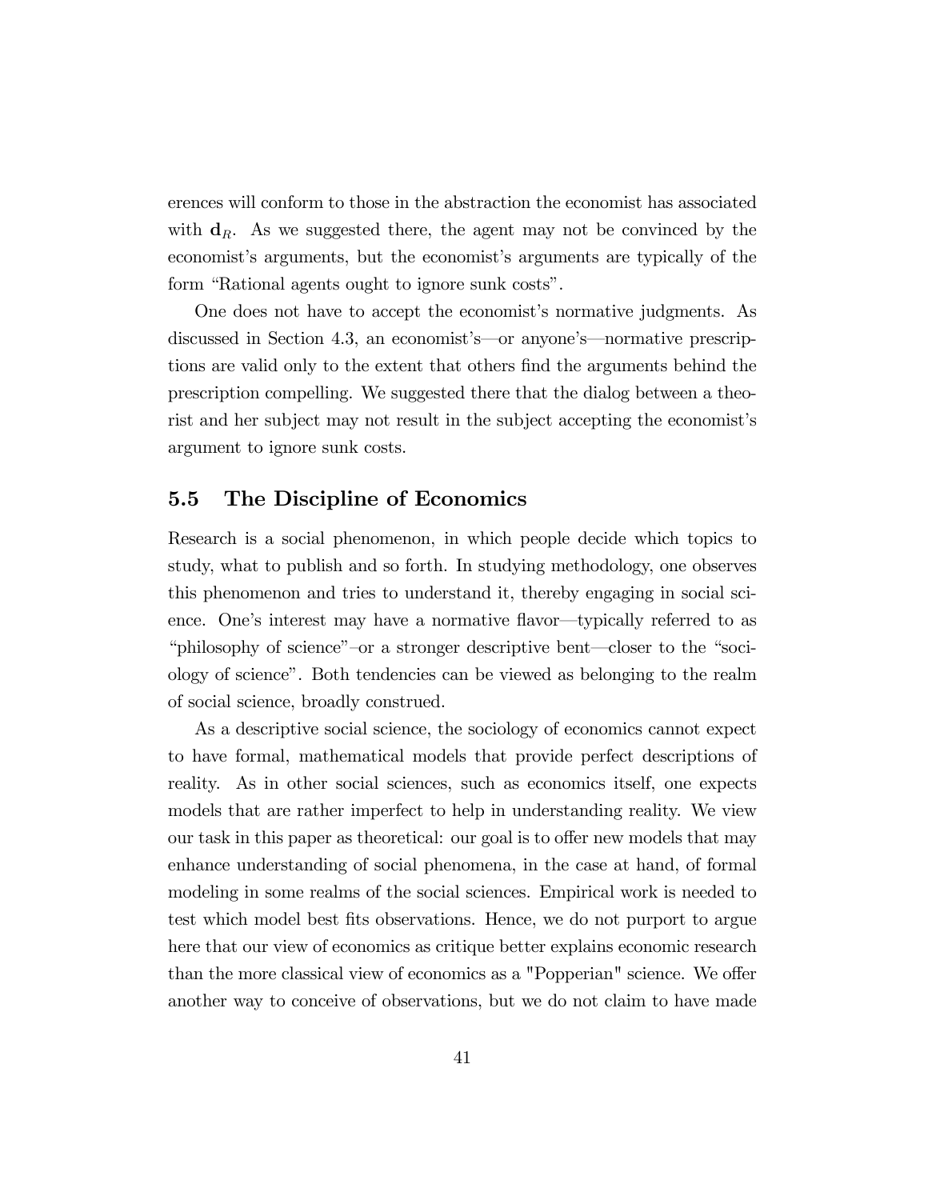erences will conform to those in the abstraction the economist has associated with $\mathbf{d}_R$. As we suggested there, the agent may not be convinced by the economist's arguments, but the economist's arguments are typically of the form "Rational agents ought to ignore sunk costs".

One does not have to accept the economist's normative judgments. As discussed in Section 4.3, an economist's—or anyone's—normative prescriptions are valid only to the extent that others find the arguments behind the prescription compelling. We suggested there that the dialog between a theorist and her subject may not result in the subject accepting the economist's argument to ignore sunk costs.

## 5.5 The Discipline of Economics

Research is a social phenomenon, in which people decide which topics to study, what to publish and so forth. In studying methodology, one observes this phenomenon and tries to understand it, thereby engaging in social science. One's interest may have a normative flavor—typically referred to as "philosophy of science"–or a stronger descriptive bent—closer to the "sociology of science". Both tendencies can be viewed as belonging to the realm of social science, broadly construed.

As a descriptive social science, the sociology of economics cannot expect to have formal, mathematical models that provide perfect descriptions of reality. As in other social sciences, such as economics itself, one expects models that are rather imperfect to help in understanding reality. We view our task in this paper as theoretical: our goal is to offer new models that may enhance understanding of social phenomena, in the case at hand, of formal modeling in some realms of the social sciences. Empirical work is needed to test which model best fits observations. Hence, we do not purport to argue here that our view of economics as critique better explains economic research than the more classical view of economics as a "Popperian" science. We offer another way to conceive of observations, but we do not claim to have made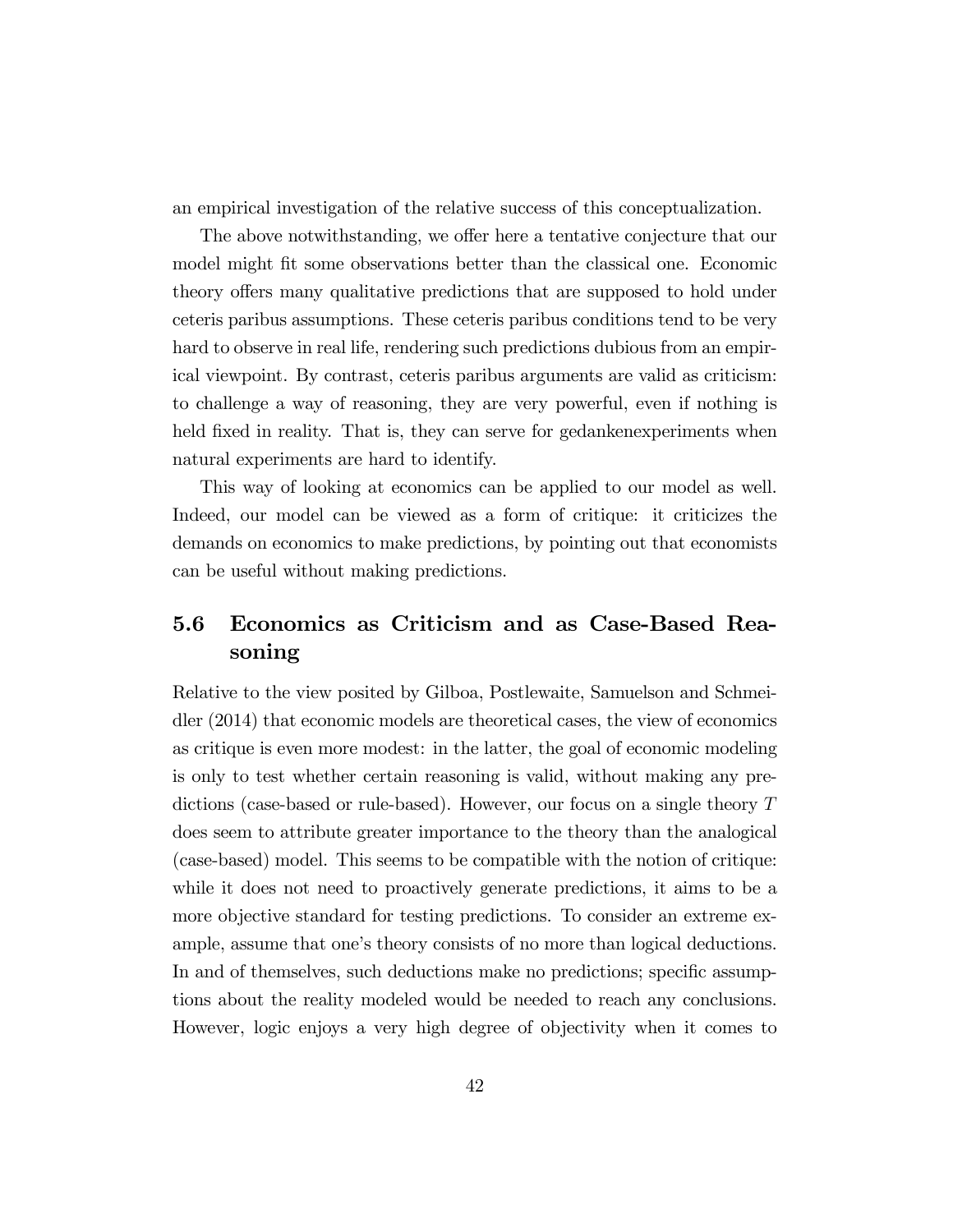an empirical investigation of the relative success of this conceptualization.

The above notwithstanding, we offer here a tentative conjecture that our model might fit some observations better than the classical one. Economic theory offers many qualitative predictions that are supposed to hold under ceteris paribus assumptions. These ceteris paribus conditions tend to be very hard to observe in real life, rendering such predictions dubious from an empirical viewpoint. By contrast, ceteris paribus arguments are valid as criticism: to challenge a way of reasoning, they are very powerful, even if nothing is held fixed in reality. That is, they can serve for gedankenexperiments when natural experiments are hard to identify.

This way of looking at economics can be applied to our model as well. Indeed, our model can be viewed as a form of critique: it criticizes the demands on economics to make predictions, by pointing out that economists can be useful without making predictions.

## 5.6 Economics as Criticism and as Case-Based Reasoning

Relative to the view posited by Gilboa, Postlewaite, Samuelson and Schmeidler (2014) that economic models are theoretical cases, the view of economics as critique is even more modest: in the latter, the goal of economic modeling is only to test whether certain reasoning is valid, without making any predictions (case-based or rule-based). However, our focus on a single theory $T$ does seem to attribute greater importance to the theory than the analogical (case-based) model. This seems to be compatible with the notion of critique: while it does not need to proactively generate predictions, it aims to be a more objective standard for testing predictions. To consider an extreme example, assume that one's theory consists of no more than logical deductions. In and of themselves, such deductions make no predictions; specific assumptions about the reality modeled would be needed to reach any conclusions. However, logic enjoys a very high degree of objectivity when it comes to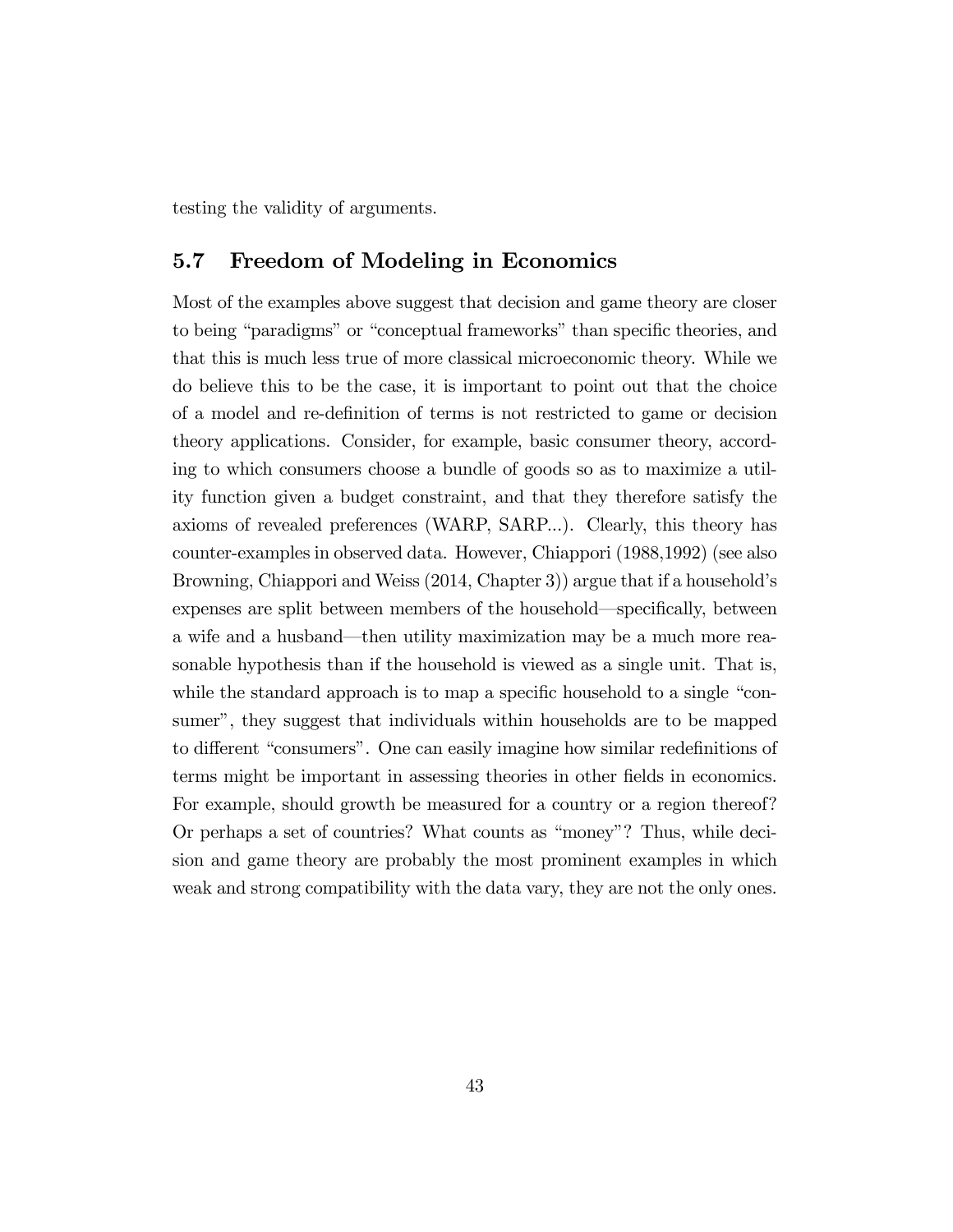testing the validity of arguments.

## 5.7 Freedom of Modeling in Economics

Most of the examples above suggest that decision and game theory are closer to being "paradigms" or "conceptual frameworks" than specific theories, and that this is much less true of more classical microeconomic theory. While we do believe this to be the case, it is important to point out that the choice of a model and re-definition of terms is not restricted to game or decision theory applications. Consider, for example, basic consumer theory, according to which consumers choose a bundle of goods so as to maximize a utility function given a budget constraint, and that they therefore satisfy the axioms of revealed preferences (WARP, SARP...). Clearly, this theory has counter-examples in observed data. However, Chiappori (1988,1992) (see also Browning, Chiappori and Weiss (2014, Chapter 3)) argue that if a household's expenses are split between members of the household—specifically, between a wife and a husband—then utility maximization may be a much more reasonable hypothesis than if the household is viewed as a single unit. That is, while the standard approach is to map a specific household to a single "consumer", they suggest that individuals within households are to be mapped to different "consumers". One can easily imagine how similar redefinitions of terms might be important in assessing theories in other fields in economics. For example, should growth be measured for a country or a region thereof? Or perhaps a set of countries? What counts as "money"? Thus, while decision and game theory are probably the most prominent examples in which weak and strong compatibility with the data vary, they are not the only ones.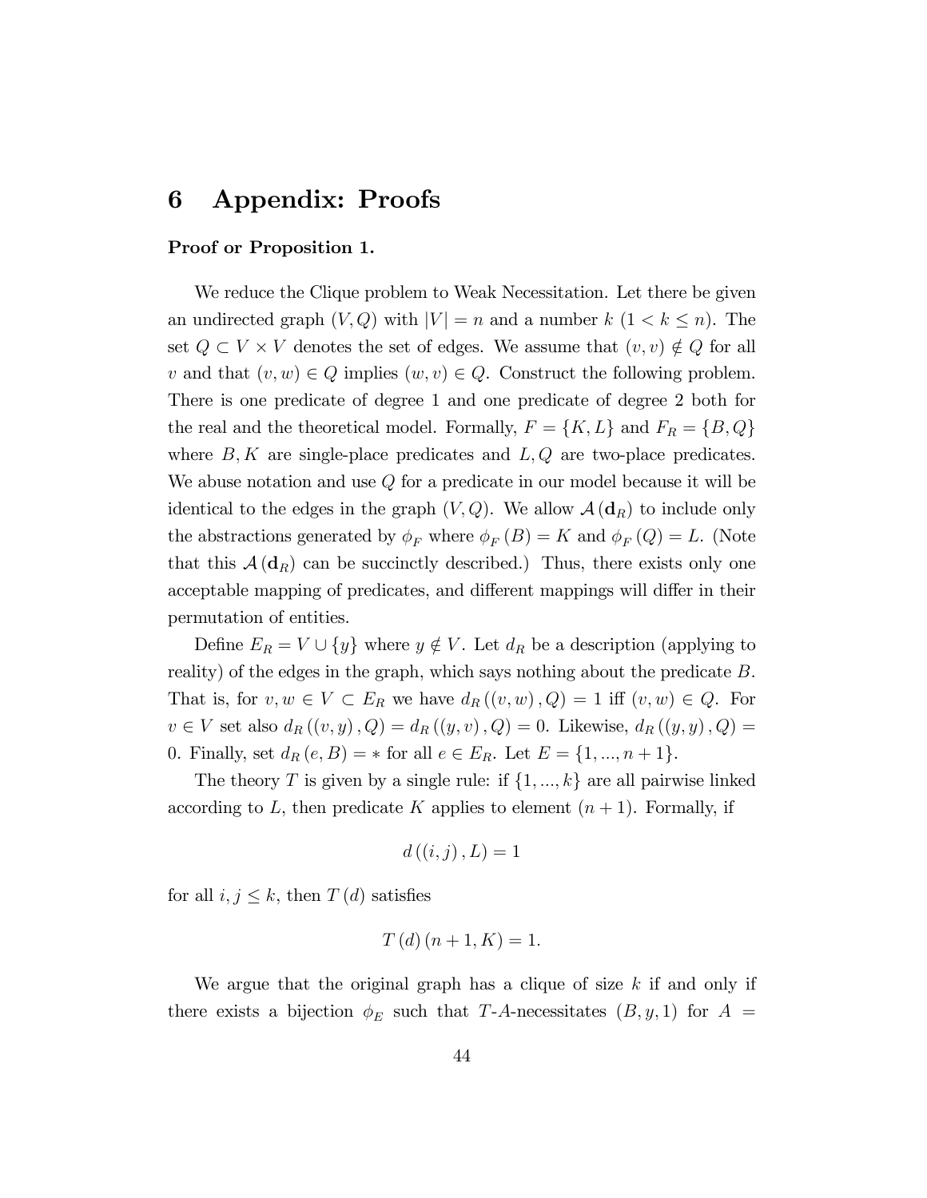# 6 Appendix: Proofs

**Proof or Proposition 1.**

We reduce the Clique problem to Weak Necessitation. Let there be given an undirected graph $(V, Q)$ with $|V| = n$ and a number $k$ $(1 < k \leq n)$. The set $Q \subset V \times V$ denotes the set of edges. We assume that $(v, v) \notin Q$ for all $v$ and that $(v, w) \in Q$ implies $(w, v) \in Q$. Construct the following problem. There is one predicate of degree 1 and one predicate of degree 2 both for the real and the theoretical model. Formally, $F = \{K, L\}$ and $F_R = \{B, Q\}$ where $B, K$ are single-place predicates and $L, Q$ are two-place predicates. We abuse notation and use $Q$ for a predicate in our model because it will be identical to the edges in the graph $(V, Q)$. We allow $\mathcal{A}(\mathbf{d}_R)$ to include only the abstractions generated by $\phi_F$ where $\phi_F(B) = K$ and $\phi_F(Q) = L$. (Note that this $\mathcal{A}(\mathbf{d}_R)$ can be succinctly described.) Thus, there exists only one acceptable mapping of predicates, and different mappings will differ in their permutation of entities.

Define $E_R = V \cup \{y\}$ where $y \notin V$. Let $d_R$ be a description (applying to reality) of the edges in the graph, which says nothing about the predicate $B$. That is, for $v, w \in V \subset E_R$ we have $d_R((v, w), Q) = 1$ iff $(v, w) \in Q$. For $v \in V$ set also $d_R((v, y), Q) = d_R((y, v), Q) = 0$. Likewise, $d_R((y, y), Q) = 0$. Finally, set $d_R(e, B) = *$ for all $e \in E_R$. Let $E = \{1, ..., n+1\}$.

The theory $T$ is given by a single rule: if $\{1, ..., k\}$ are all pairwise linked according to $L$, then predicate $K$ applies to element $(n+1)$. Formally, if

$$d((i, j), L) = 1$$

for all $i, j \leq k$, then $T(d)$ satisfies

$$T(d)(n+1, K) = 1.$$

We argue that the original graph has a clique of size $k$ if and only if there exists a bijection $\phi_E$ such that $T$-$A$-necessitates $(B, y, 1)$ for $A =$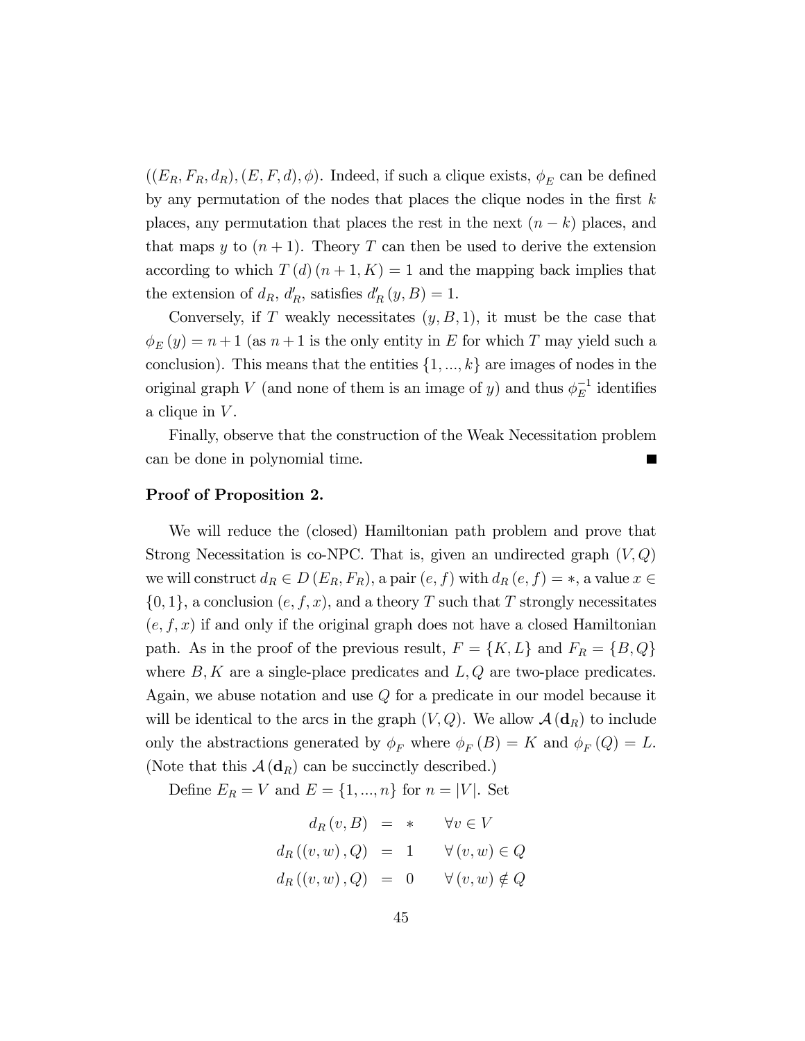$((E_R, F_R, d_R), (E, F, d), \phi)$. Indeed, if such a clique exists, $\phi_E$ can be defined by any permutation of the nodes that places the clique nodes in the first $k$ places, any permutation that places the rest in the next $(n-k)$ places, and that maps $y$ to $(n+1)$. Theory $T$ can then be used to derive the extension according to which $T(d)(n+1, K) = 1$ and the mapping back implies that the extension of $d_R$, $d_R'$, satisfies $d_R'(y, B) = 1$.

Conversely, if $T$ weakly necessitates $(y, B, 1)$, it must be the case that $\phi_E(y) = n+1$ (as $n+1$ is the only entity in $E$ for which $T$ may yield such a conclusion). This means that the entities $\{1, ..., k\}$ are images of nodes in the original graph $V$ (and none of them is an image of $y$) and thus $\phi_E^{-1}$ identifies a clique in $V$.

Finally, observe that the construction of the Weak Necessitation problem can be done in polynomial time. ■

**Proof of Proposition 2.**

We will reduce the (closed) Hamiltonian path problem and prove that Strong Necessitation is co-NPC. That is, given an undirected graph $(V, Q)$ we will construct $d_R \in D(E_R, F_R)$, a pair $(e, f)$ with $d_R(e, f) = *$, a value $x \in \{0, 1\}$, a conclusion $(e, f, x)$, and a theory $T$ such that $T$ strongly necessitates $(e, f, x)$ if and only if the original graph does not have a closed Hamiltonian path. As in the proof of the previous result, $F = \{K, L\}$ and $F_R = \{B, Q\}$ where $B, K$ are a single-place predicates and $L, Q$ are two-place predicates. Again, we abuse notation and use $Q$ for a predicate in our model because it will be identical to the arcs in the graph $(V, Q)$. We allow $\mathcal{A}(\mathbf{d}_R)$ to include only the abstractions generated by $\phi_F$ where $\phi_F(B) = K$ and $\phi_F(Q) = L$. (Note that this $\mathcal{A}(\mathbf{d}_R)$ can be succinctly described.)

Define $E_R = V$ and $E = \{1, ..., n\}$ for $n = |V|$. Set

$$
\begin{aligned}
d_R(v, B) &= * \qquad \forall v \in V \\
d_R((v, w), Q) &= 1 \qquad \forall (v, w) \in Q \\
d_R((v, w), Q) &= 0 \qquad \forall (v, w) \notin Q
\end{aligned}
$$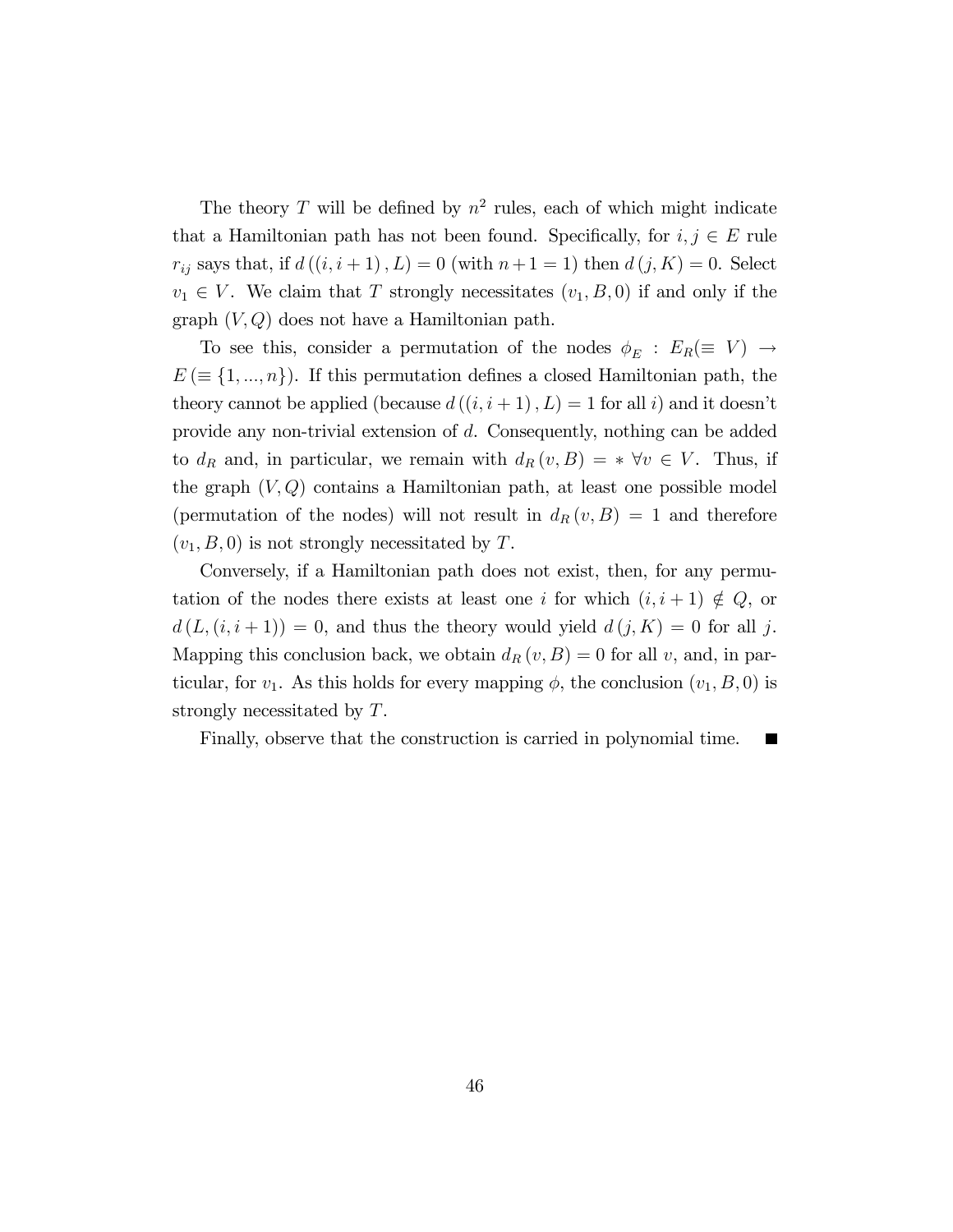The theory $T$ will be defined by $n^2$ rules, each of which might indicate that a Hamiltonian path has not been found. Specifically, for $i, j \in E$ rule $r_{ij}$ says that, if $d((i, i+1), L) = 0$ (with $n+1 = 1$) then $d(j, K) = 0$. Select $v_1 \in V$. We claim that $T$ strongly necessitates $(v_1, B, 0)$ if and only if the graph $(V, Q)$ does not have a Hamiltonian path.

To see this, consider a permutation of the nodes $\phi_E : E_R (\equiv V) \rightarrow E (\equiv \{1, ..., n\})$. If this permutation defines a closed Hamiltonian path, the theory cannot be applied (because $d((i, i+1), L) = 1$ for all $i$) and it doesn't provide any non-trivial extension of $d$. Consequently, nothing can be added to $d_R$ and, in particular, we remain with $d_R(v, B) = * \ \forall v \in V$. Thus, if the graph $(V, Q)$ contains a Hamiltonian path, at least one possible model (permutation of the nodes) will not result in $d_R(v, B) = 1$ and therefore $(v_1, B, 0)$ is not strongly necessitated by $T$.

Conversely, if a Hamiltonian path does not exist, then, for any permutation of the nodes there exists at least one $i$ for which $(i, i+1) \notin Q$, or $d(L, (i, i+1)) = 0$, and thus the theory would yield $d(j, K) = 0$ for all $j$. Mapping this conclusion back, we obtain $d_R(v, B) = 0$ for all $v$, and, in particular, for $v_1$. As this holds for every mapping $\phi$, the conclusion $(v_1, B, 0)$ is strongly necessitated by $T$.

Finally, observe that the construction is carried in polynomial time. ∎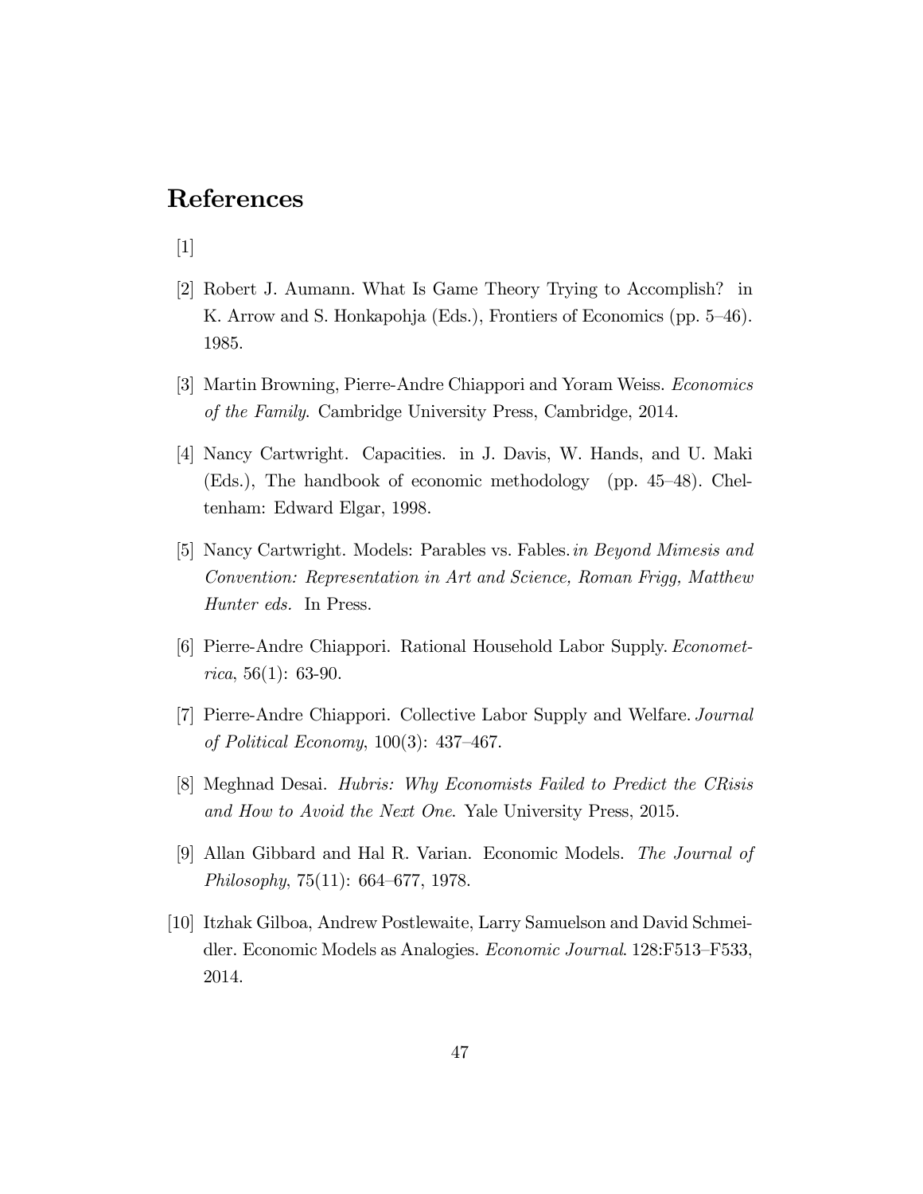# References

[1]

[2] Robert J. Aumann. What Is Game Theory Trying to Accomplish? in K. Arrow and S. Honkapohja (Eds.), Frontiers of Economics (pp. 5–46). 1985.

[3] Martin Browning, Pierre-Andre Chiappori and Yoram Weiss. *Economics of the Family*. Cambridge University Press, Cambridge, 2014.

[4] Nancy Cartwright. Capacities. in J. Davis, W. Hands, and U. Maki (Eds.), The handbook of economic methodology (pp. 45–48). Cheltenham: Edward Elgar, 1998.

[5] Nancy Cartwright. Models: Parables vs. Fables. *in Beyond Mimesis and Convention: Representation in Art and Science, Roman Frigg, Matthew Hunter eds.* In Press.

[6] Pierre-Andre Chiappori. Rational Household Labor Supply. *Econometrica*, 56(1): 63-90.

[7] Pierre-Andre Chiappori. Collective Labor Supply and Welfare. *Journal of Political Economy*, 100(3): 437–467.

[8] Meghnad Desai. *Hubris: Why Economists Failed to Predict the CRisis and How to Avoid the Next One*. Yale University Press, 2015.

[9] Allan Gibbard and Hal R. Varian. Economic Models. *The Journal of Philosophy*, 75(11): 664–677, 1978.

[10] Itzhak Gilboa, Andrew Postlewaite, Larry Samuelson and David Schmeidler. Economic Models as Analogies. *Economic Journal*. 128:F513–F533, 2014.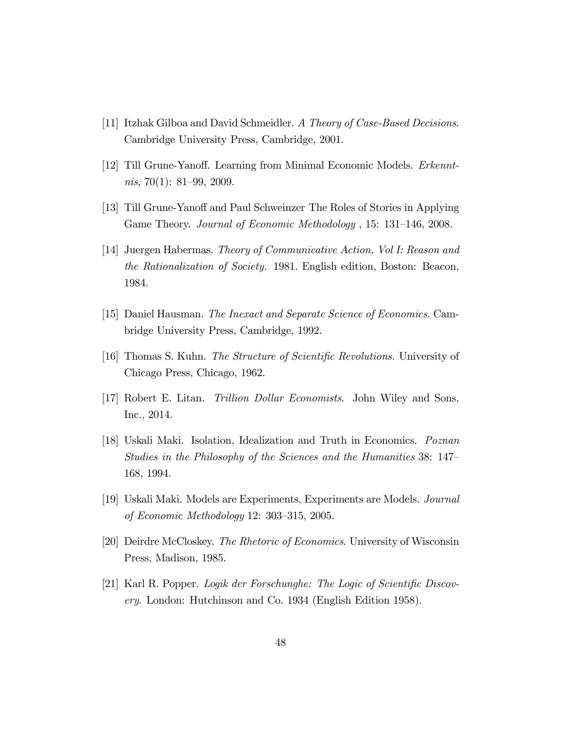[11] Itzhak Gilboa and David Schmeidler. *A Theory of Case-Based Decisions*. Cambridge University Press, Cambridge, 2001.

[12] Till Grune-Yanoff. Learning from Minimal Economic Models. *Erkenntnis*, 70(1): 81–99, 2009.

[13] Till Grune-Yanoff and Paul Schweinzer The Roles of Stories in Applying Game Theory. *Journal of Economic Methodology* , 15: 131–146, 2008.

[14] Juergen Habermas. *Theory of Communicative Action, Vol I: Reason and the Rationalization of Society.* 1981. English edition, Boston: Beacon, 1984.

[15] Daniel Hausman. *The Inexact and Separate Science of Economics*. Cambridge University Press, Cambridge, 1992.

[16] Thomas S. Kuhn. *The Structure of Scientific Revolutions*. University of Chicago Press, Chicago, 1962.

[17] Robert E. Litan. *Trillion Dollar Economists*. John Wiley and Sons, Inc., 2014.

[18] Uskali Maki. Isolation, Idealization and Truth in Economics. *Poznan Studies in the Philosophy of the Sciences and the Humanities* 38: 147–168, 1994.

[19] Uskali Maki. Models are Experiments, Experiments are Models. *Journal of Economic Methodology* 12: 303–315, 2005.

[20] Deirdre McCloskey. *The Rhetoric of Economics*. University of Wisconsin Press, Madison, 1985.

[21] Karl R. Popper. *Logik der Forschunghe: The Logic of Scientific Discovery*. London: Hutchinson and Co. 1934 (English Edition 1958).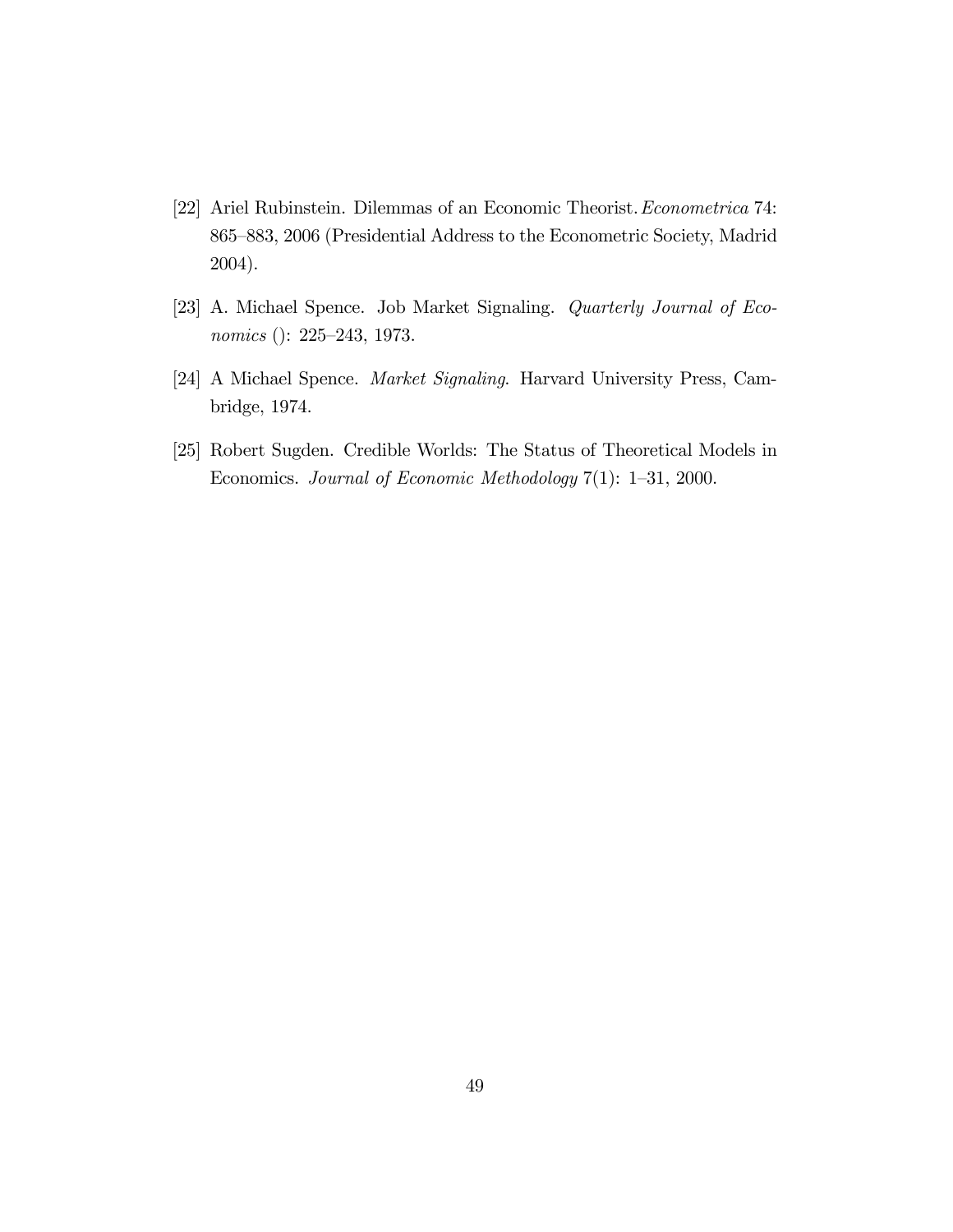[22] Ariel Rubinstein. Dilemmas of an Economic Theorist. *Econometrica* 74: 865–883, 2006 (Presidential Address to the Econometric Society, Madrid 2004).

[23] A. Michael Spence. Job Market Signaling. *Quarterly Journal of Economics* (): 225–243, 1973.

[24] A Michael Spence. *Market Signaling*. Harvard University Press, Cambridge, 1974.

[25] Robert Sugden. Credible Worlds: The Status of Theoretical Models in Economics. *Journal of Economic Methodology* 7(1): 1–31, 2000.